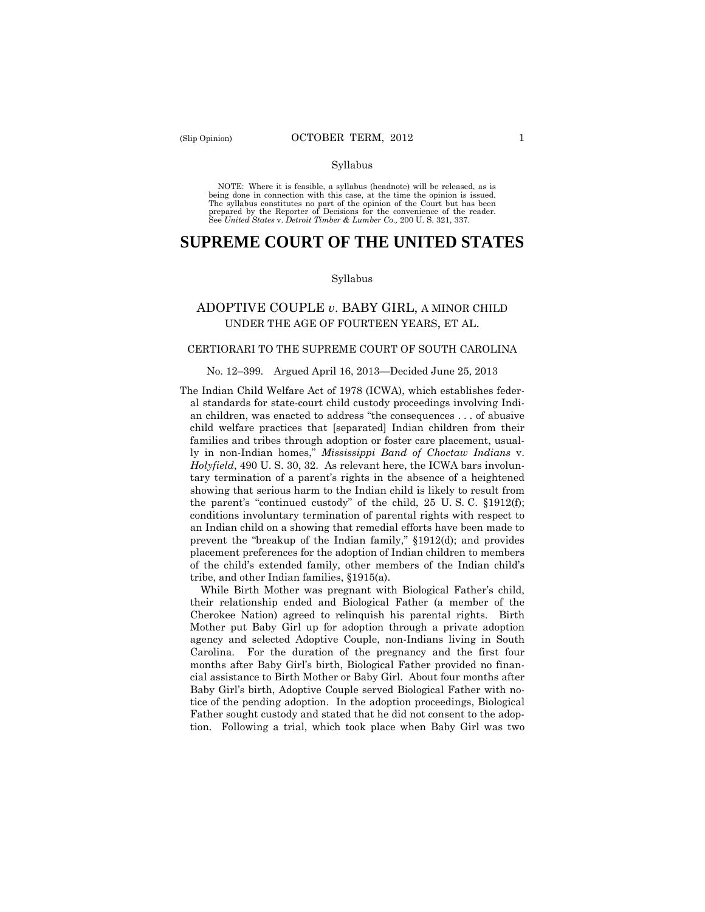NOTE: Where it is feasible, a syllabus (headnote) will be released, as is being done in connection with this case, at the time the opinion is issued. The syllabus constitutes no part of the opinion of the Court but has been prepared by the Reporter of Decisions for the convenience of the reader. See *United States* v. *Detroit Timber & Lumber Co.,* 200 U. S. 321, 337.

# SUPREME COURT OF THE UNITED STATES

Syllabus

## ADOPTIVE COUPLE *v*. BABY GIRL, A MINOR CHILD UNDER THE AGE OF FOURTEEN YEARS, ET AL.

CERTIORARI TO THE SUPREME COURT OF SOUTH CAROLINA

No. 12–399. Argued April 16, 2013—Decided June 25, 2013

The Indian Child Welfare Act of 1978 (ICWA), which establishes federal standards for state-court child custody proceedings involving Indian children, was enacted to address "the consequences . . . of abusive child welfare practices that [separated] Indian children from their families and tribes through adoption or foster care placement, usually in non-Indian homes," *Mississippi Band of Choctaw Indians* v. *Holyfield*, 490 U. S. 30, 32. As relevant here, the ICWA bars involuntary termination of a parent's rights in the absence of a heightened showing that serious harm to the Indian child is likely to result from the parent's "continued custody" of the child, 25 U. S. C. §1912(f); conditions involuntary termination of parental rights with respect to an Indian child on a showing that remedial efforts have been made to prevent the "breakup of the Indian family," §1912(d); and provides placement preferences for the adoption of Indian children to members of the child's extended family, other members of the Indian child's tribe, and other Indian families, §1915(a).

While Birth Mother was pregnant with Biological Father's child, their relationship ended and Biological Father (a member of the Cherokee Nation) agreed to relinquish his parental rights. Birth Mother put Baby Girl up for adoption through a private adoption agency and selected Adoptive Couple, non-Indians living in South Carolina. For the duration of the pregnancy and the first four months after Baby Girl's birth, Biological Father provided no financial assistance to Birth Mother or Baby Girl. About four months after Baby Girl's birth, Adoptive Couple served Biological Father with notice of the pending adoption. In the adoption proceedings, Biological Father sought custody and stated that he did not consent to the adoption. Following a trial, which took place when Baby Girl was two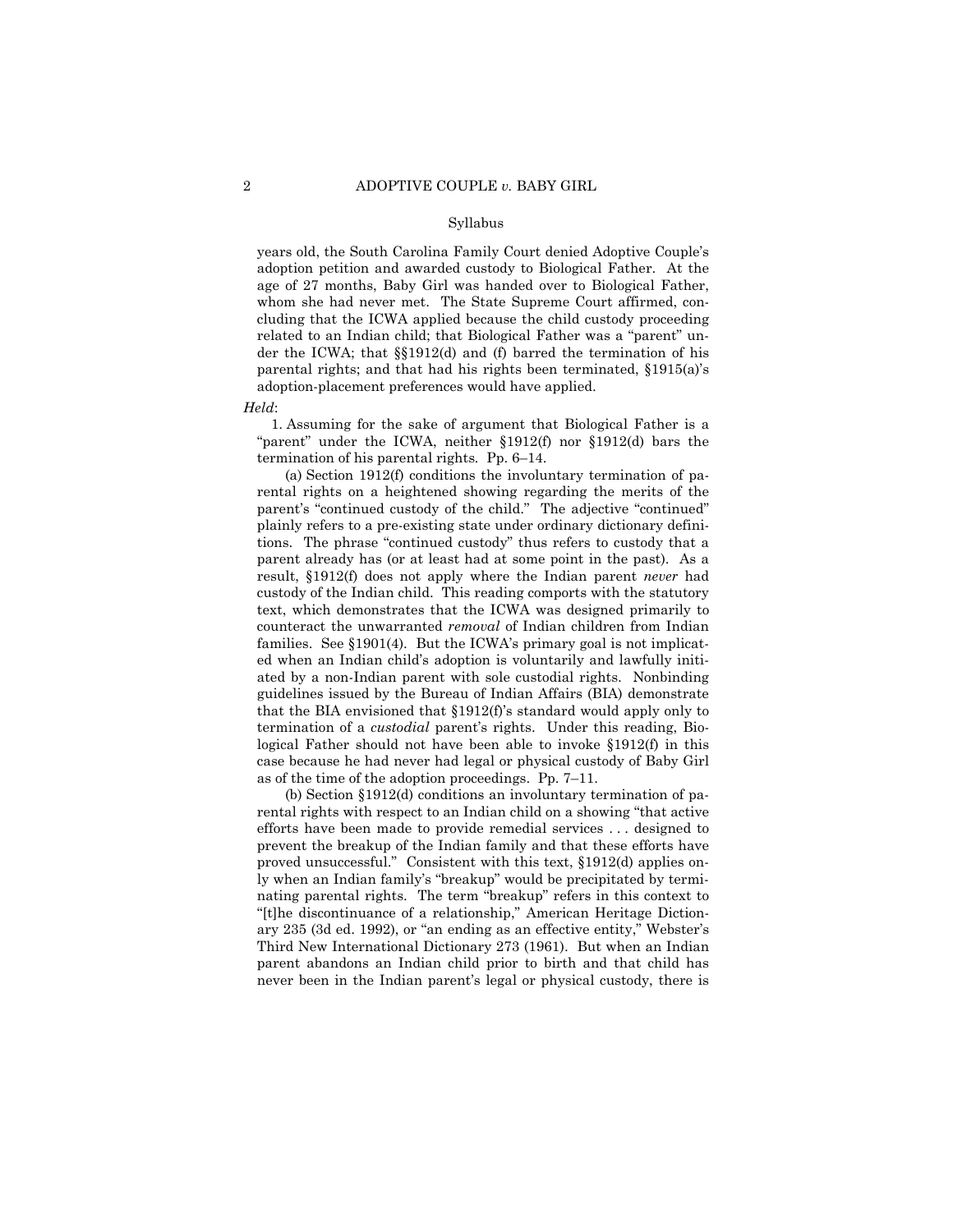years old, the South Carolina Family Court denied Adoptive Couple's adoption petition and awarded custody to Biological Father. At the age of 27 months, Baby Girl was handed over to Biological Father, whom she had never met. The State Supreme Court affirmed, concluding that the ICWA applied because the child custody proceeding related to an Indian child; that Biological Father was a "parent" under the ICWA; that §§1912(d) and (f) barred the termination of his parental rights; and that had his rights been terminated, §1915(a)'s adoption-placement preferences would have applied.

*Held*:

1. Assuming for the sake of argument that Biological Father is a "parent" under the ICWA, neither §1912(f) nor §1912(d) bars the termination of his parental rights. Pp. 6–14.

(a) Section 1912(f) conditions the involuntary termination of parental rights on a heightened showing regarding the merits of the parent's "continued custody of the child." The adjective "continued" plainly refers to a pre-existing state under ordinary dictionary definitions. The phrase "continued custody" thus refers to custody that a parent already has (or at least had at some point in the past). As a result, §1912(f) does not apply where the Indian parent *never* had custody of the Indian child. This reading comports with the statutory text, which demonstrates that the ICWA was designed primarily to counteract the unwarranted *removal* of Indian children from Indian families. See §1901(4). But the ICWA's primary goal is not implicated when an Indian child's adoption is voluntarily and lawfully initiated by a non-Indian parent with sole custodial rights. Nonbinding guidelines issued by the Bureau of Indian Affairs (BIA) demonstrate that the BIA envisioned that §1912(f)'s standard would apply only to termination of a *custodial* parent's rights. Under this reading, Biological Father should not have been able to invoke §1912(f) in this case because he had never had legal or physical custody of Baby Girl as of the time of the adoption proceedings. Pp. 7–11.

(b) Section §1912(d) conditions an involuntary termination of parental rights with respect to an Indian child on a showing "that active efforts have been made to provide remedial services . . . designed to prevent the breakup of the Indian family and that these efforts have proved unsuccessful." Consistent with this text, §1912(d) applies only when an Indian family's "breakup" would be precipitated by terminating parental rights. The term "breakup" refers in this context to "[t]he discontinuance of a relationship," American Heritage Dictionary 235 (3d ed. 1992), or "an ending as an effective entity," Webster's Third New International Dictionary 273 (1961). But when an Indian parent abandons an Indian child prior to birth and that child has never been in the Indian parent's legal or physical custody, there is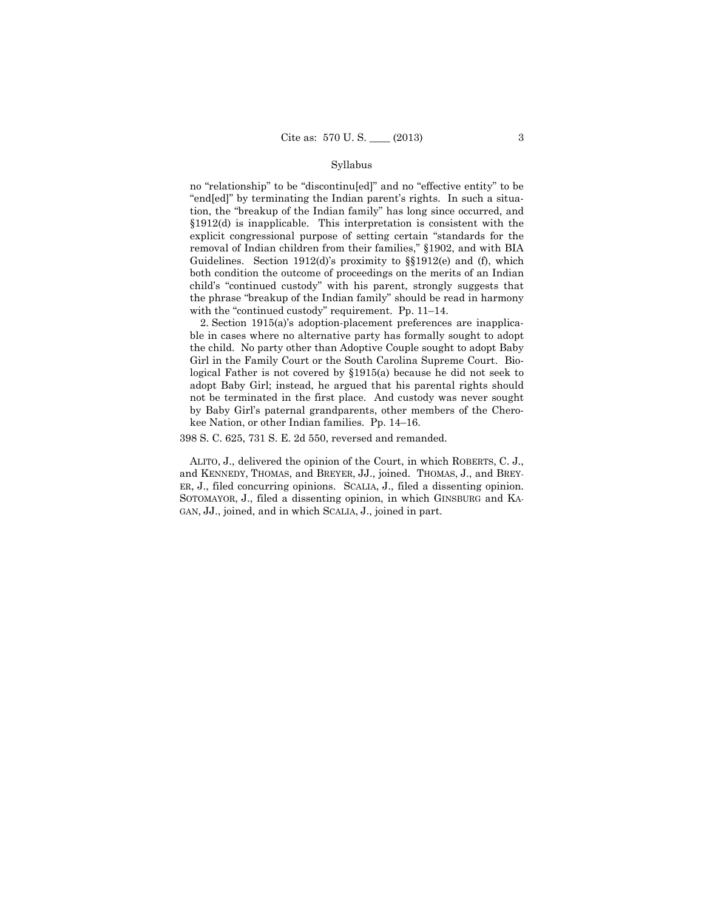Syllabus

no "relationship" to be "discontinu[ed]" and no "effective entity" to be "end[ed]" by terminating the Indian parent's rights. In such a situation, the "breakup of the Indian family" has long since occurred, and §1912(d) is inapplicable. This interpretation is consistent with the explicit congressional purpose of setting certain "standards for the removal of Indian children from their families," §1902, and with BIA Guidelines. Section 1912(d)'s proximity to §§1912(e) and (f), which both condition the outcome of proceedings on the merits of an Indian child's "continued custody" with his parent, strongly suggests that the phrase "breakup of the Indian family" should be read in harmony with the "continued custody" requirement. Pp. 11–14.

2. Section 1915(a)'s adoption-placement preferences are inapplicable in cases where no alternative party has formally sought to adopt the child. No party other than Adoptive Couple sought to adopt Baby Girl in the Family Court or the South Carolina Supreme Court. Biological Father is not covered by §1915(a) because he did not seek to adopt Baby Girl; instead, he argued that his parental rights should not be terminated in the first place. And custody was never sought by Baby Girl's paternal grandparents, other members of the Cherokee Nation, or other Indian families. Pp. 14–16.

398 S. C. 625, 731 S. E. 2d 550, reversed and remanded.

ALITO, J., delivered the opinion of the Court, in which ROBERTS, C. J., and KENNEDY, THOMAS, and BREYER, JJ., joined. THOMAS, J., and BREYER, J., filed concurring opinions. SCALIA, J., filed a dissenting opinion. SOTOMAYOR, J., filed a dissenting opinion, in which GINSBURG and KAGAN, JJ., joined, and in which SCALIA, J., joined in part.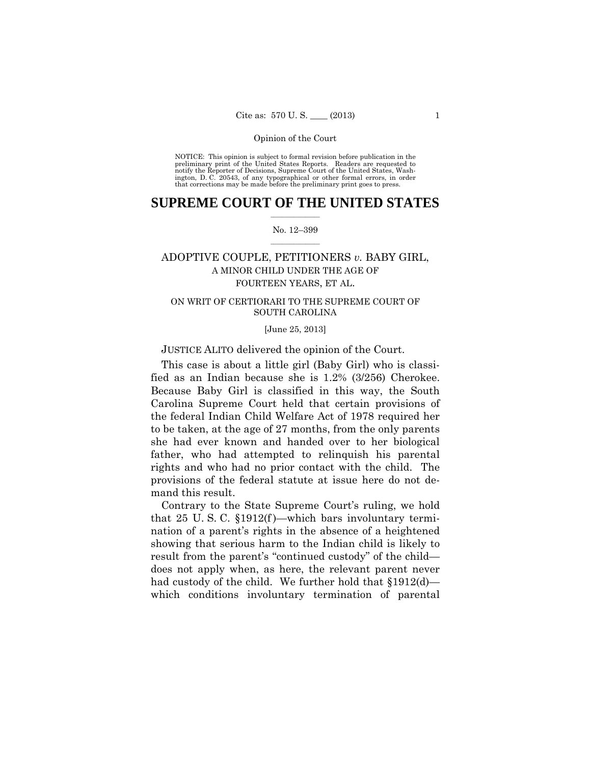Opinion of the Court

NOTICE: This opinion is subject to formal revision before publication in the preliminary print of the United States Reports. Readers are requested to notify the Reporter of Decisions, Supreme Court of the United States, Washington, D. C. 20543, of any typographical or other formal errors, in order that corrections may be made before the preliminary print goes to press.

# SUPREME COURT OF THE UNITED STATES

No. 12–399

ADOPTIVE COUPLE, PETITIONERS *v.* BABY GIRL, A MINOR CHILD UNDER THE AGE OF FOURTEEN YEARS, ET AL.

ON WRIT OF CERTIORARI TO THE SUPREME COURT OF SOUTH CAROLINA

[June 25, 2013]

JUSTICE ALITO delivered the opinion of the Court.

This case is about a little girl (Baby Girl) who is classified as an Indian because she is 1.2% (3/256) Cherokee. Because Baby Girl is classified in this way, the South Carolina Supreme Court held that certain provisions of the federal Indian Child Welfare Act of 1978 required her to be taken, at the age of 27 months, from the only parents she had ever known and handed over to her biological father, who had attempted to relinquish his parental rights and who had no prior contact with the child. The provisions of the federal statute at issue here do not demand this result.

Contrary to the State Supreme Court's ruling, we hold that 25 U. S. C. §1912(f)—which bars involuntary termination of a parent's rights in the absence of a heightened showing that serious harm to the Indian child is likely to result from the parent's "continued custody" of the child—does not apply when, as here, the relevant parent never had custody of the child. We further hold that §1912(d)—which conditions involuntary termination of parental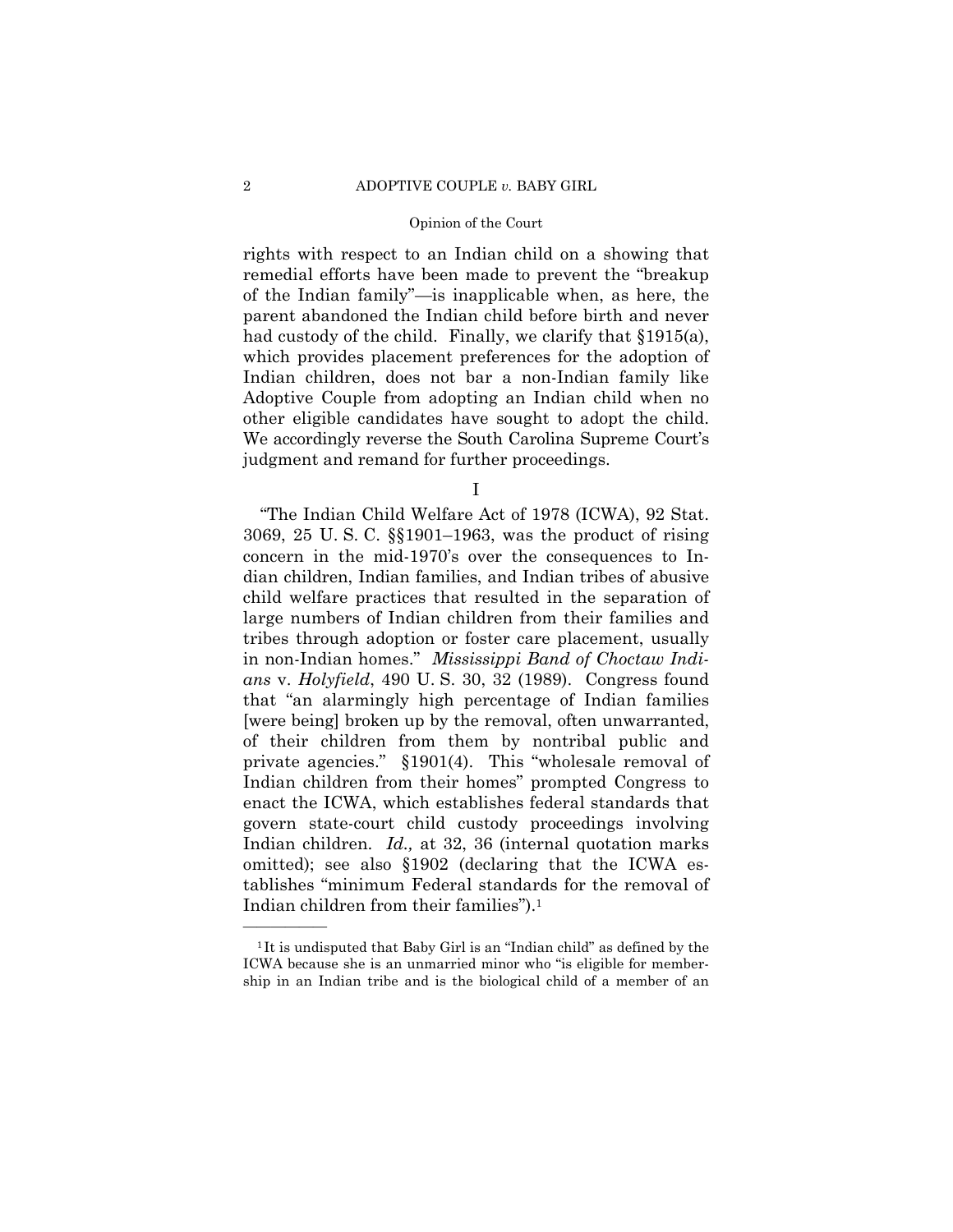rights with respect to an Indian child on a showing that remedial efforts have been made to prevent the "breakup of the Indian family"—is inapplicable when, as here, the parent abandoned the Indian child before birth and never had custody of the child. Finally, we clarify that §1915(a), which provides placement preferences for the adoption of Indian children, does not bar a non-Indian family like Adoptive Couple from adopting an Indian child when no other eligible candidates have sought to adopt the child. We accordingly reverse the South Carolina Supreme Court's judgment and remand for further proceedings.

## I

"The Indian Child Welfare Act of 1978 (ICWA), 92 Stat. 3069, 25 U. S. C. §§1901–1963, was the product of rising concern in the mid-1970's over the consequences to Indian children, Indian families, and Indian tribes of abusive child welfare practices that resulted in the separation of large numbers of Indian children from their families and tribes through adoption or foster care placement, usually in non-Indian homes." *Mississippi Band of Choctaw Indians* v. *Holyfield*, 490 U. S. 30, 32 (1989). Congress found that "an alarmingly high percentage of Indian families [were being] broken up by the removal, often unwarranted, of their children from them by nontribal public and private agencies." §1901(4). This "wholesale removal of Indian children from their homes" prompted Congress to enact the ICWA, which establishes federal standards that govern state-court child custody proceedings involving Indian children. *Id.,* at 32, 36 (internal quotation marks omitted); see also §1902 (declaring that the ICWA establishes "minimum Federal standards for the removal of Indian children from their families").[1]

---

[1] It is undisputed that Baby Girl is an "Indian child" as defined by the ICWA because she is an unmarried minor who "is eligible for membership in an Indian tribe and is the biological child of a member of an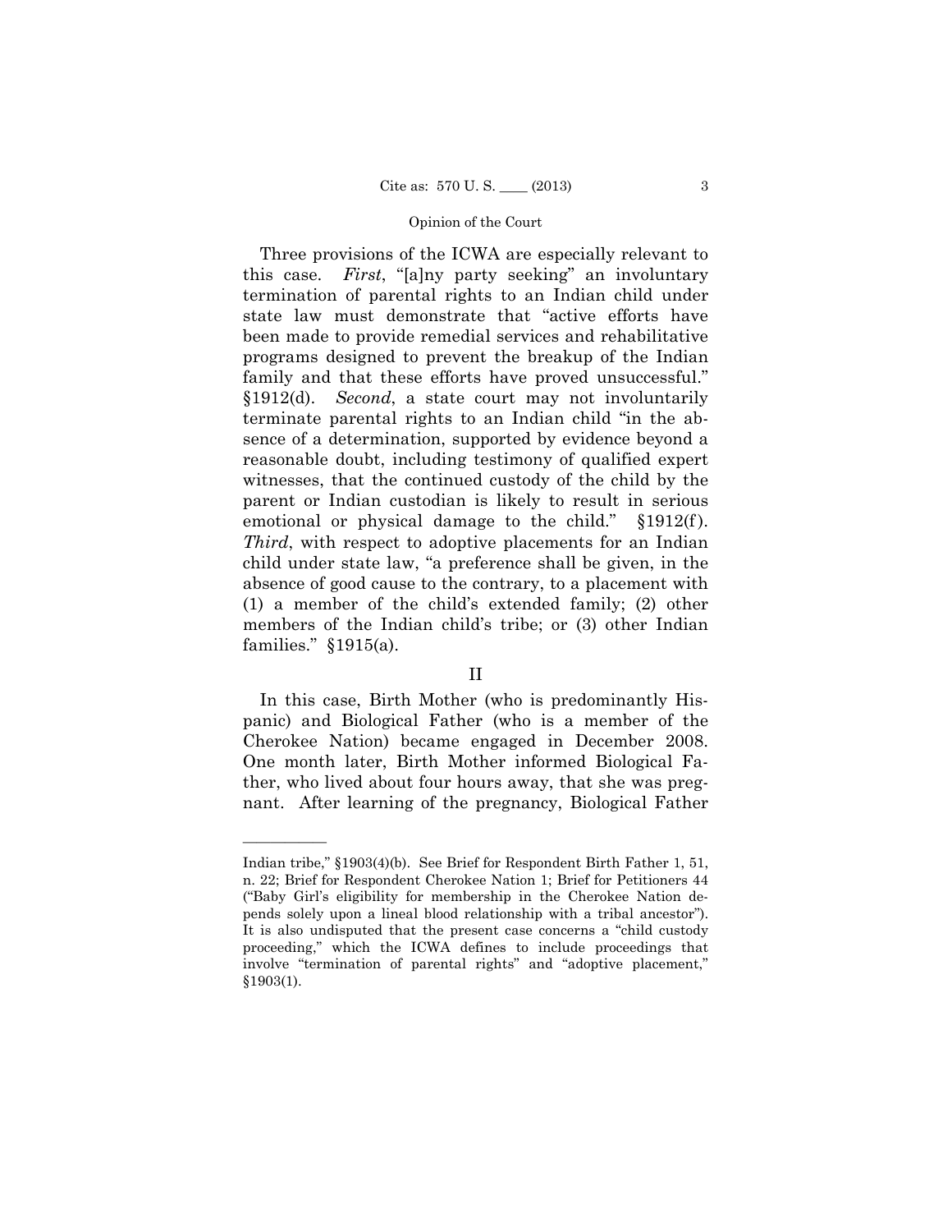Three provisions of the ICWA are especially relevant to this case. *First*, "[a]ny party seeking" an involuntary termination of parental rights to an Indian child under state law must demonstrate that "active efforts have been made to provide remedial services and rehabilitative programs designed to prevent the breakup of the Indian family and that these efforts have proved unsuccessful." §1912(d). *Second*, a state court may not involuntarily terminate parental rights to an Indian child "in the absence of a determination, supported by evidence beyond a reasonable doubt, including testimony of qualified expert witnesses, that the continued custody of the child by the parent or Indian custodian is likely to result in serious emotional or physical damage to the child." §1912(f). *Third*, with respect to adoptive placements for an Indian child under state law, "a preference shall be given, in the absence of good cause to the contrary, to a placement with (1) a member of the child's extended family; (2) other members of the Indian child's tribe; or (3) other Indian families." §1915(a).

## II

In this case, Birth Mother (who is predominantly Hispanic) and Biological Father (who is a member of the Cherokee Nation) became engaged in December 2008. One month later, Birth Mother informed Biological Father, who lived about four hours away, that she was pregnant. After learning of the pregnancy, Biological Father

---

Indian tribe," §1903(4)(b). See Brief for Respondent Birth Father 1, 51, n. 22; Brief for Respondent Cherokee Nation 1; Brief for Petitioners 44 ("Baby Girl's eligibility for membership in the Cherokee Nation depends solely upon a lineal blood relationship with a tribal ancestor"). It is also undisputed that the present case concerns a "child custody proceeding," which the ICWA defines to include proceedings that involve "termination of parental rights" and "adoptive placement," §1903(1).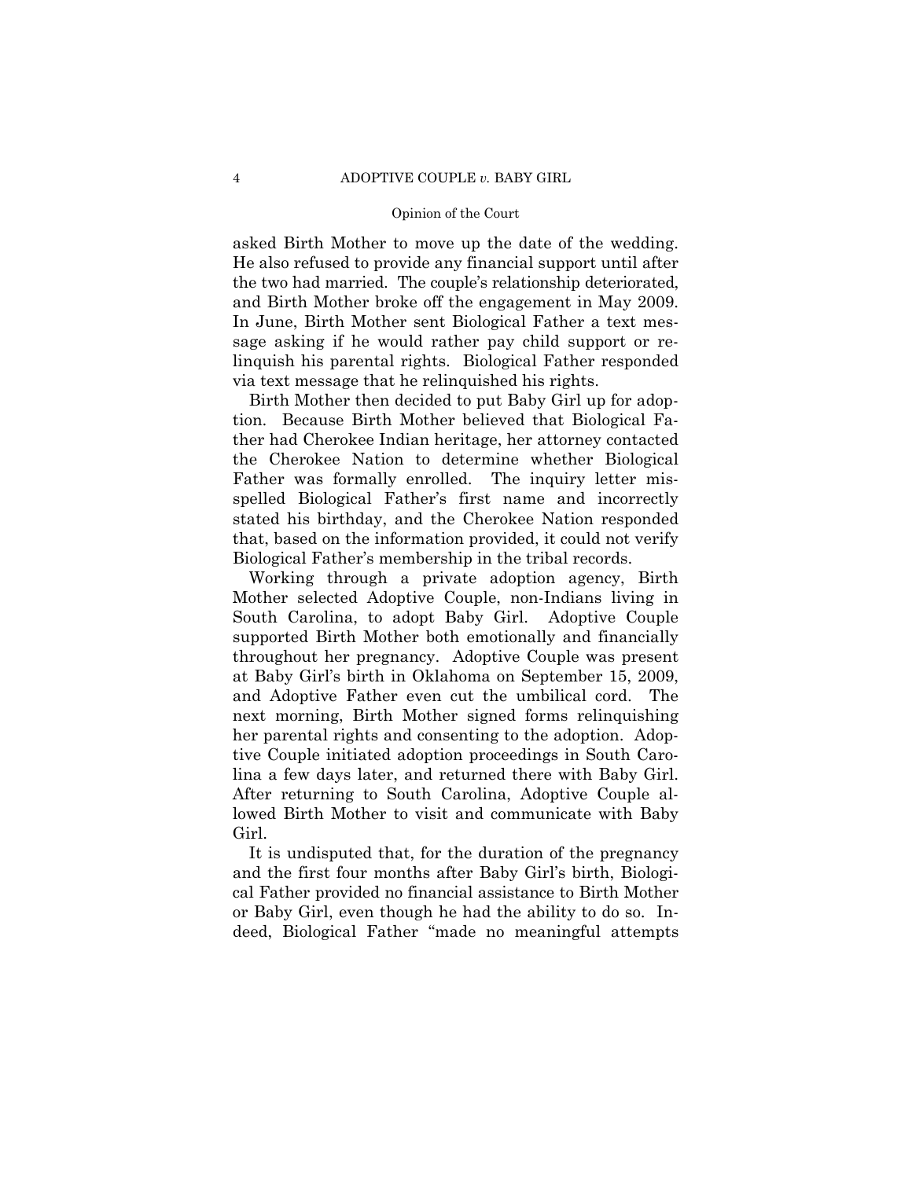asked Birth Mother to move up the date of the wedding. He also refused to provide any financial support until after the two had married. The couple's relationship deteriorated, and Birth Mother broke off the engagement in May 2009. In June, Birth Mother sent Biological Father a text message asking if he would rather pay child support or relinquish his parental rights. Biological Father responded via text message that he relinquished his rights.

Birth Mother then decided to put Baby Girl up for adoption. Because Birth Mother believed that Biological Father had Cherokee Indian heritage, her attorney contacted the Cherokee Nation to determine whether Biological Father was formally enrolled. The inquiry letter misspelled Biological Father's first name and incorrectly stated his birthday, and the Cherokee Nation responded that, based on the information provided, it could not verify Biological Father's membership in the tribal records.

Working through a private adoption agency, Birth Mother selected Adoptive Couple, non-Indians living in South Carolina, to adopt Baby Girl. Adoptive Couple supported Birth Mother both emotionally and financially throughout her pregnancy. Adoptive Couple was present at Baby Girl's birth in Oklahoma on September 15, 2009, and Adoptive Father even cut the umbilical cord. The next morning, Birth Mother signed forms relinquishing her parental rights and consenting to the adoption. Adoptive Couple initiated adoption proceedings in South Carolina a few days later, and returned there with Baby Girl. After returning to South Carolina, Adoptive Couple allowed Birth Mother to visit and communicate with Baby Girl.

It is undisputed that, for the duration of the pregnancy and the first four months after Baby Girl's birth, Biological Father provided no financial assistance to Birth Mother or Baby Girl, even though he had the ability to do so. Indeed, Biological Father "made no meaningful attempts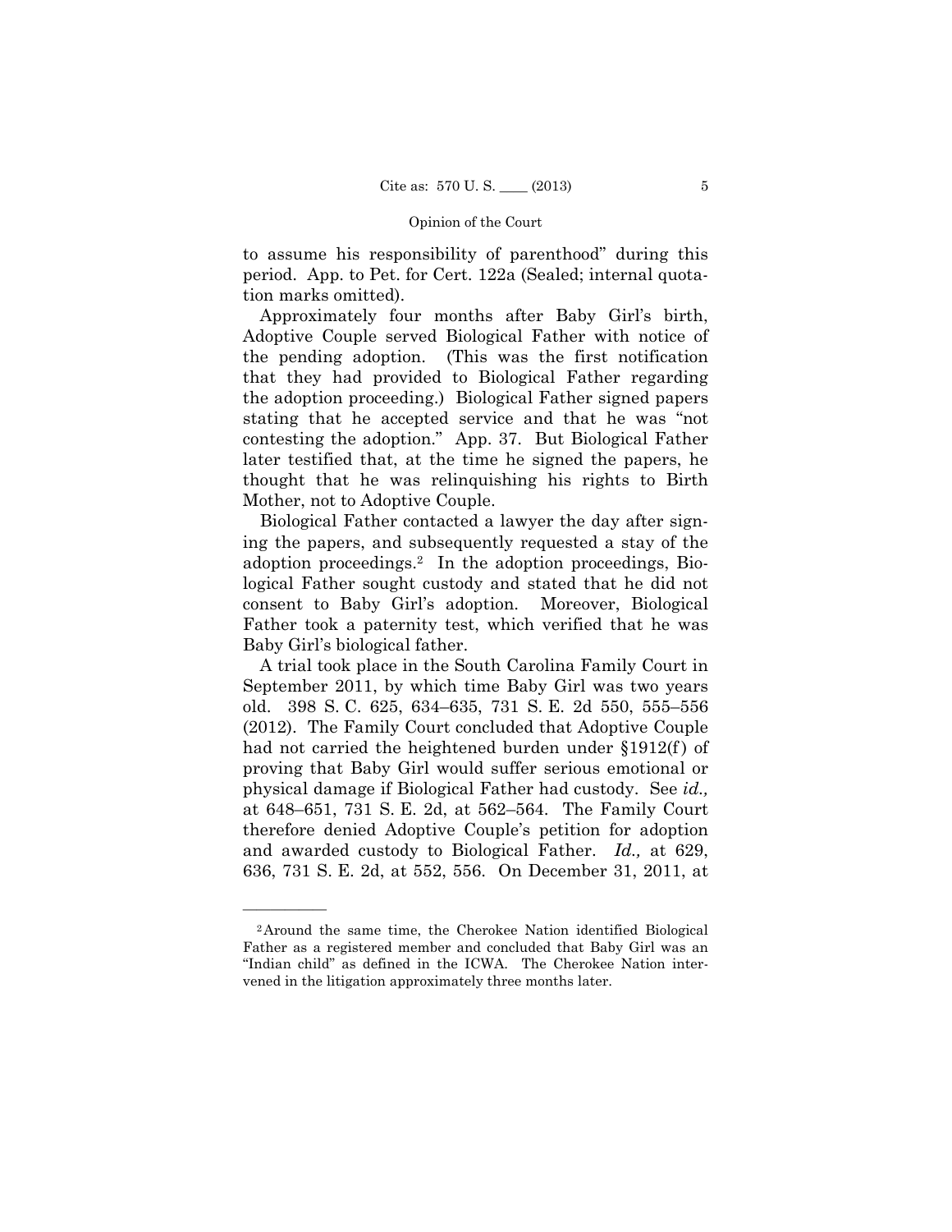to assume his responsibility of parenthood" during this period. App. to Pet. for Cert. 122a (Sealed; internal quotation marks omitted).

Approximately four months after Baby Girl's birth, Adoptive Couple served Biological Father with notice of the pending adoption. (This was the first notification that they had provided to Biological Father regarding the adoption proceeding.) Biological Father signed papers stating that he accepted service and that he was "not contesting the adoption." App. 37. But Biological Father later testified that, at the time he signed the papers, he thought that he was relinquishing his rights to Birth Mother, not to Adoptive Couple.

Biological Father contacted a lawyer the day after signing the papers, and subsequently requested a stay of the adoption proceedings.[2] In the adoption proceedings, Biological Father sought custody and stated that he did not consent to Baby Girl's adoption. Moreover, Biological Father took a paternity test, which verified that he was Baby Girl's biological father.

A trial took place in the South Carolina Family Court in September 2011, by which time Baby Girl was two years old. 398 S. C. 625, 634–635, 731 S. E. 2d 550, 555–556 (2012). The Family Court concluded that Adoptive Couple had not carried the heightened burden under §1912(f) of proving that Baby Girl would suffer serious emotional or physical damage if Biological Father had custody. See *id.,* at 648–651, 731 S. E. 2d, at 562–564. The Family Court therefore denied Adoptive Couple's petition for adoption and awarded custody to Biological Father. *Id.,* at 629, 636, 731 S. E. 2d, at 552, 556. On December 31, 2011, at

---

[2] Around the same time, the Cherokee Nation identified Biological Father as a registered member and concluded that Baby Girl was an "Indian child" as defined in the ICWA. The Cherokee Nation intervened in the litigation approximately three months later.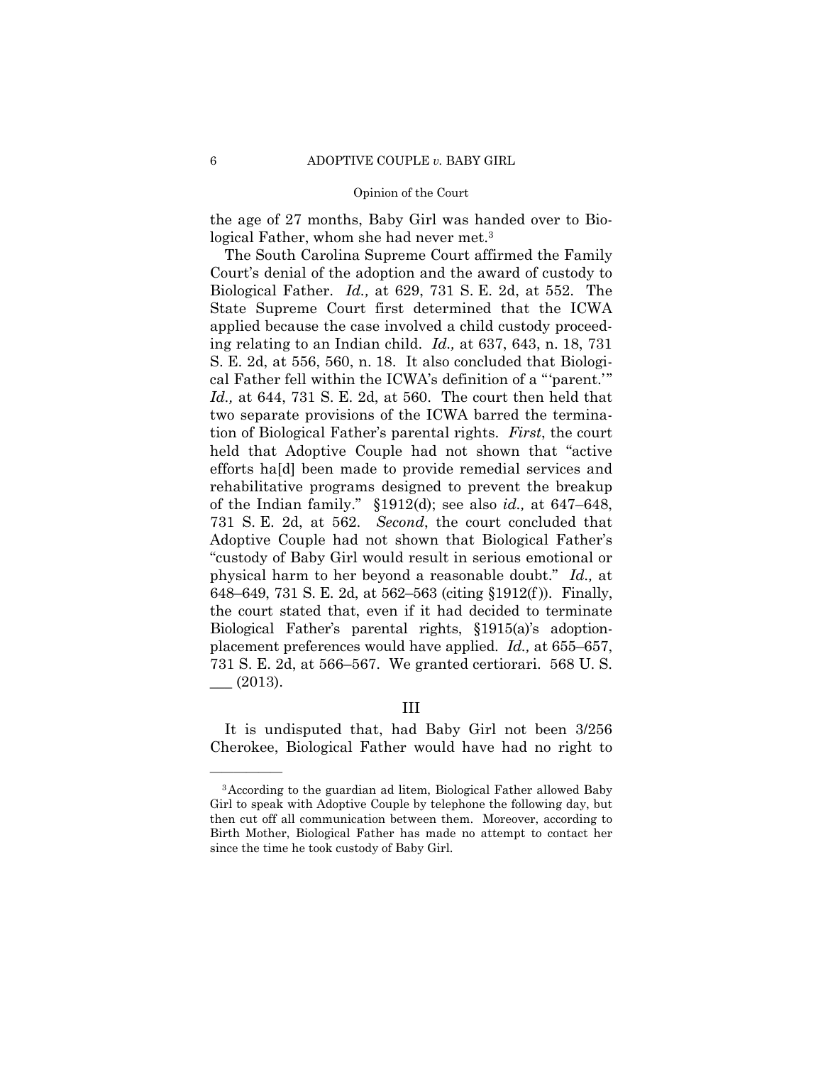the age of 27 months, Baby Girl was handed over to Biological Father, whom she had never met.[3]

The South Carolina Supreme Court affirmed the Family Court's denial of the adoption and the award of custody to Biological Father. *Id.,* at 629, 731 S. E. 2d, at 552. The State Supreme Court first determined that the ICWA applied because the case involved a child custody proceeding relating to an Indian child. *Id.,* at 637, 643, n. 18, 731 S. E. 2d, at 556, 560, n. 18. It also concluded that Biological Father fell within the ICWA's definition of a "'parent.'" *Id.,* at 644, 731 S. E. 2d, at 560. The court then held that two separate provisions of the ICWA barred the termination of Biological Father's parental rights. *First*, the court held that Adoptive Couple had not shown that "active efforts ha[d] been made to provide remedial services and rehabilitative programs designed to prevent the breakup of the Indian family." §1912(d); see also *id.,* at 647–648, 731 S. E. 2d, at 562. *Second*, the court concluded that Adoptive Couple had not shown that Biological Father's "custody of Baby Girl would result in serious emotional or physical harm to her beyond a reasonable doubt." *Id.,* at 648–649, 731 S. E. 2d, at 562–563 (citing §1912(f)). Finally, the court stated that, even if it had decided to terminate Biological Father's parental rights, §1915(a)'s adoption-placement preferences would have applied. *Id.,* at 655–657, 731 S. E. 2d, at 566–567. We granted certiorari. 568 U. S. ___ (2013).

## III

It is undisputed that, had Baby Girl not been 3/256 Cherokee, Biological Father would have had no right to

---

[3] According to the guardian ad litem, Biological Father allowed Baby Girl to speak with Adoptive Couple by telephone the following day, but then cut off all communication between them. Moreover, according to Birth Mother, Biological Father has made no attempt to contact her since the time he took custody of Baby Girl.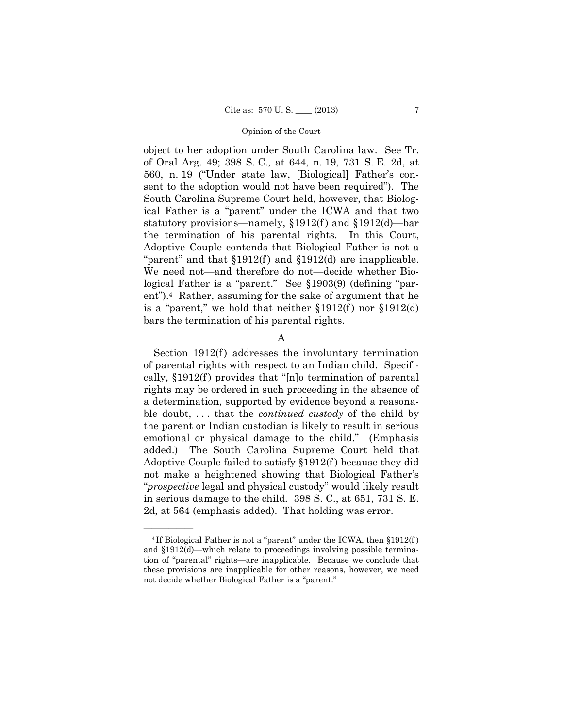object to her adoption under South Carolina law. See Tr. of Oral Arg. 49; 398 S. C., at 644, n. 19, 731 S. E. 2d, at 560, n. 19 ("Under state law, [Biological] Father's consent to the adoption would not have been required"). The South Carolina Supreme Court held, however, that Biological Father is a "parent" under the ICWA and that two statutory provisions—namely, §1912(f) and §1912(d)—bar the termination of his parental rights. In this Court, Adoptive Couple contends that Biological Father is not a "parent" and that §1912(f) and §1912(d) are inapplicable. We need not—and therefore do not—decide whether Biological Father is a "parent." See §1903(9) (defining "parent").[4] Rather, assuming for the sake of argument that he is a "parent," we hold that neither §1912(f) nor §1912(d) bars the termination of his parental rights.

### A

Section 1912(f) addresses the involuntary termination of parental rights with respect to an Indian child. Specifically, §1912(f) provides that "[n]o termination of parental rights may be ordered in such proceeding in the absence of a determination, supported by evidence beyond a reasonable doubt, . . . that the *continued custody* of the child by the parent or Indian custodian is likely to result in serious emotional or physical damage to the child." (Emphasis added.) The South Carolina Supreme Court held that Adoptive Couple failed to satisfy §1912(f) because they did not make a heightened showing that Biological Father's "*prospective* legal and physical custody" would likely result in serious damage to the child. 398 S. C., at 651, 731 S. E. 2d, at 564 (emphasis added). That holding was error.

---

[4] If Biological Father is not a "parent" under the ICWA, then §1912(f) and §1912(d)—which relate to proceedings involving possible termination of "parental" rights—are inapplicable. Because we conclude that these provisions are inapplicable for other reasons, however, we need not decide whether Biological Father is a "parent."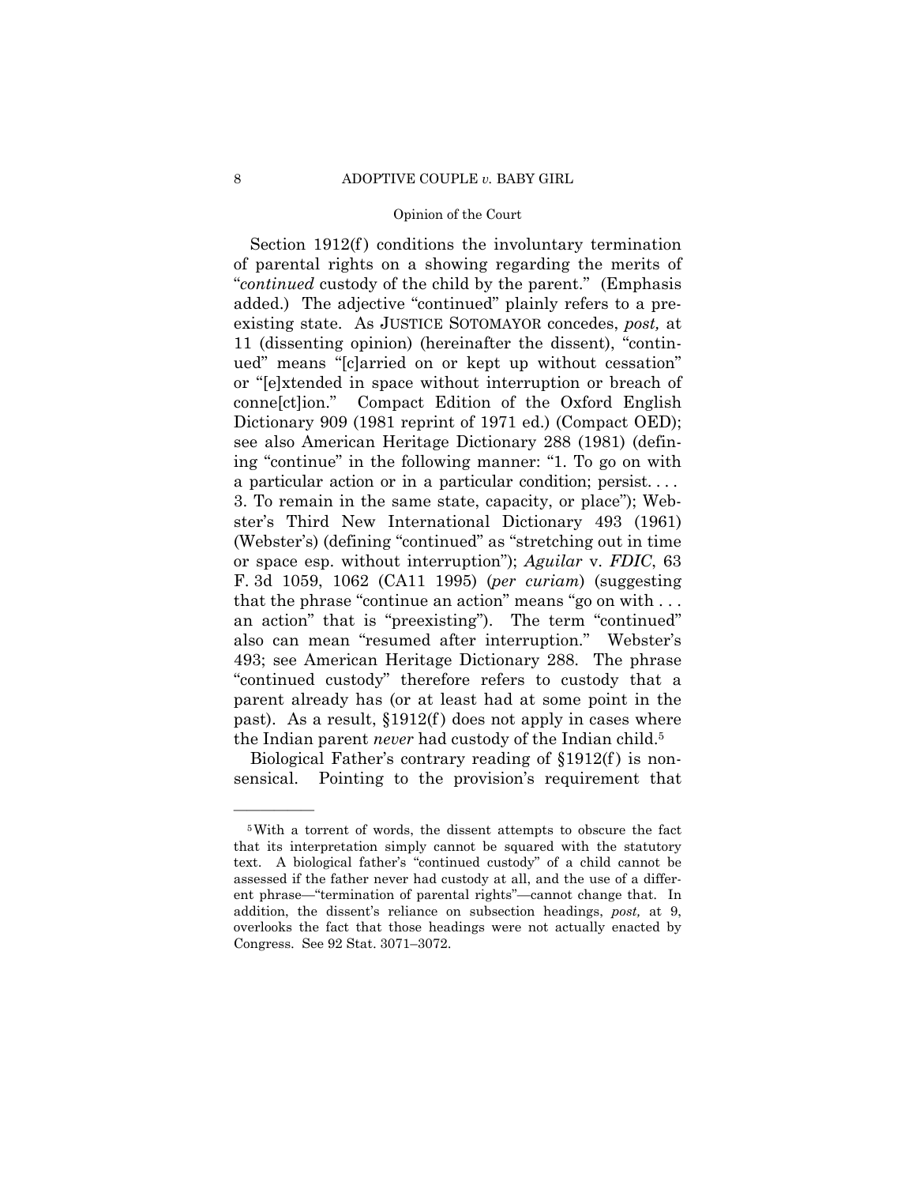Section 1912(f) conditions the involuntary termination of parental rights on a showing regarding the merits of "*continued* custody of the child by the parent." (Emphasis added.) The adjective "continued" plainly refers to a pre-existing state. As JUSTICE SOTOMAYOR concedes, *post,* at 11 (dissenting opinion) (hereinafter the dissent), "continued" means "[c]arried on or kept up without cessation" or "[e]xtended in space without interruption or breach of conne[ct]ion." Compact Edition of the Oxford English Dictionary 909 (1981 reprint of 1971 ed.) (Compact OED); see also American Heritage Dictionary 288 (1981) (defining "continue" in the following manner: "1. To go on with a particular action or in a particular condition; persist. . . . 3. To remain in the same state, capacity, or place"); Webster's Third New International Dictionary 493 (1961) (Webster's) (defining "continued" as "stretching out in time or space esp. without interruption"); *Aguilar* v. *FDIC*, 63 F. 3d 1059, 1062 (CA11 1995) (*per curiam*) (suggesting that the phrase "continue an action" means "go on with . . . an action" that is "preexisting"). The term "continued" also can mean "resumed after interruption." Webster's 493; see American Heritage Dictionary 288. The phrase "continued custody" therefore refers to custody that a parent already has (or at least had at some point in the past). As a result, §1912(f) does not apply in cases where the Indian parent *never* had custody of the Indian child.[5]

Biological Father's contrary reading of §1912(f) is nonsensical. Pointing to the provision's requirement that

---

[5] With a torrent of words, the dissent attempts to obscure the fact that its interpretation simply cannot be squared with the statutory text. A biological father's "continued custody" of a child cannot be assessed if the father never had custody at all, and the use of a different phrase—"termination of parental rights"—cannot change that. In addition, the dissent's reliance on subsection headings, *post,* at 9, overlooks the fact that those headings were not actually enacted by Congress. See 92 Stat. 3071–3072.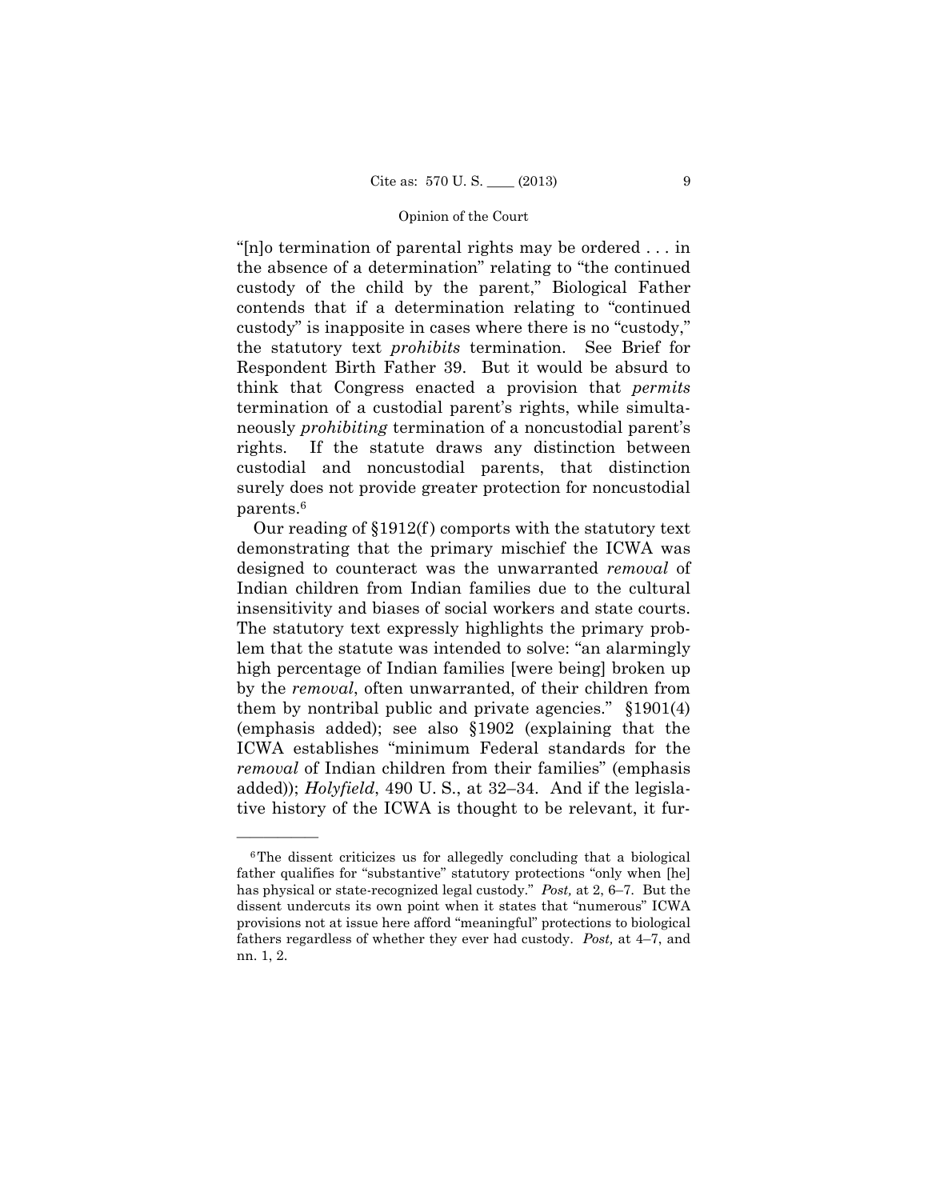"[n]o termination of parental rights may be ordered . . . in the absence of a determination" relating to "the continued custody of the child by the parent," Biological Father contends that if a determination relating to "continued custody" is inapposite in cases where there is no "custody," the statutory text *prohibits* termination. See Brief for Respondent Birth Father 39. But it would be absurd to think that Congress enacted a provision that *permits* termination of a custodial parent's rights, while simultaneously *prohibiting* termination of a noncustodial parent's rights. If the statute draws any distinction between custodial and noncustodial parents, that distinction surely does not provide greater protection for noncustodial parents.[6]

Our reading of §1912(f) comports with the statutory text demonstrating that the primary mischief the ICWA was designed to counteract was the unwarranted *removal* of Indian children from Indian families due to the cultural insensitivity and biases of social workers and state courts. The statutory text expressly highlights the primary problem that the statute was intended to solve: "an alarmingly high percentage of Indian families [were being] broken up by the *removal*, often unwarranted, of their children from them by nontribal public and private agencies." §1901(4) (emphasis added); see also §1902 (explaining that the ICWA establishes "minimum Federal standards for the *removal* of Indian children from their families" (emphasis added)); *Holyfield*, 490 U. S., at 32–34. And if the legislative history of the ICWA is thought to be relevant, it fur-

---

[6] The dissent criticizes us for allegedly concluding that a biological father qualifies for "substantive" statutory protections "only when [he] has physical or state-recognized legal custody." *Post,* at 2, 6–7. But the dissent undercuts its own point when it states that "numerous" ICWA provisions not at issue here afford "meaningful" protections to biological fathers regardless of whether they ever had custody. *Post,* at 4–7, and nn. 1, 2.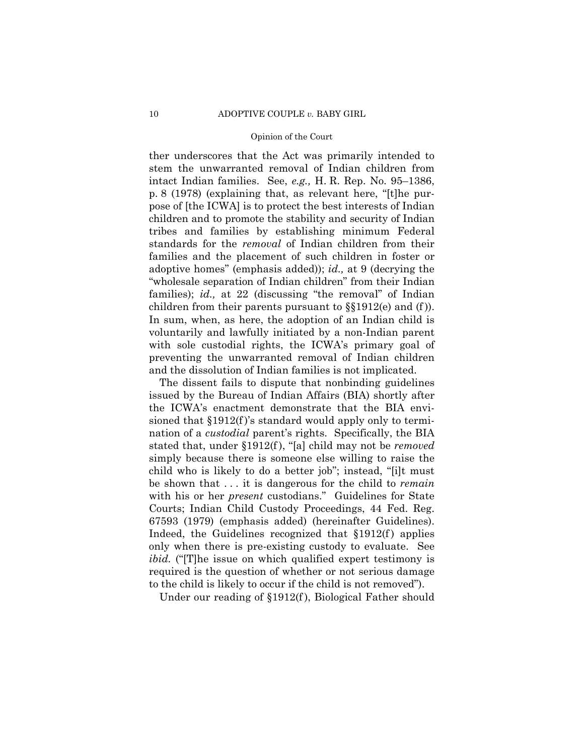ther underscores that the Act was primarily intended to stem the unwarranted removal of Indian children from intact Indian families. See, *e.g.,* H. R. Rep. No. 95–1386, p. 8 (1978) (explaining that, as relevant here, "[t]he purpose of [the ICWA] is to protect the best interests of Indian children and to promote the stability and security of Indian tribes and families by establishing minimum Federal standards for the *removal* of Indian children from their families and the placement of such children in foster or adoptive homes" (emphasis added)); *id.,* at 9 (decrying the "wholesale separation of Indian children" from their Indian families); *id.,* at 22 (discussing "the removal" of Indian children from their parents pursuant to §§1912(e) and (f)). In sum, when, as here, the adoption of an Indian child is voluntarily and lawfully initiated by a non-Indian parent with sole custodial rights, the ICWA's primary goal of preventing the unwarranted removal of Indian children and the dissolution of Indian families is not implicated.

The dissent fails to dispute that nonbinding guidelines issued by the Bureau of Indian Affairs (BIA) shortly after the ICWA's enactment demonstrate that the BIA envisioned that §1912(f)'s standard would apply only to termination of a *custodial* parent's rights. Specifically, the BIA stated that, under §1912(f), "[a] child may not be *removed* simply because there is someone else willing to raise the child who is likely to do a better job"; instead, "[i]t must be shown that . . . it is dangerous for the child to *remain* with his or her *present* custodians." Guidelines for State Courts; Indian Child Custody Proceedings, 44 Fed. Reg. 67593 (1979) (emphasis added) (hereinafter Guidelines). Indeed, the Guidelines recognized that §1912(f) applies only when there is pre-existing custody to evaluate. See *ibid.* ("[T]he issue on which qualified expert testimony is required is the question of whether or not serious damage to the child is likely to occur if the child is not removed").

Under our reading of §1912(f), Biological Father should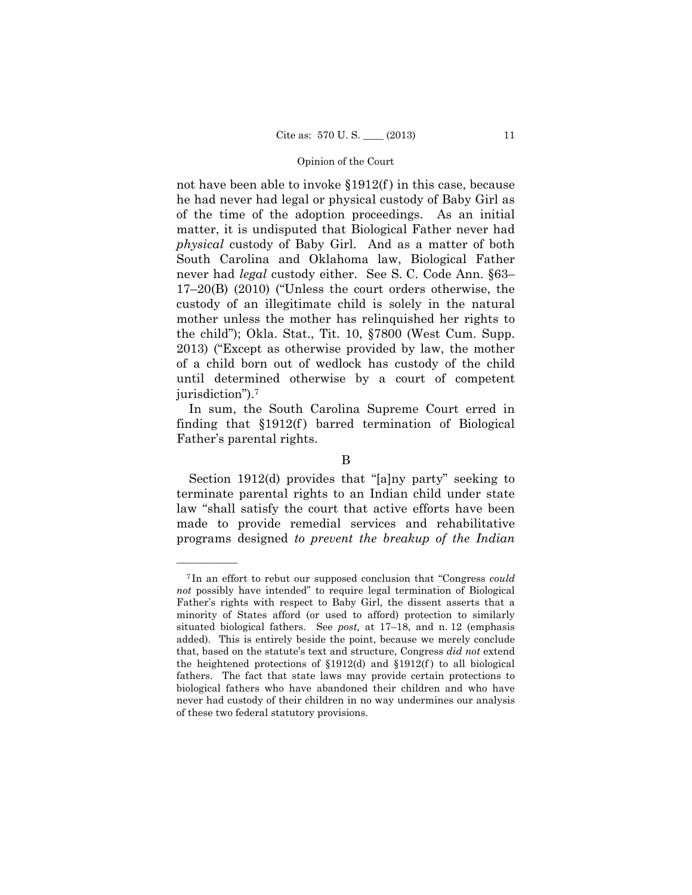not have been able to invoke §1912(f) in this case, because he had never had legal or physical custody of Baby Girl as of the time of the adoption proceedings. As an initial matter, it is undisputed that Biological Father never had *physical* custody of Baby Girl. And as a matter of both South Carolina and Oklahoma law, Biological Father never had *legal* custody either. See S. C. Code Ann. §63–17–20(B) (2010) ("Unless the court orders otherwise, the custody of an illegitimate child is solely in the natural mother unless the mother has relinquished her rights to the child"); Okla. Stat., Tit. 10, §7800 (West Cum. Supp. 2013) ("Except as otherwise provided by law, the mother of a child born out of wedlock has custody of the child until determined otherwise by a court of competent jurisdiction").[7]

In sum, the South Carolina Supreme Court erred in finding that §1912(f) barred termination of Biological Father's parental rights.

B

Section 1912(d) provides that "[a]ny party" seeking to terminate parental rights to an Indian child under state law "shall satisfy the court that active efforts have been made to provide remedial services and rehabilitative programs designed *to prevent the breakup of the Indian*

---

[7] In an effort to rebut our supposed conclusion that "Congress *could not* possibly have intended" to require legal termination of Biological Father's rights with respect to Baby Girl, the dissent asserts that a minority of States afford (or used to afford) protection to similarly situated biological fathers. See *post,* at 17–18, and n. 12 (emphasis added). This is entirely beside the point, because we merely conclude that, based on the statute's text and structure, Congress *did not* extend the heightened protections of §1912(d) and §1912(f) to all biological fathers. The fact that state laws may provide certain protections to biological fathers who have abandoned their children and who have never had custody of their children in no way undermines our analysis of these two federal statutory provisions.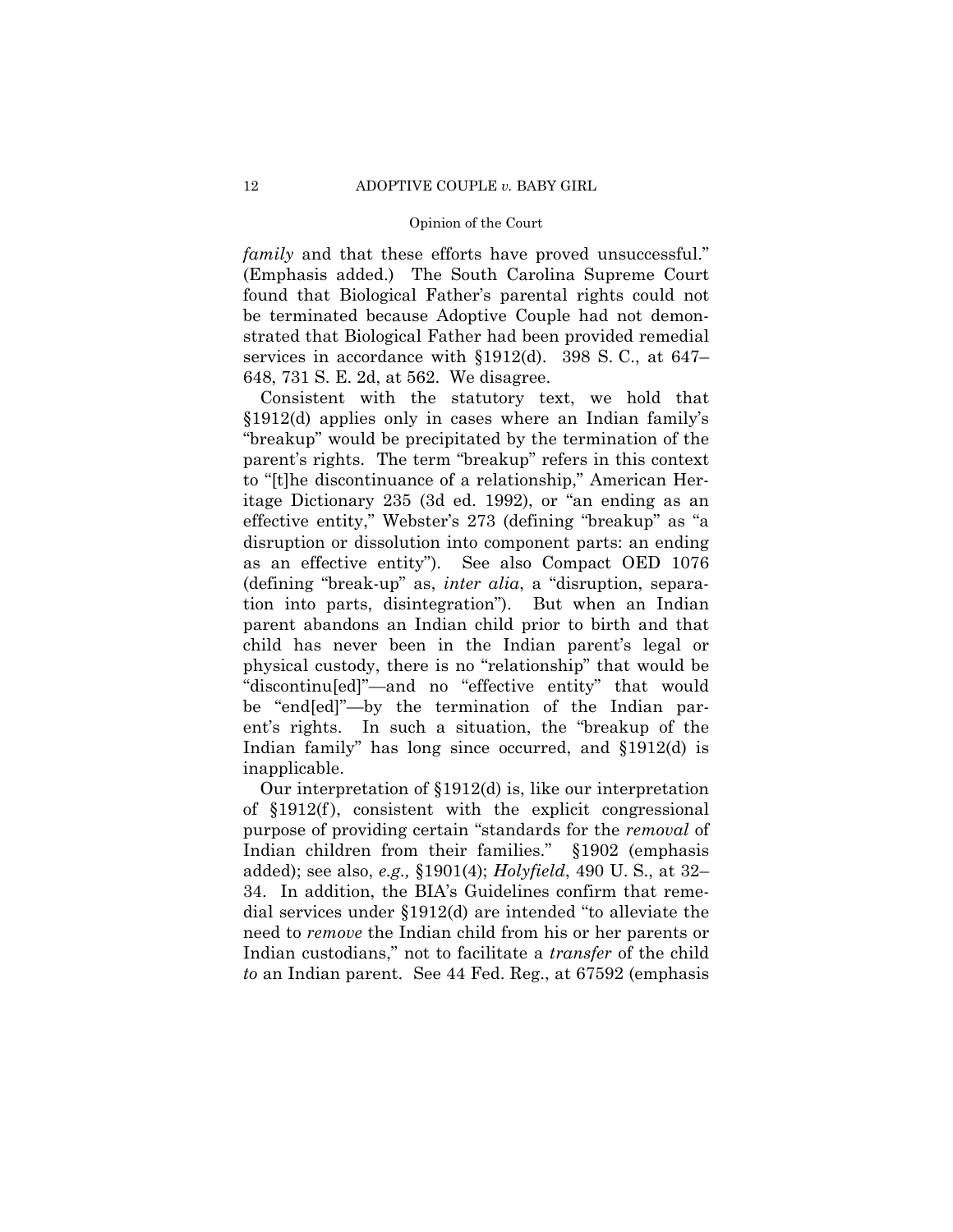*family* and that these efforts have proved unsuccessful." (Emphasis added.) The South Carolina Supreme Court found that Biological Father's parental rights could not be terminated because Adoptive Couple had not demonstrated that Biological Father had been provided remedial services in accordance with §1912(d). 398 S. C., at 647–648, 731 S. E. 2d, at 562. We disagree.

Consistent with the statutory text, we hold that §1912(d) applies only in cases where an Indian family's "breakup" would be precipitated by the termination of the parent's rights. The term "breakup" refers in this context to "[t]he discontinuance of a relationship," American Heritage Dictionary 235 (3d ed. 1992), or "an ending as an effective entity," Webster's 273 (defining "breakup" as "a disruption or dissolution into component parts: an ending as an effective entity"). See also Compact OED 1076 (defining "break-up" as, *inter alia*, a "disruption, separation into parts, disintegration"). But when an Indian parent abandons an Indian child prior to birth and that child has never been in the Indian parent's legal or physical custody, there is no "relationship" that would be "discontinu[ed]"—and no "effective entity" that would be "end[ed]"—by the termination of the Indian parent's rights. In such a situation, the "breakup of the Indian family" has long since occurred, and §1912(d) is inapplicable.

Our interpretation of §1912(d) is, like our interpretation of §1912(f), consistent with the explicit congressional purpose of providing certain "standards for the *removal* of Indian children from their families." §1902 (emphasis added); see also, *e.g.,* §1901(4); *Holyfield*, 490 U. S., at 32–34. In addition, the BIA's Guidelines confirm that remedial services under §1912(d) are intended "to alleviate the need to *remove* the Indian child from his or her parents or Indian custodians," not to facilitate a *transfer* of the child *to* an Indian parent. See 44 Fed. Reg., at 67592 (emphasis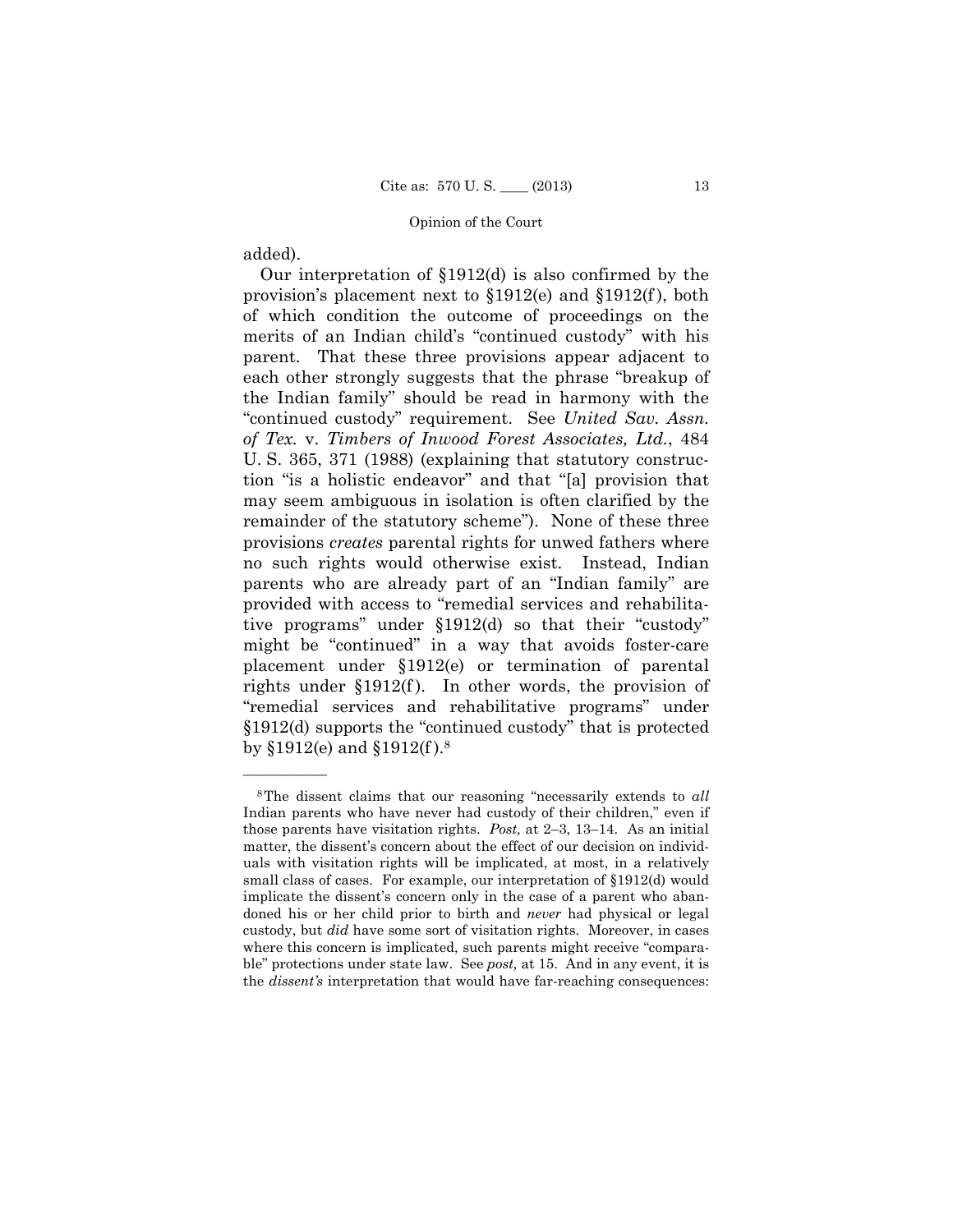added).

Our interpretation of §1912(d) is also confirmed by the provision's placement next to §1912(e) and §1912(f), both of which condition the outcome of proceedings on the merits of an Indian child's "continued custody" with his parent. That these three provisions appear adjacent to each other strongly suggests that the phrase "breakup of the Indian family" should be read in harmony with the "continued custody" requirement. See *United Sav. Assn. of Tex.* v. *Timbers of Inwood Forest Associates, Ltd.*, 484 U. S. 365, 371 (1988) (explaining that statutory construction "is a holistic endeavor" and that "[a] provision that may seem ambiguous in isolation is often clarified by the remainder of the statutory scheme"). None of these three provisions *creates* parental rights for unwed fathers where no such rights would otherwise exist. Instead, Indian parents who are already part of an "Indian family" are provided with access to "remedial services and rehabilitative programs" under §1912(d) so that their "custody" might be "continued" in a way that avoids foster-care placement under §1912(e) or termination of parental rights under §1912(f). In other words, the provision of "remedial services and rehabilitative programs" under §1912(d) supports the "continued custody" that is protected by §1912(e) and §1912(f).[8]

---

[8] The dissent claims that our reasoning "necessarily extends to *all* Indian parents who have never had custody of their children," even if those parents have visitation rights. *Post,* at 2–3, 13–14. As an initial matter, the dissent's concern about the effect of our decision on individuals with visitation rights will be implicated, at most, in a relatively small class of cases. For example, our interpretation of §1912(d) would implicate the dissent's concern only in the case of a parent who abandoned his or her child prior to birth and *never* had physical or legal custody, but *did* have some sort of visitation rights. Moreover, in cases where this concern is implicated, such parents might receive "comparable" protections under state law. See *post,* at 15. And in any event, it is the *dissent's* interpretation that would have far-reaching consequences: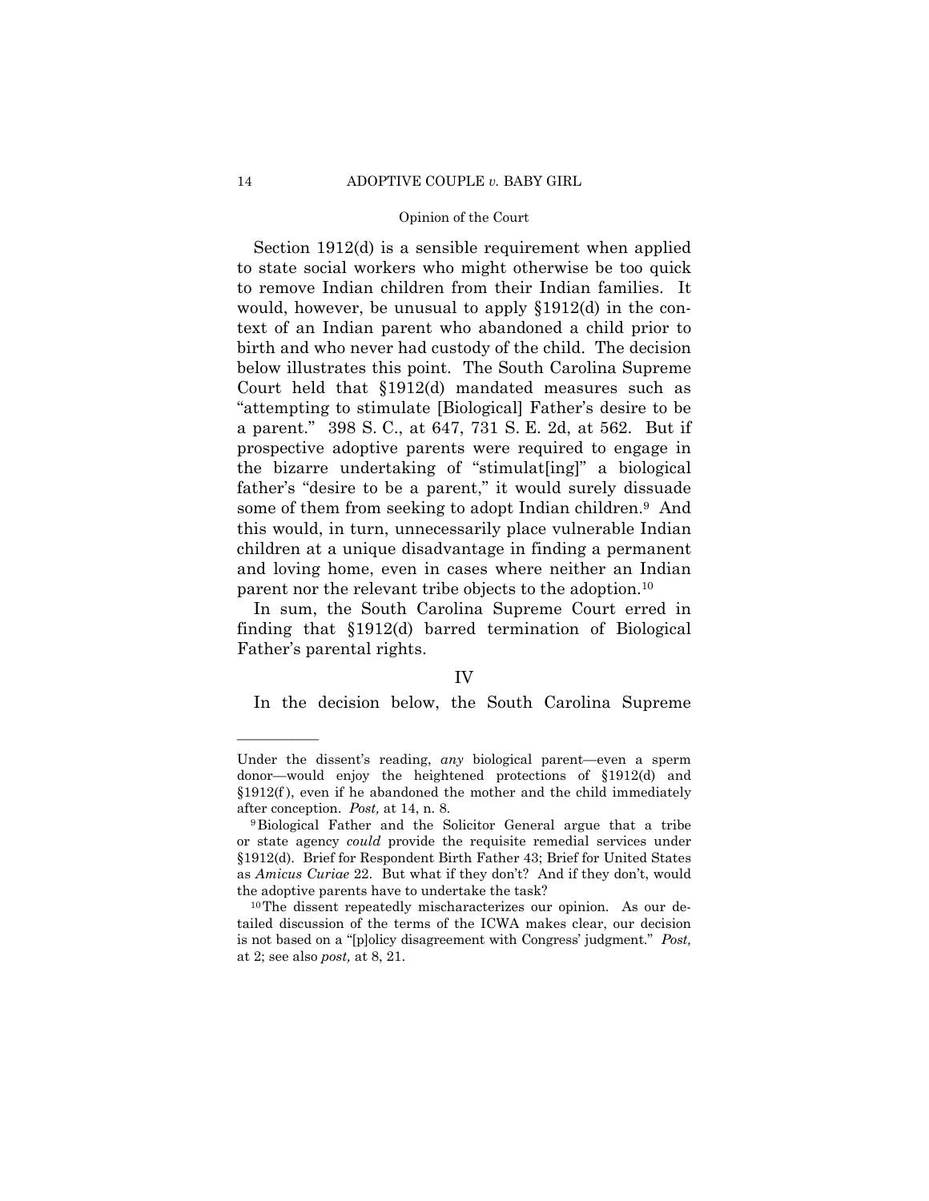Section 1912(d) is a sensible requirement when applied to state social workers who might otherwise be too quick to remove Indian children from their Indian families. It would, however, be unusual to apply §1912(d) in the context of an Indian parent who abandoned a child prior to birth and who never had custody of the child. The decision below illustrates this point. The South Carolina Supreme Court held that §1912(d) mandated measures such as "attempting to stimulate [Biological] Father's desire to be a parent." 398 S. C., at 647, 731 S. E. 2d, at 562. But if prospective adoptive parents were required to engage in the bizarre undertaking of "stimulat[ing]" a biological father's "desire to be a parent," it would surely dissuade some of them from seeking to adopt Indian children.[9] And this would, in turn, unnecessarily place vulnerable Indian children at a unique disadvantage in finding a permanent and loving home, even in cases where neither an Indian parent nor the relevant tribe objects to the adoption.[10]

In sum, the South Carolina Supreme Court erred in finding that §1912(d) barred termination of Biological Father's parental rights.

## IV

In the decision below, the South Carolina Supreme

---

Under the dissent's reading, *any* biological parent—even a sperm donor—would enjoy the heightened protections of §1912(d) and §1912(f), even if he abandoned the mother and the child immediately after conception. *Post,* at 14, n. 8.

[9] Biological Father and the Solicitor General argue that a tribe or state agency *could* provide the requisite remedial services under §1912(d). Brief for Respondent Birth Father 43; Brief for United States as *Amicus Curiae* 22. But what if they don't? And if they don't, would the adoptive parents have to undertake the task?

[10] The dissent repeatedly mischaracterizes our opinion. As our detailed discussion of the terms of the ICWA makes clear, our decision is not based on a "[p]olicy disagreement with Congress' judgment." *Post,* at 2; see also *post,* at 8, 21.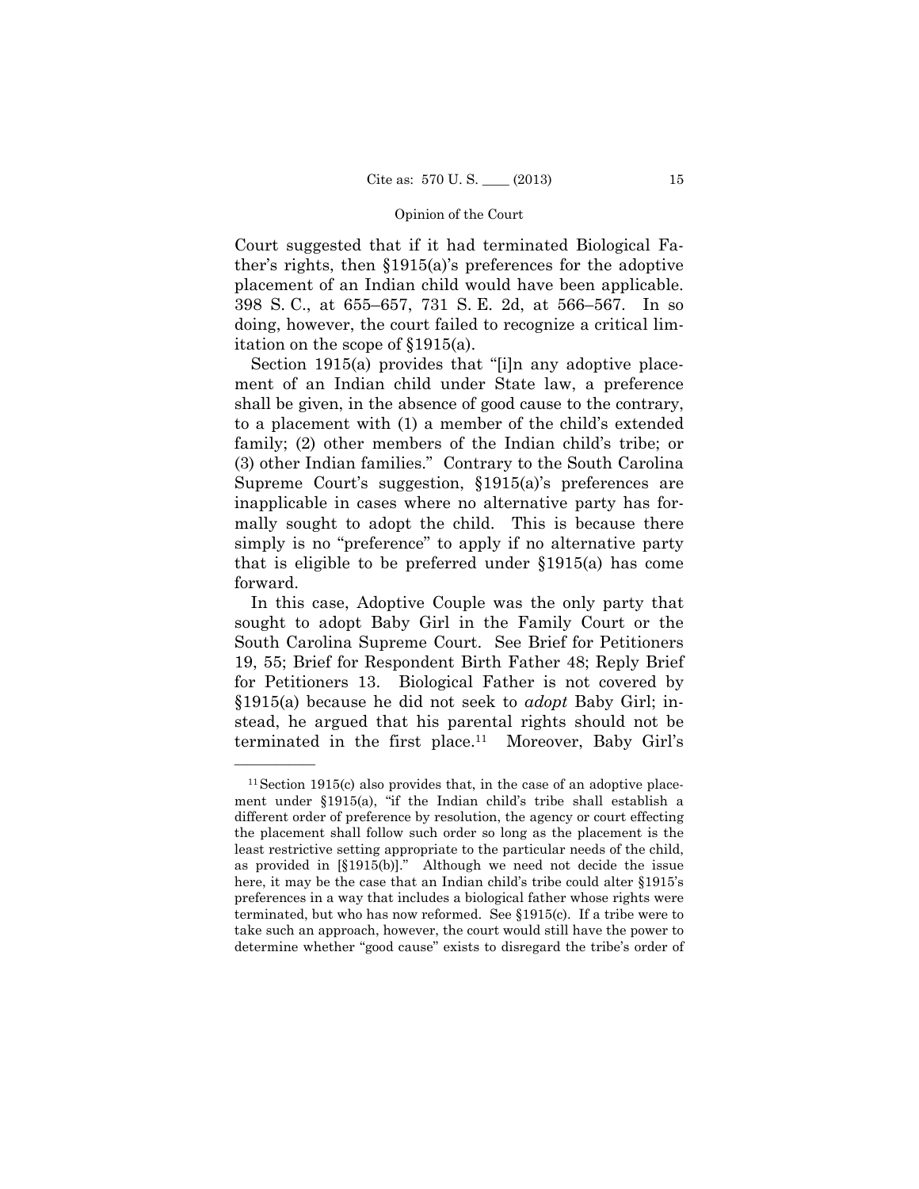Court suggested that if it had terminated Biological Father's rights, then §1915(a)'s preferences for the adoptive placement of an Indian child would have been applicable. 398 S. C., at 655–657, 731 S. E. 2d, at 566–567. In so doing, however, the court failed to recognize a critical limitation on the scope of §1915(a).

Section 1915(a) provides that "[i]n any adoptive placement of an Indian child under State law, a preference shall be given, in the absence of good cause to the contrary, to a placement with (1) a member of the child's extended family; (2) other members of the Indian child's tribe; or (3) other Indian families." Contrary to the South Carolina Supreme Court's suggestion, §1915(a)'s preferences are inapplicable in cases where no alternative party has formally sought to adopt the child. This is because there simply is no "preference" to apply if no alternative party that is eligible to be preferred under §1915(a) has come forward.

In this case, Adoptive Couple was the only party that sought to adopt Baby Girl in the Family Court or the South Carolina Supreme Court. See Brief for Petitioners 19, 55; Brief for Respondent Birth Father 48; Reply Brief for Petitioners 13. Biological Father is not covered by §1915(a) because he did not seek to *adopt* Baby Girl; instead, he argued that his parental rights should not be terminated in the first place.[11] Moreover, Baby Girl's

---

[11] Section 1915(c) also provides that, in the case of an adoptive placement under §1915(a), "if the Indian child's tribe shall establish a different order of preference by resolution, the agency or court effecting the placement shall follow such order so long as the placement is the least restrictive setting appropriate to the particular needs of the child, as provided in [§1915(b)]." Although we need not decide the issue here, it may be the case that an Indian child's tribe could alter §1915's preferences in a way that includes a biological father whose rights were terminated, but who has now reformed. See §1915(c). If a tribe were to take such an approach, however, the court would still have the power to determine whether "good cause" exists to disregard the tribe's order of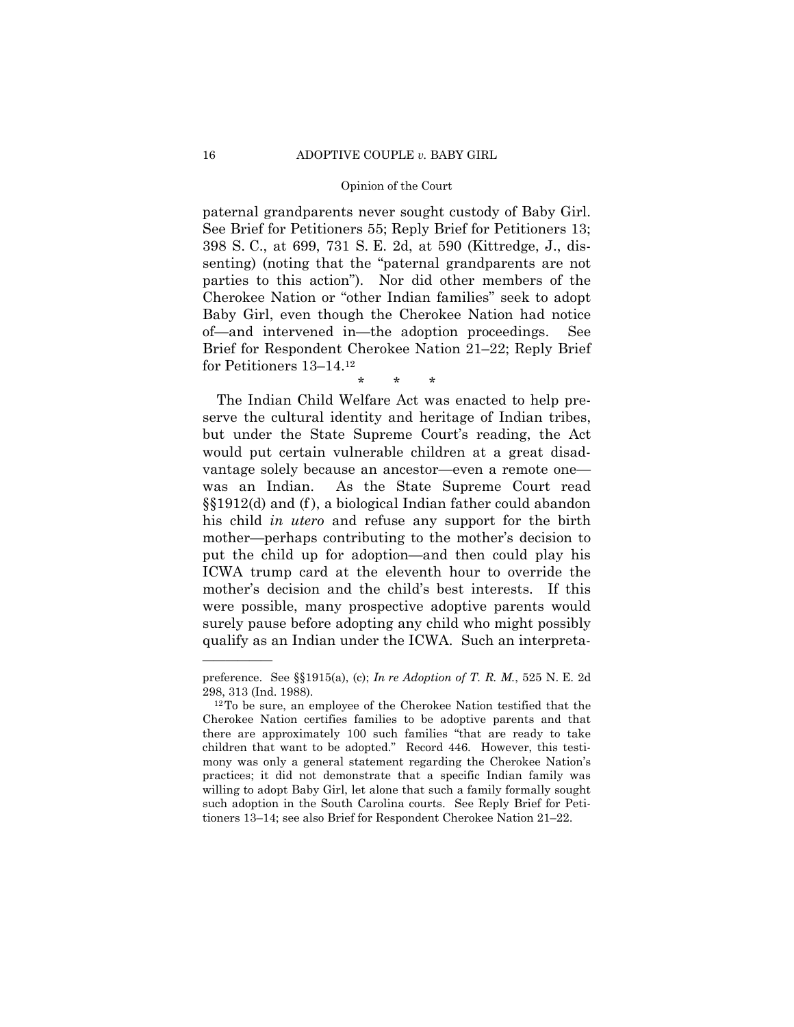paternal grandparents never sought custody of Baby Girl. See Brief for Petitioners 55; Reply Brief for Petitioners 13; 398 S. C., at 699, 731 S. E. 2d, at 590 (Kittredge, J., dissenting) (noting that the "paternal grandparents are not parties to this action"). Nor did other members of the Cherokee Nation or "other Indian families" seek to adopt Baby Girl, even though the Cherokee Nation had notice of—and intervened in—the adoption proceedings. See Brief for Respondent Cherokee Nation 21–22; Reply Brief for Petitioners 13–14.[12]

\* \* \*

The Indian Child Welfare Act was enacted to help preserve the cultural identity and heritage of Indian tribes, but under the State Supreme Court's reading, the Act would put certain vulnerable children at a great disadvantage solely because an ancestor—even a remote one—was an Indian. As the State Supreme Court read §§1912(d) and (f), a biological Indian father could abandon his child *in utero* and refuse any support for the birth mother—perhaps contributing to the mother's decision to put the child up for adoption—and then could play his ICWA trump card at the eleventh hour to override the mother's decision and the child's best interests. If this were possible, many prospective adoptive parents would surely pause before adopting any child who might possibly qualify as an Indian under the ICWA. Such an interpreta-

---

preference. See §§1915(a), (c); *In re Adoption of T. R. M.*, 525 N. E. 2d 298, 313 (Ind. 1988).

[12] To be sure, an employee of the Cherokee Nation testified that the Cherokee Nation certifies families to be adoptive parents and that there are approximately 100 such families "that are ready to take children that want to be adopted." Record 446. However, this testimony was only a general statement regarding the Cherokee Nation's practices; it did not demonstrate that a specific Indian family was willing to adopt Baby Girl, let alone that such a family formally sought such adoption in the South Carolina courts. See Reply Brief for Petitioners 13–14; see also Brief for Respondent Cherokee Nation 21–22.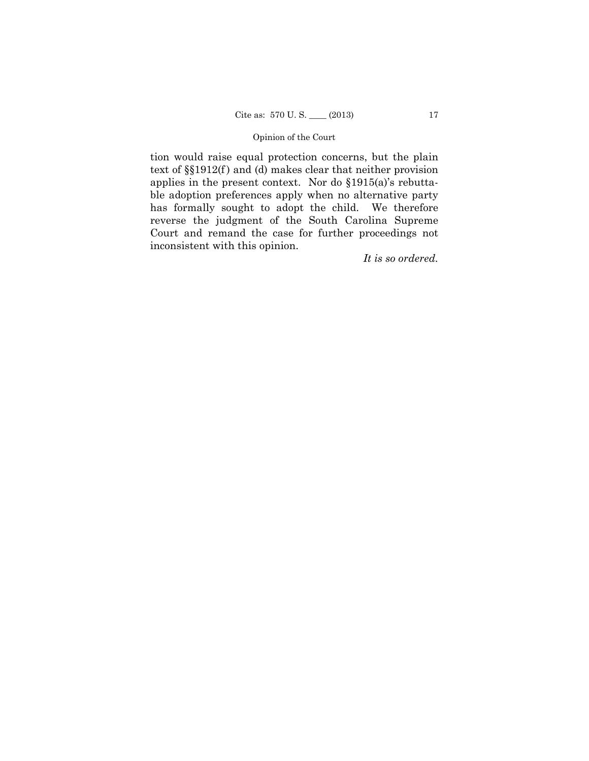tion would raise equal protection concerns, but the plain text of §§1912(f) and (d) makes clear that neither provision applies in the present context. Nor do §1915(a)'s rebuttable adoption preferences apply when no alternative party has formally sought to adopt the child. We therefore reverse the judgment of the South Carolina Supreme Court and remand the case for further proceedings not inconsistent with this opinion.

*It is so ordered.*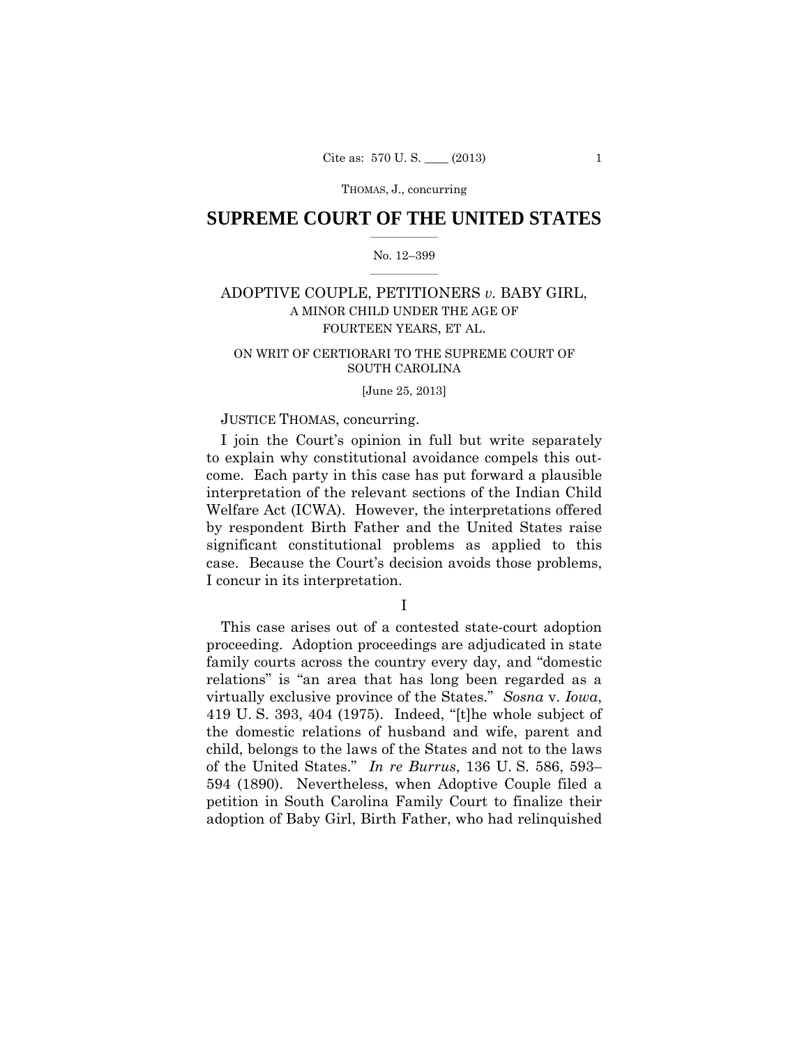# SUPREME COURT OF THE UNITED STATES

No. 12–399

ADOPTIVE COUPLE, PETITIONERS *v.* BABY GIRL, A MINOR CHILD UNDER THE AGE OF FOURTEEN YEARS, ET AL.

ON WRIT OF CERTIORARI TO THE SUPREME COURT OF SOUTH CAROLINA

[June 25, 2013]

JUSTICE THOMAS, concurring.

I join the Court's opinion in full but write separately to explain why constitutional avoidance compels this outcome. Each party in this case has put forward a plausible interpretation of the relevant sections of the Indian Child Welfare Act (ICWA). However, the interpretations offered by respondent Birth Father and the United States raise significant constitutional problems as applied to this case. Because the Court's decision avoids those problems, I concur in its interpretation.

## I

This case arises out of a contested state-court adoption proceeding. Adoption proceedings are adjudicated in state family courts across the country every day, and "domestic relations" is "an area that has long been regarded as a virtually exclusive province of the States." *Sosna* v. *Iowa*, 419 U. S. 393, 404 (1975). Indeed, "[t]he whole subject of the domestic relations of husband and wife, parent and child, belongs to the laws of the States and not to the laws of the United States." *In re Burrus*, 136 U. S. 586, 593–594 (1890). Nevertheless, when Adoptive Couple filed a petition in South Carolina Family Court to finalize their adoption of Baby Girl, Birth Father, who had relinquished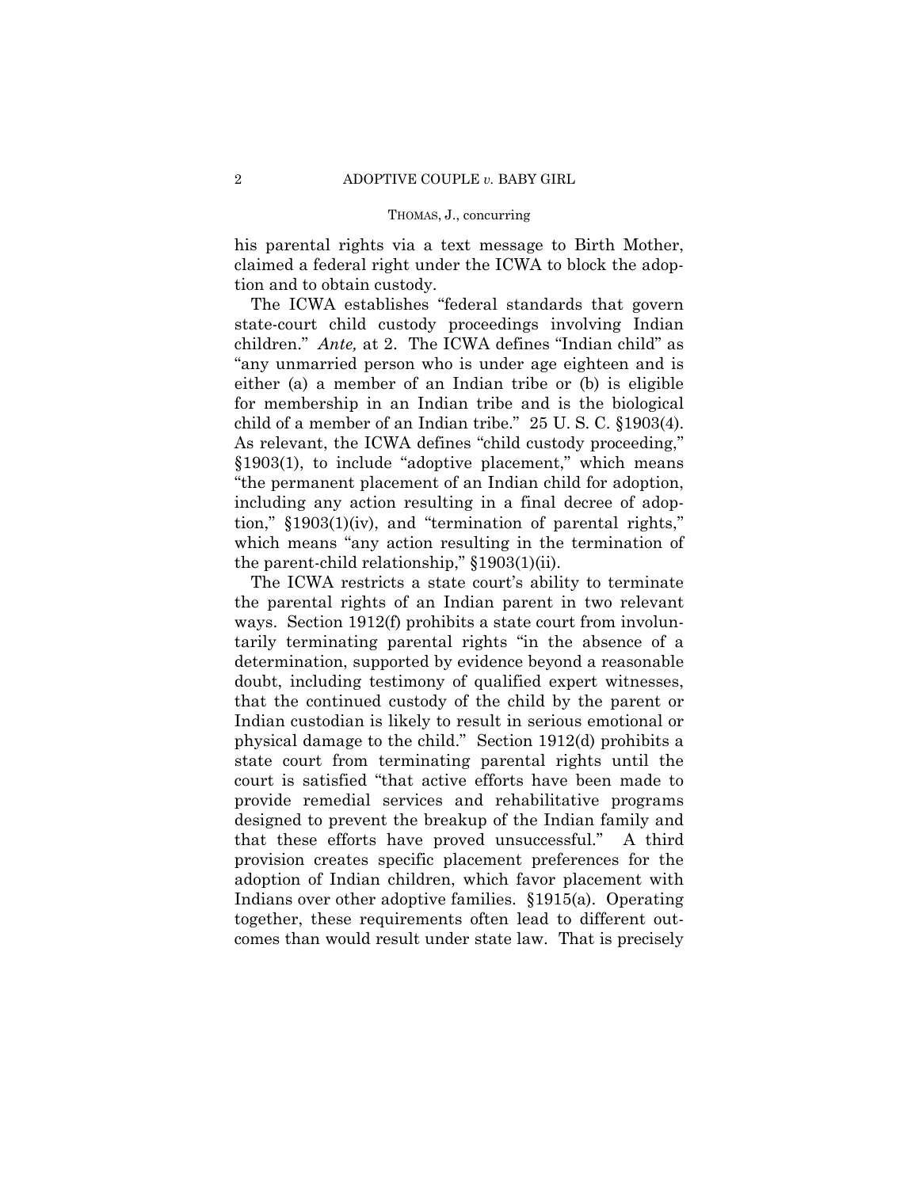his parental rights via a text message to Birth Mother, claimed a federal right under the ICWA to block the adoption and to obtain custody.

The ICWA establishes "federal standards that govern state-court child custody proceedings involving Indian children." *Ante,* at 2. The ICWA defines "Indian child" as "any unmarried person who is under age eighteen and is either (a) a member of an Indian tribe or (b) is eligible for membership in an Indian tribe and is the biological child of a member of an Indian tribe." 25 U. S. C. §1903(4). As relevant, the ICWA defines "child custody proceeding," §1903(1), to include "adoptive placement," which means "the permanent placement of an Indian child for adoption, including any action resulting in a final decree of adoption," §1903(1)(iv), and "termination of parental rights," which means "any action resulting in the termination of the parent-child relationship," §1903(1)(ii).

The ICWA restricts a state court's ability to terminate the parental rights of an Indian parent in two relevant ways. Section 1912(f) prohibits a state court from involuntarily terminating parental rights "in the absence of a determination, supported by evidence beyond a reasonable doubt, including testimony of qualified expert witnesses, that the continued custody of the child by the parent or Indian custodian is likely to result in serious emotional or physical damage to the child." Section 1912(d) prohibits a state court from terminating parental rights until the court is satisfied "that active efforts have been made to provide remedial services and rehabilitative programs designed to prevent the breakup of the Indian family and that these efforts have proved unsuccessful." A third provision creates specific placement preferences for the adoption of Indian children, which favor placement with Indians over other adoptive families. §1915(a). Operating together, these requirements often lead to different outcomes than would result under state law. That is precisely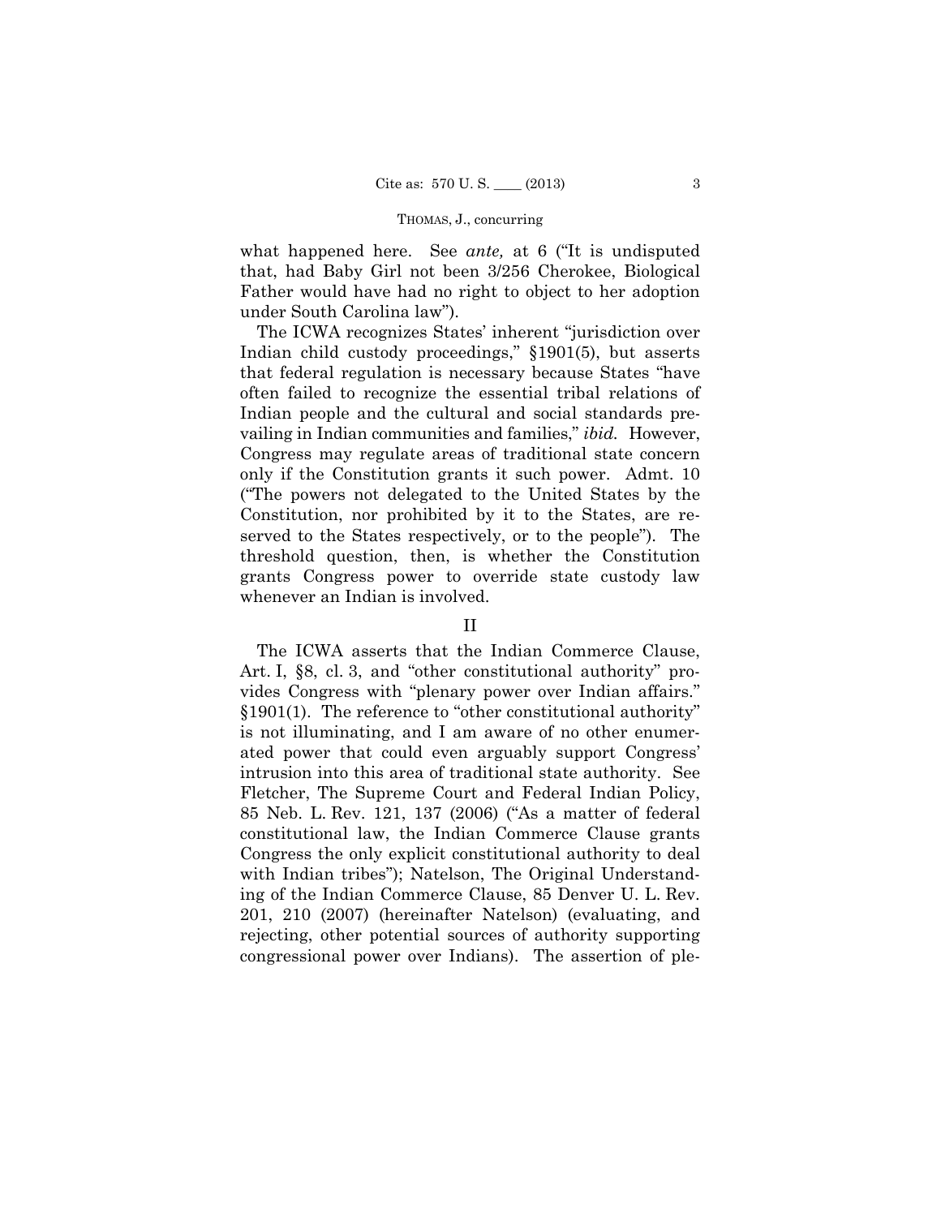what happened here. See *ante,* at 6 ("It is undisputed that, had Baby Girl not been 3/256 Cherokee, Biological Father would have had no right to object to her adoption under South Carolina law").

The ICWA recognizes States' inherent "jurisdiction over Indian child custody proceedings," §1901(5), but asserts that federal regulation is necessary because States "have often failed to recognize the essential tribal relations of Indian people and the cultural and social standards prevailing in Indian communities and families," *ibid.* However, Congress may regulate areas of traditional state concern only if the Constitution grants it such power. Admt. 10 ("The powers not delegated to the United States by the Constitution, nor prohibited by it to the States, are reserved to the States respectively, or to the people"). The threshold question, then, is whether the Constitution grants Congress power to override state custody law whenever an Indian is involved.

## II

The ICWA asserts that the Indian Commerce Clause, Art. I, §8, cl. 3, and "other constitutional authority" provides Congress with "plenary power over Indian affairs." §1901(1). The reference to "other constitutional authority" is not illuminating, and I am aware of no other enumerated power that could even arguably support Congress' intrusion into this area of traditional state authority. See Fletcher, The Supreme Court and Federal Indian Policy, 85 Neb. L. Rev. 121, 137 (2006) ("As a matter of federal constitutional law, the Indian Commerce Clause grants Congress the only explicit constitutional authority to deal with Indian tribes"); Natelson, The Original Understanding of the Indian Commerce Clause, 85 Denver U. L. Rev. 201, 210 (2007) (hereinafter Natelson) (evaluating, and rejecting, other potential sources of authority supporting congressional power over Indians). The assertion of ple-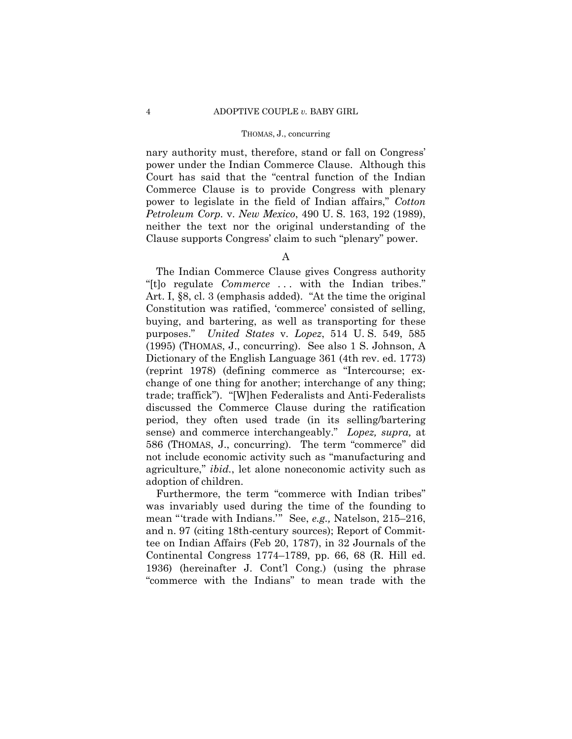nary authority must, therefore, stand or fall on Congress' power under the Indian Commerce Clause. Although this Court has said that the "central function of the Indian Commerce Clause is to provide Congress with plenary power to legislate in the field of Indian affairs," *Cotton Petroleum Corp.* v. *New Mexico*, 490 U. S. 163, 192 (1989), neither the text nor the original understanding of the Clause supports Congress' claim to such "plenary" power.

A

The Indian Commerce Clause gives Congress authority "[t]o regulate *Commerce* . . . with the Indian tribes." Art. I, §8, cl. 3 (emphasis added). "At the time the original Constitution was ratified, 'commerce' consisted of selling, buying, and bartering, as well as transporting for these purposes." *United States* v. *Lopez*, 514 U. S. 549, 585 (1995) (THOMAS, J., concurring). See also 1 S. Johnson, A Dictionary of the English Language 361 (4th rev. ed. 1773) (reprint 1978) (defining commerce as "Intercourse; exchange of one thing for another; interchange of any thing; trade; traffick"). "[W]hen Federalists and Anti-Federalists discussed the Commerce Clause during the ratification period, they often used trade (in its selling/bartering sense) and commerce interchangeably." *Lopez, supra,* at 586 (THOMAS, J., concurring). The term "commerce" did not include economic activity such as "manufacturing and agriculture," *ibid.*, let alone noneconomic activity such as adoption of children.

Furthermore, the term "commerce with Indian tribes" was invariably used during the time of the founding to mean "'trade with Indians.'" See, *e.g.,* Natelson, 215–216, and n. 97 (citing 18th-century sources); Report of Committee on Indian Affairs (Feb 20, 1787), in 32 Journals of the Continental Congress 1774–1789, pp. 66, 68 (R. Hill ed. 1936) (hereinafter J. Cont'l Cong.) (using the phrase "commerce with the Indians" to mean trade with the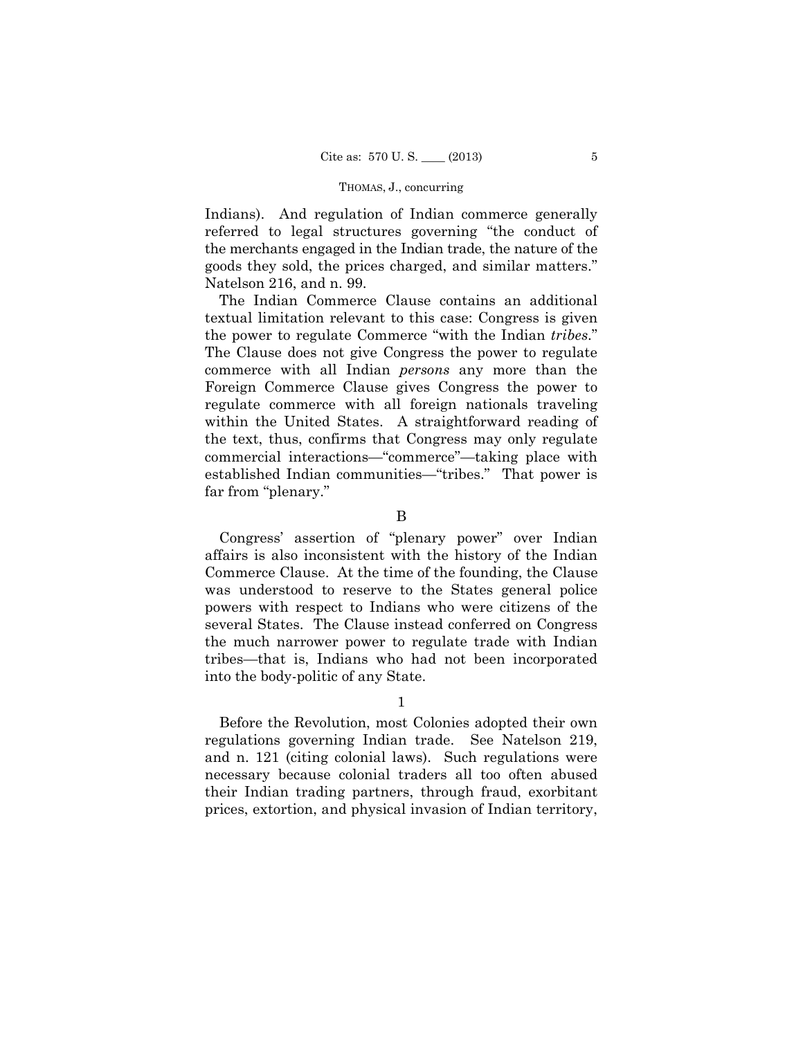Indians). And regulation of Indian commerce generally referred to legal structures governing "the conduct of the merchants engaged in the Indian trade, the nature of the goods they sold, the prices charged, and similar matters." Natelson 216, and n. 99.

The Indian Commerce Clause contains an additional textual limitation relevant to this case: Congress is given the power to regulate Commerce "with the Indian *tribes*." The Clause does not give Congress the power to regulate commerce with all Indian *persons* any more than the Foreign Commerce Clause gives Congress the power to regulate commerce with all foreign nationals traveling within the United States. A straightforward reading of the text, thus, confirms that Congress may only regulate commercial interactions—"commerce"—taking place with established Indian communities—"tribes." That power is far from "plenary."

B

Congress' assertion of "plenary power" over Indian affairs is also inconsistent with the history of the Indian Commerce Clause. At the time of the founding, the Clause was understood to reserve to the States general police powers with respect to Indians who were citizens of the several States. The Clause instead conferred on Congress the much narrower power to regulate trade with Indian tribes—that is, Indians who had not been incorporated into the body-politic of any State.

1

Before the Revolution, most Colonies adopted their own regulations governing Indian trade. See Natelson 219, and n. 121 (citing colonial laws). Such regulations were necessary because colonial traders all too often abused their Indian trading partners, through fraud, exorbitant prices, extortion, and physical invasion of Indian territory,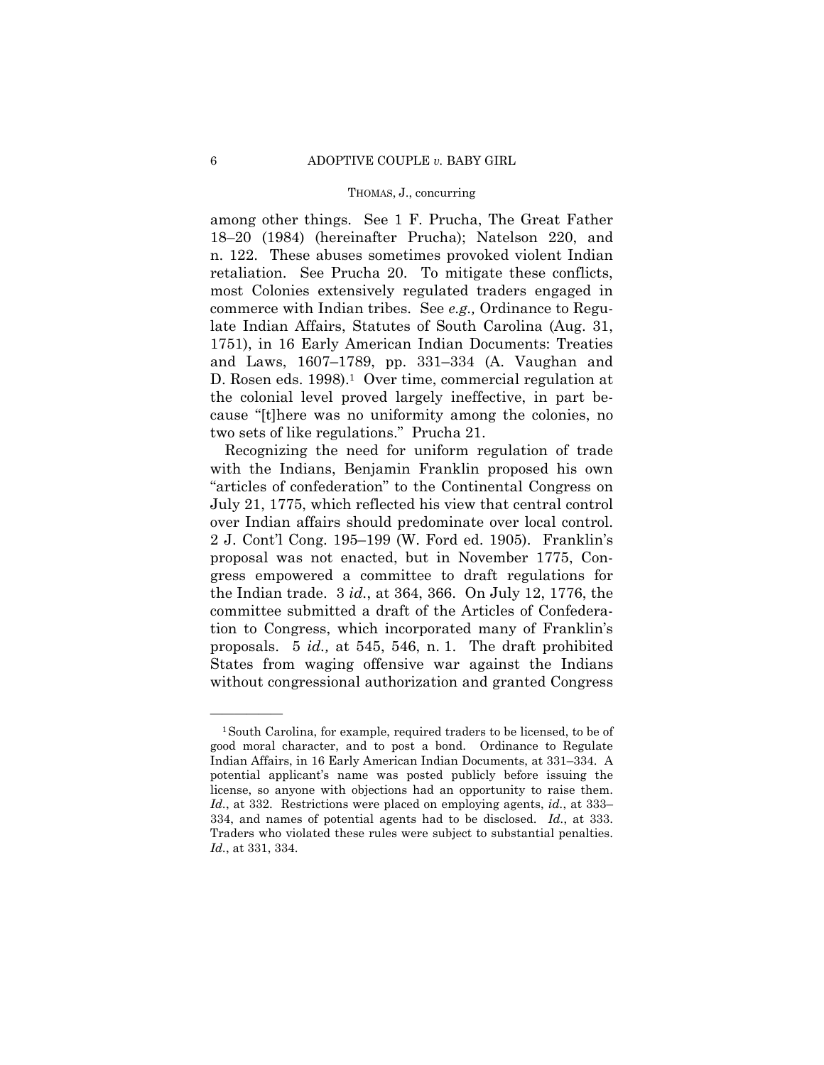among other things. See 1 F. Prucha, The Great Father 18–20 (1984) (hereinafter Prucha); Natelson 220, and n. 122. These abuses sometimes provoked violent Indian retaliation. See Prucha 20. To mitigate these conflicts, most Colonies extensively regulated traders engaged in commerce with Indian tribes. See *e.g.,* Ordinance to Regulate Indian Affairs, Statutes of South Carolina (Aug. 31, 1751), in 16 Early American Indian Documents: Treaties and Laws, 1607–1789, pp. 331–334 (A. Vaughan and D. Rosen eds. 1998).[1] Over time, commercial regulation at the colonial level proved largely ineffective, in part because "[t]here was no uniformity among the colonies, no two sets of like regulations." Prucha 21.

Recognizing the need for uniform regulation of trade with the Indians, Benjamin Franklin proposed his own "articles of confederation" to the Continental Congress on July 21, 1775, which reflected his view that central control over Indian affairs should predominate over local control. 2 J. Cont'l Cong. 195–199 (W. Ford ed. 1905). Franklin's proposal was not enacted, but in November 1775, Congress empowered a committee to draft regulations for the Indian trade. 3 *id.*, at 364, 366. On July 12, 1776, the committee submitted a draft of the Articles of Confederation to Congress, which incorporated many of Franklin's proposals. 5 *id.,* at 545, 546, n. 1. The draft prohibited States from waging offensive war against the Indians without congressional authorization and granted Congress

---

[1] South Carolina, for example, required traders to be licensed, to be of good moral character, and to post a bond. Ordinance to Regulate Indian Affairs, in 16 Early American Indian Documents, at 331–334. A potential applicant's name was posted publicly before issuing the license, so anyone with objections had an opportunity to raise them. *Id.*, at 332. Restrictions were placed on employing agents, *id.*, at 333–334, and names of potential agents had to be disclosed. *Id.*, at 333. Traders who violated these rules were subject to substantial penalties. *Id.*, at 331, 334.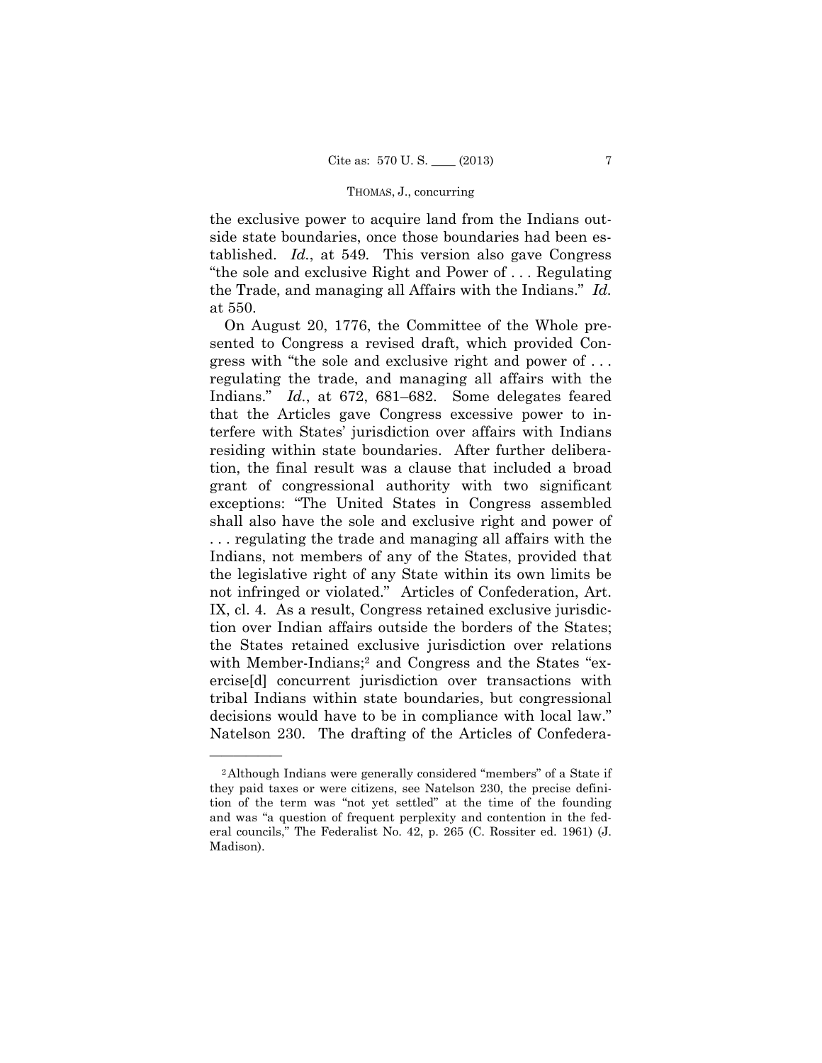the exclusive power to acquire land from the Indians outside state boundaries, once those boundaries had been established. *Id.*, at 549. This version also gave Congress "the sole and exclusive Right and Power of . . . Regulating the Trade, and managing all Affairs with the Indians." *Id.* at 550.

On August 20, 1776, the Committee of the Whole presented to Congress a revised draft, which provided Congress with "the sole and exclusive right and power of . . . regulating the trade, and managing all affairs with the Indians." *Id.*, at 672, 681–682. Some delegates feared that the Articles gave Congress excessive power to interfere with States' jurisdiction over affairs with Indians residing within state boundaries. After further deliberation, the final result was a clause that included a broad grant of congressional authority with two significant exceptions: "The United States in Congress assembled shall also have the sole and exclusive right and power of . . . regulating the trade and managing all affairs with the Indians, not members of any of the States, provided that the legislative right of any State within its own limits be not infringed or violated." Articles of Confederation, Art. IX, cl. 4. As a result, Congress retained exclusive jurisdiction over Indian affairs outside the borders of the States; the States retained exclusive jurisdiction over relations with Member-Indians;[2] and Congress and the States "exercise[d] concurrent jurisdiction over transactions with tribal Indians within state boundaries, but congressional decisions would have to be in compliance with local law." Natelson 230. The drafting of the Articles of Confedera-

---

[2] Although Indians were generally considered "members" of a State if they paid taxes or were citizens, see Natelson 230, the precise definition of the term was "not yet settled" at the time of the founding and was "a question of frequent perplexity and contention in the federal councils," The Federalist No. 42, p. 265 (C. Rossiter ed. 1961) (J. Madison).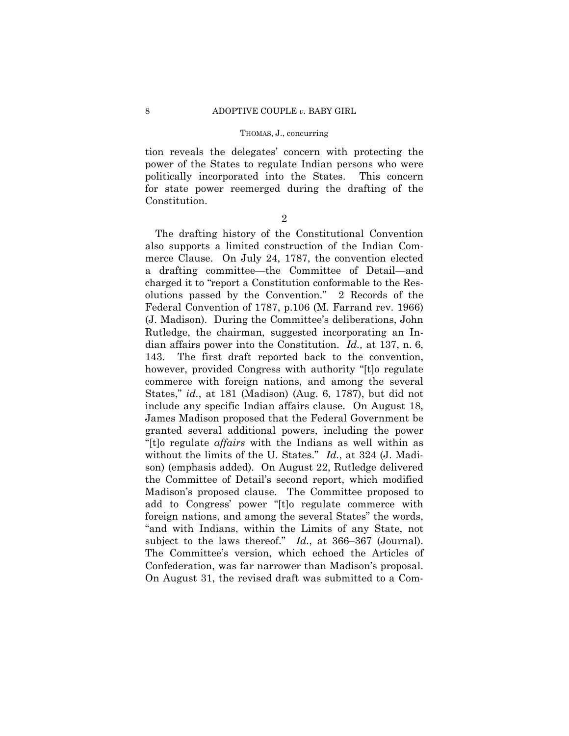tion reveals the delegates' concern with protecting the power of the States to regulate Indian persons who were politically incorporated into the States. This concern for state power reemerged during the drafting of the Constitution.

2

The drafting history of the Constitutional Convention also supports a limited construction of the Indian Commerce Clause. On July 24, 1787, the convention elected a drafting committee—the Committee of Detail—and charged it to "report a Constitution conformable to the Resolutions passed by the Convention." 2 Records of the Federal Convention of 1787, p.106 (M. Farrand rev. 1966) (J. Madison). During the Committee's deliberations, John Rutledge, the chairman, suggested incorporating an Indian affairs power into the Constitution. *Id.,* at 137, n. 6, 143. The first draft reported back to the convention, however, provided Congress with authority "[t]o regulate commerce with foreign nations, and among the several States," *id.*, at 181 (Madison) (Aug. 6, 1787), but did not include any specific Indian affairs clause. On August 18, James Madison proposed that the Federal Government be granted several additional powers, including the power "[t]o regulate *affairs* with the Indians as well within as without the limits of the U. States." *Id.*, at 324 (J. Madison) (emphasis added). On August 22, Rutledge delivered the Committee of Detail's second report, which modified Madison's proposed clause. The Committee proposed to add to Congress' power "[t]o regulate commerce with foreign nations, and among the several States" the words, "and with Indians, within the Limits of any State, not subject to the laws thereof." *Id.*, at 366–367 (Journal). The Committee's version, which echoed the Articles of Confederation, was far narrower than Madison's proposal. On August 31, the revised draft was submitted to a Com-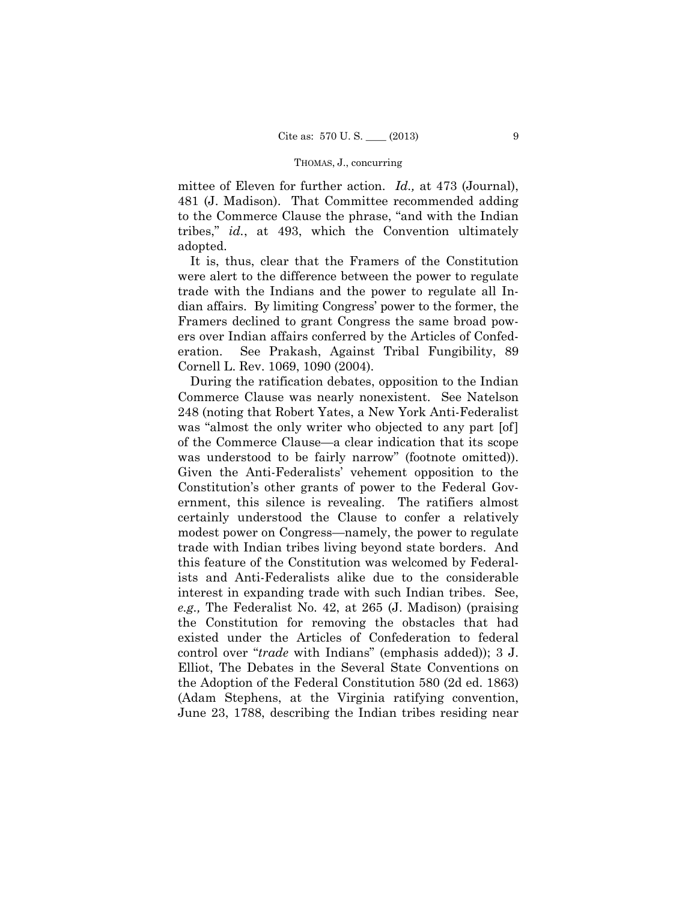mittee of Eleven for further action. *Id.,* at 473 (Journal), 481 (J. Madison). That Committee recommended adding to the Commerce Clause the phrase, "and with the Indian tribes," *id.*, at 493, which the Convention ultimately adopted.

It is, thus, clear that the Framers of the Constitution were alert to the difference between the power to regulate trade with the Indians and the power to regulate all Indian affairs. By limiting Congress' power to the former, the Framers declined to grant Congress the same broad powers over Indian affairs conferred by the Articles of Confederation. See Prakash, Against Tribal Fungibility, 89 Cornell L. Rev. 1069, 1090 (2004).

During the ratification debates, opposition to the Indian Commerce Clause was nearly nonexistent. See Natelson 248 (noting that Robert Yates, a New York Anti-Federalist was "almost the only writer who objected to any part [of] of the Commerce Clause—a clear indication that its scope was understood to be fairly narrow" (footnote omitted)). Given the Anti-Federalists' vehement opposition to the Constitution's other grants of power to the Federal Government, this silence is revealing. The ratifiers almost certainly understood the Clause to confer a relatively modest power on Congress—namely, the power to regulate trade with Indian tribes living beyond state borders. And this feature of the Constitution was welcomed by Federalists and Anti-Federalists alike due to the considerable interest in expanding trade with such Indian tribes. See, *e.g.,* The Federalist No. 42, at 265 (J. Madison) (praising the Constitution for removing the obstacles that had existed under the Articles of Confederation to federal control over "*trade* with Indians" (emphasis added)); 3 J. Elliot, The Debates in the Several State Conventions on the Adoption of the Federal Constitution 580 (2d ed. 1863) (Adam Stephens, at the Virginia ratifying convention, June 23, 1788, describing the Indian tribes residing near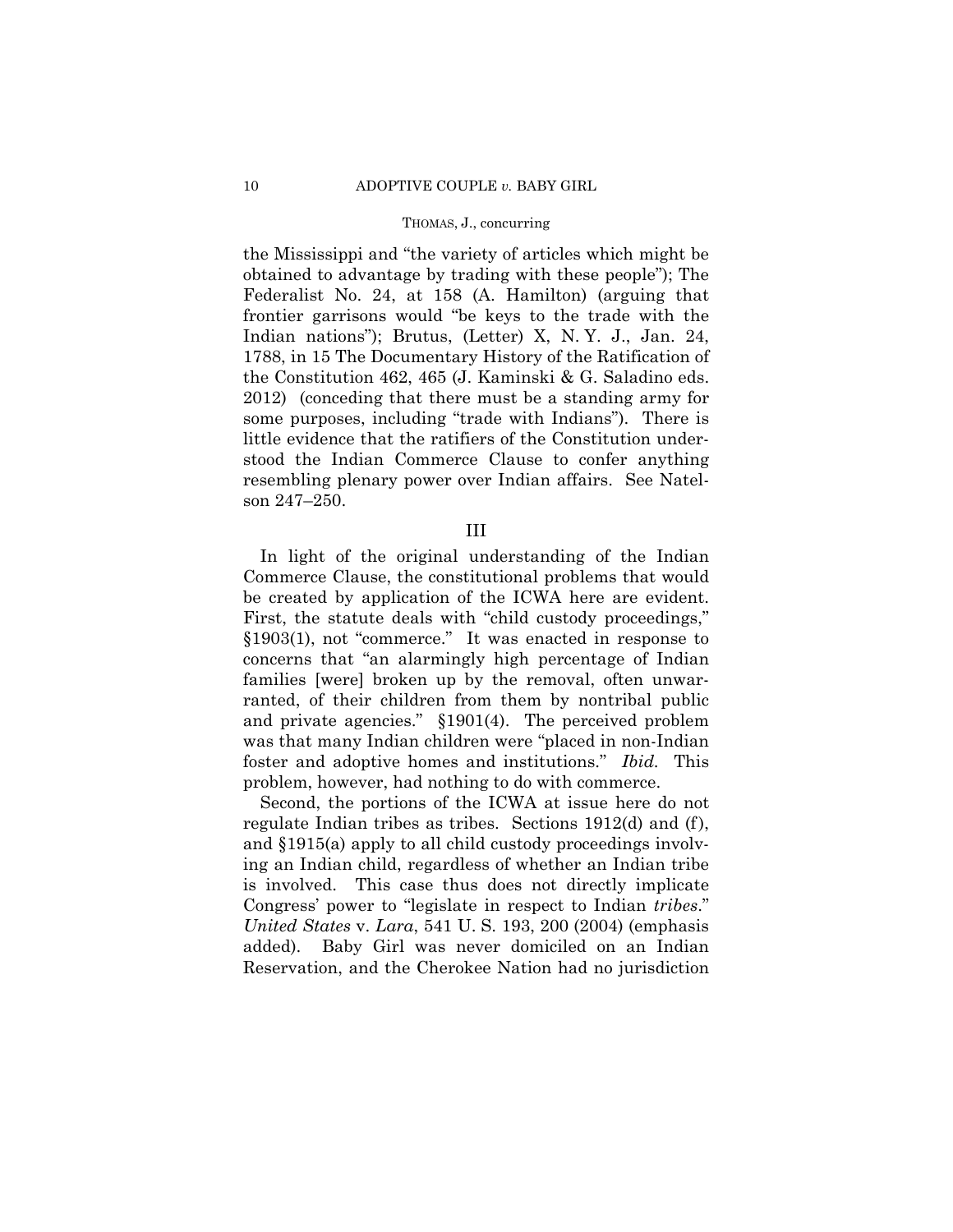the Mississippi and "the variety of articles which might be obtained to advantage by trading with these people"); The Federalist No. 24, at 158 (A. Hamilton) (arguing that frontier garrisons would "be keys to the trade with the Indian nations"); Brutus, (Letter) X, N. Y. J., Jan. 24, 1788, in 15 The Documentary History of the Ratification of the Constitution 462, 465 (J. Kaminski & G. Saladino eds. 2012) (conceding that there must be a standing army for some purposes, including "trade with Indians"). There is little evidence that the ratifiers of the Constitution understood the Indian Commerce Clause to confer anything resembling plenary power over Indian affairs. See Natelson 247–250.

## III

In light of the original understanding of the Indian Commerce Clause, the constitutional problems that would be created by application of the ICWA here are evident. First, the statute deals with "child custody proceedings," §1903(1), not "commerce." It was enacted in response to concerns that "an alarmingly high percentage of Indian families [were] broken up by the removal, often unwarranted, of their children from them by nontribal public and private agencies." §1901(4). The perceived problem was that many Indian children were "placed in non-Indian foster and adoptive homes and institutions." *Ibid.* This problem, however, had nothing to do with commerce.

Second, the portions of the ICWA at issue here do not regulate Indian tribes as tribes. Sections 1912(d) and (f), and §1915(a) apply to all child custody proceedings involving an Indian child, regardless of whether an Indian tribe is involved. This case thus does not directly implicate Congress' power to "legislate in respect to Indian *tribes*." *United States* v. *Lara*, 541 U. S. 193, 200 (2004) (emphasis added). Baby Girl was never domiciled on an Indian Reservation, and the Cherokee Nation had no jurisdiction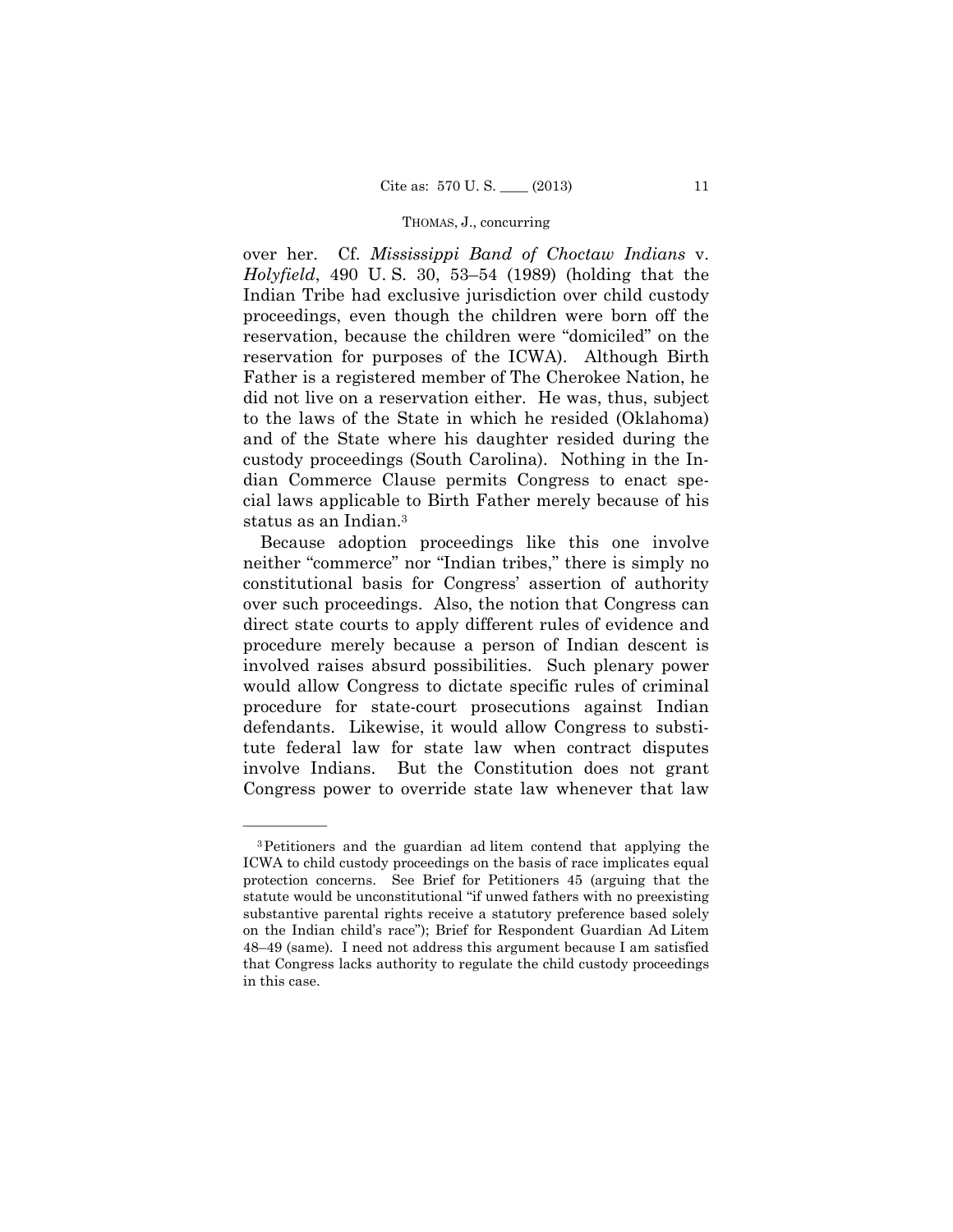over her. Cf. *Mississippi Band of Choctaw Indians* v. *Holyfield*, 490 U. S. 30, 53–54 (1989) (holding that the Indian Tribe had exclusive jurisdiction over child custody proceedings, even though the children were born off the reservation, because the children were "domiciled" on the reservation for purposes of the ICWA). Although Birth Father is a registered member of The Cherokee Nation, he did not live on a reservation either. He was, thus, subject to the laws of the State in which he resided (Oklahoma) and of the State where his daughter resided during the custody proceedings (South Carolina). Nothing in the Indian Commerce Clause permits Congress to enact special laws applicable to Birth Father merely because of his status as an Indian.[3]

Because adoption proceedings like this one involve neither "commerce" nor "Indian tribes," there is simply no constitutional basis for Congress' assertion of authority over such proceedings. Also, the notion that Congress can direct state courts to apply different rules of evidence and procedure merely because a person of Indian descent is involved raises absurd possibilities. Such plenary power would allow Congress to dictate specific rules of criminal procedure for state-court prosecutions against Indian defendants. Likewise, it would allow Congress to substitute federal law for state law when contract disputes involve Indians. But the Constitution does not grant Congress power to override state law whenever that law

---

[3] Petitioners and the guardian ad litem contend that applying the ICWA to child custody proceedings on the basis of race implicates equal protection concerns. See Brief for Petitioners 45 (arguing that the statute would be unconstitutional "if unwed fathers with no preexisting substantive parental rights receive a statutory preference based solely on the Indian child's race"); Brief for Respondent Guardian Ad Litem 48–49 (same). I need not address this argument because I am satisfied that Congress lacks authority to regulate the child custody proceedings in this case.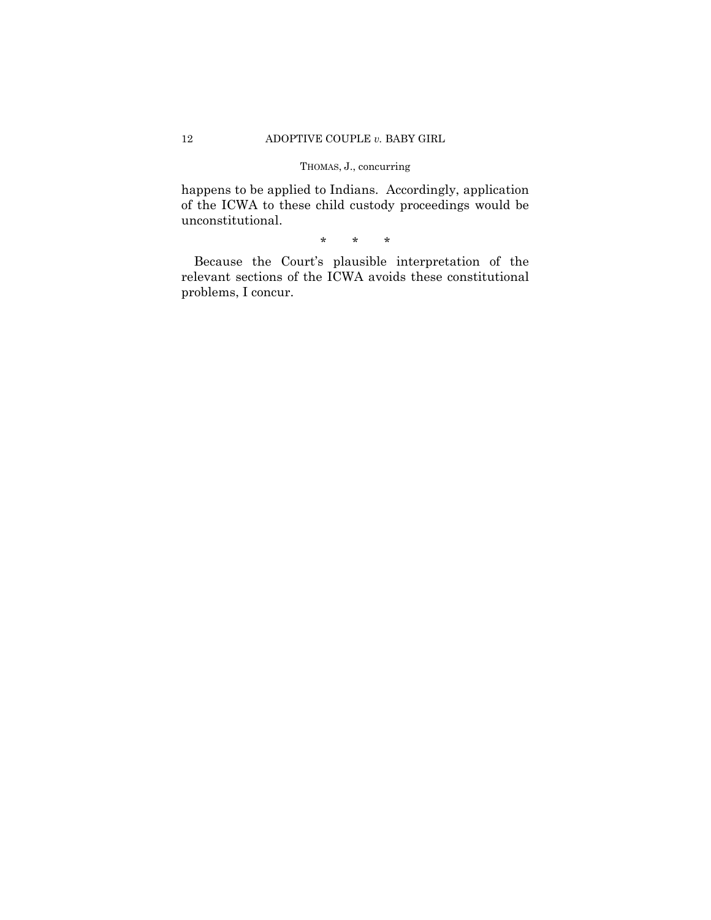happens to be applied to Indians. Accordingly, application of the ICWA to these child custody proceedings would be unconstitutional.

\* \* \*

Because the Court's plausible interpretation of the relevant sections of the ICWA avoids these constitutional problems, I concur.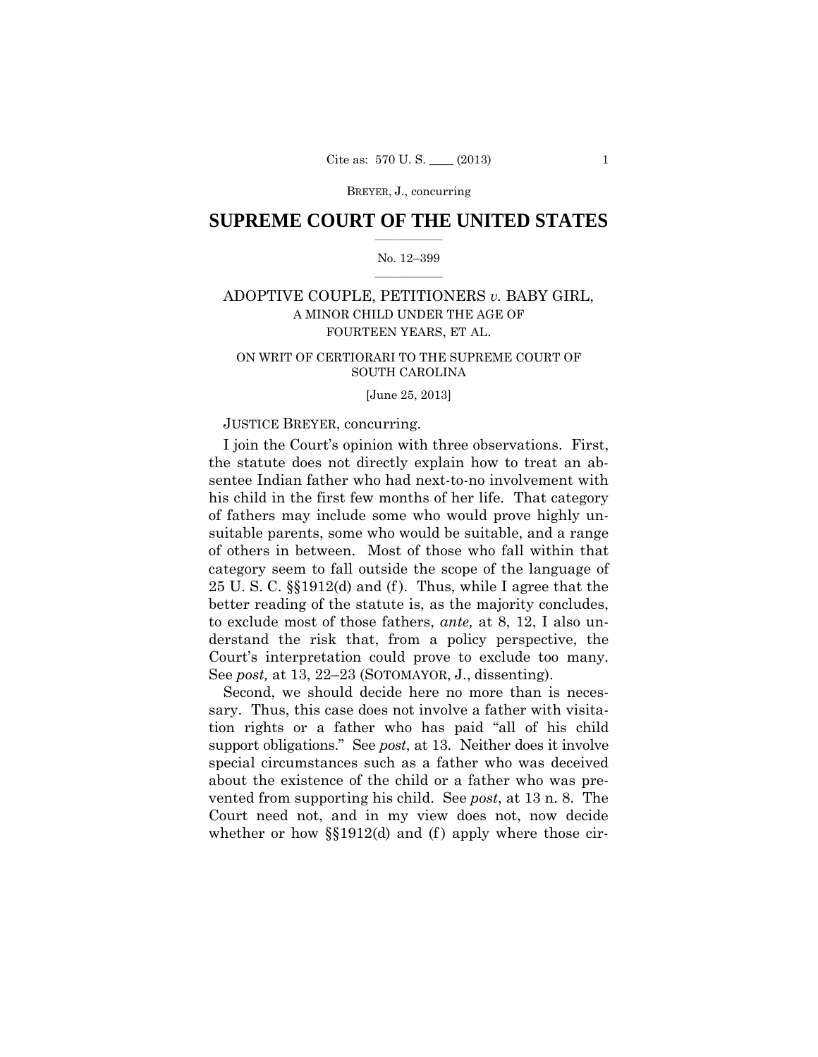# SUPREME COURT OF THE UNITED STATES

No. 12–399

ADOPTIVE COUPLE, PETITIONERS *v.* BABY GIRL, A MINOR CHILD UNDER THE AGE OF FOURTEEN YEARS, ET AL.

ON WRIT OF CERTIORARI TO THE SUPREME COURT OF SOUTH CAROLINA

[June 25, 2013]

JUSTICE BREYER, concurring.

I join the Court's opinion with three observations. First, the statute does not directly explain how to treat an absentee Indian father who had next-to-no involvement with his child in the first few months of her life. That category of fathers may include some who would prove highly unsuitable parents, some who would be suitable, and a range of others in between. Most of those who fall within that category seem to fall outside the scope of the language of 25 U. S. C. §§1912(d) and (f). Thus, while I agree that the better reading of the statute is, as the majority concludes, to exclude most of those fathers, *ante,* at 8, 12, I also understand the risk that, from a policy perspective, the Court's interpretation could prove to exclude too many. See *post,* at 13, 22–23 (SOTOMAYOR, J., dissenting).

Second, we should decide here no more than is necessary. Thus, this case does not involve a father with visitation rights or a father who has paid "all of his child support obligations." See *post*, at 13. Neither does it involve special circumstances such as a father who was deceived about the existence of the child or a father who was prevented from supporting his child. See *post*, at 13 n. 8. The Court need not, and in my view does not, now decide whether or how §§1912(d) and (f) apply where those cir-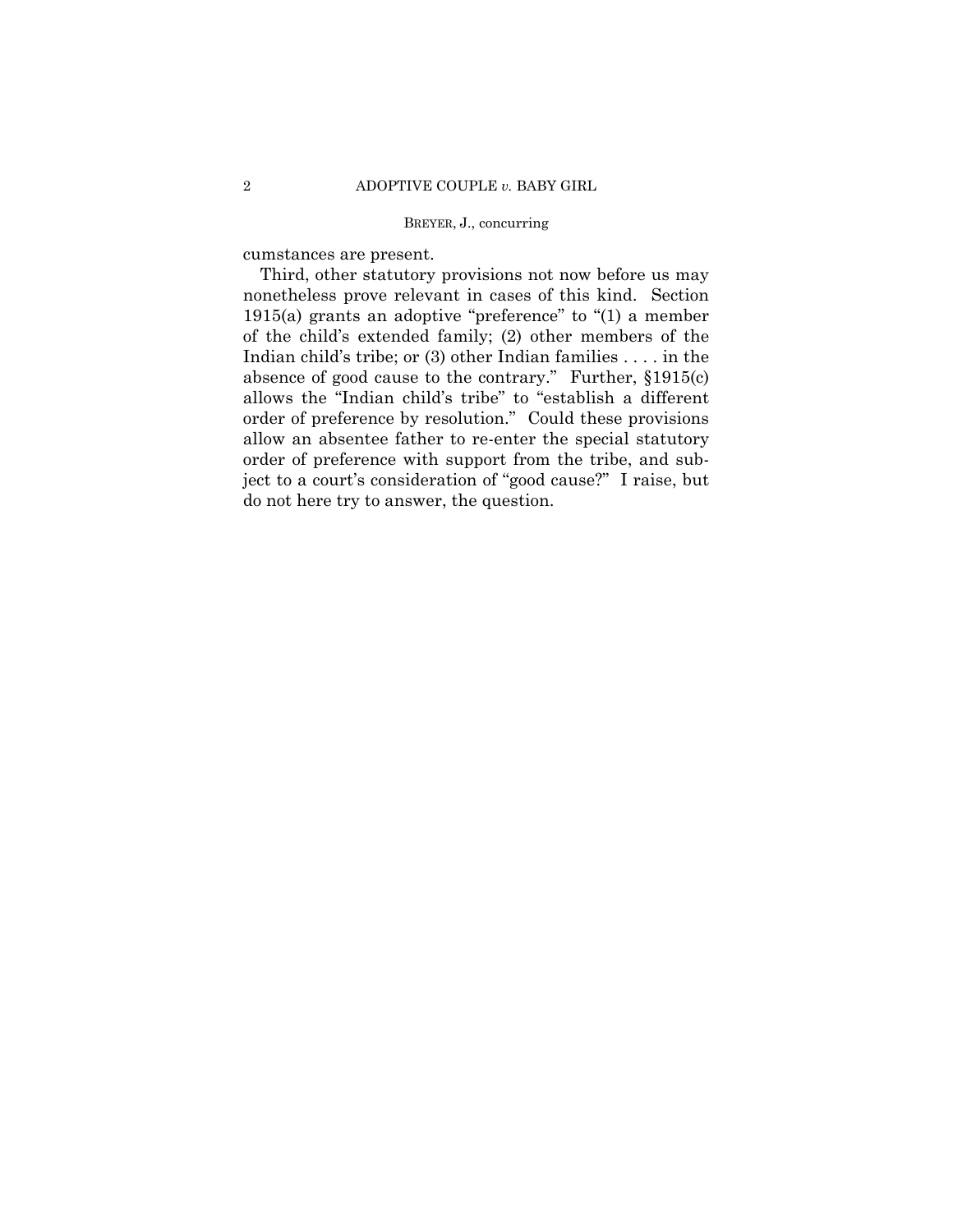cumstances are present.

Third, other statutory provisions not now before us may nonetheless prove relevant in cases of this kind. Section 1915(a) grants an adoptive "preference" to "(1) a member of the child's extended family; (2) other members of the Indian child's tribe; or (3) other Indian families . . . . in the absence of good cause to the contrary." Further, §1915(c) allows the "Indian child's tribe" to "establish a different order of preference by resolution." Could these provisions allow an absentee father to re-enter the special statutory order of preference with support from the tribe, and subject to a court's consideration of "good cause?" I raise, but do not here try to answer, the question.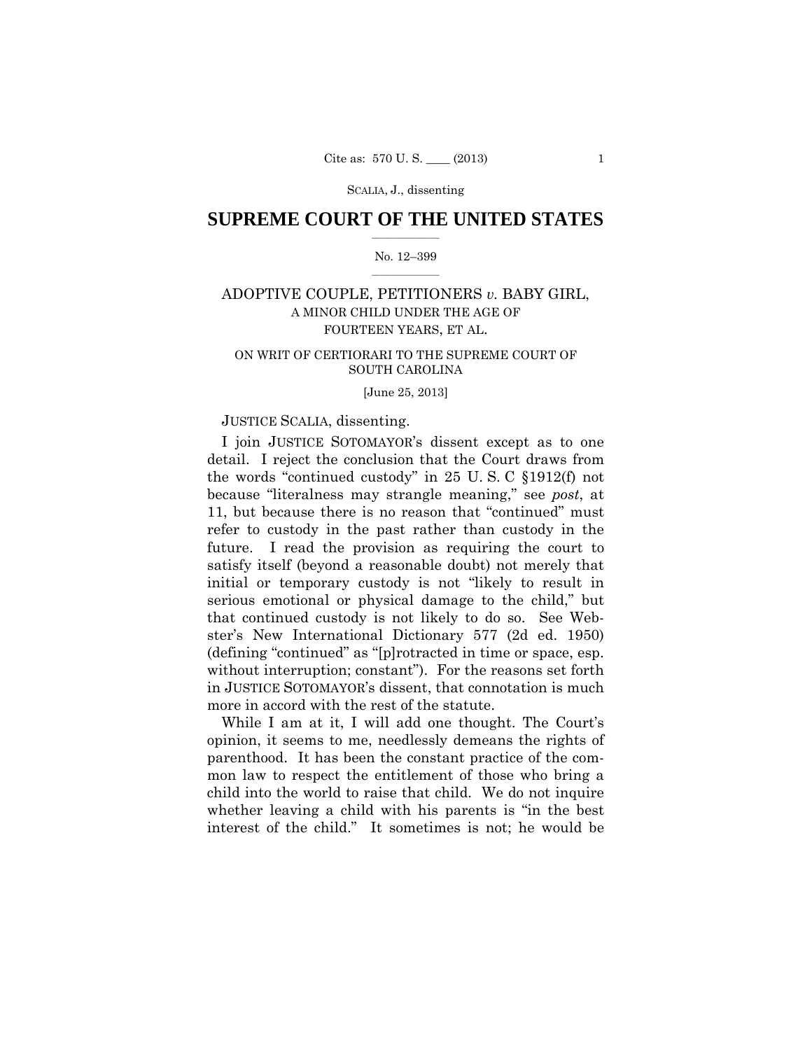**SUPREME COURT OF THE UNITED STATES**

No. 12–399

ADOPTIVE COUPLE, PETITIONERS *v.* BABY GIRL, A MINOR CHILD UNDER THE AGE OF FOURTEEN YEARS, ET AL.

ON WRIT OF CERTIORARI TO THE SUPREME COURT OF SOUTH CAROLINA

[June 25, 2013]

JUSTICE SCALIA, dissenting.

I join JUSTICE SOTOMAYOR's dissent except as to one detail. I reject the conclusion that the Court draws from the words "continued custody" in 25 U. S. C §1912(f) not because "literalness may strangle meaning," see *post*, at 11, but because there is no reason that "continued" must refer to custody in the past rather than custody in the future. I read the provision as requiring the court to satisfy itself (beyond a reasonable doubt) not merely that initial or temporary custody is not "likely to result in serious emotional or physical damage to the child," but that continued custody is not likely to do so. See Webster's New International Dictionary 577 (2d ed. 1950) (defining "continued" as "[p]rotracted in time or space, esp. without interruption; constant"). For the reasons set forth in JUSTICE SOTOMAYOR's dissent, that connotation is much more in accord with the rest of the statute.

While I am at it, I will add one thought. The Court's opinion, it seems to me, needlessly demeans the rights of parenthood. It has been the constant practice of the common law to respect the entitlement of those who bring a child into the world to raise that child. We do not inquire whether leaving a child with his parents is "in the best interest of the child." It sometimes is not; he would be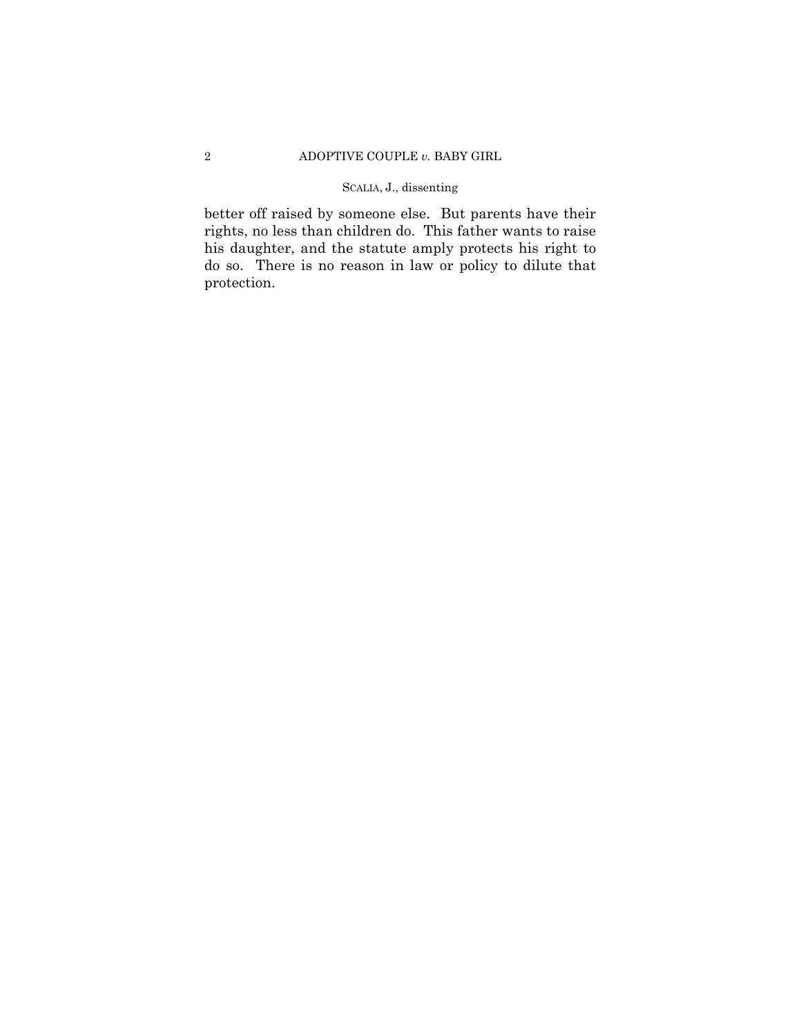better off raised by someone else. But parents have their rights, no less than children do. This father wants to raise his daughter, and the statute amply protects his right to do so. There is no reason in law or policy to dilute that protection.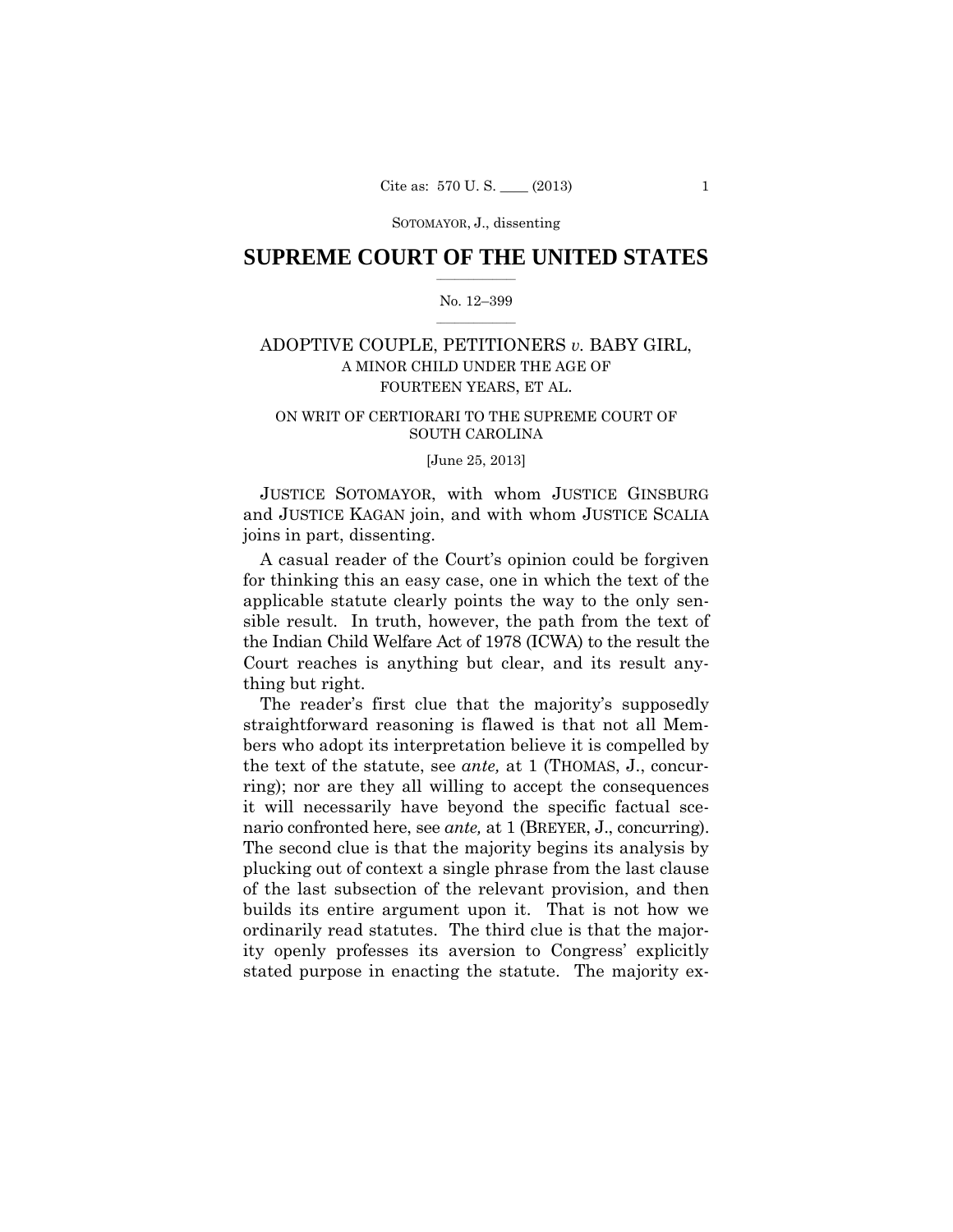# SUPREME COURT OF THE UNITED STATES

No. 12–399

ADOPTIVE COUPLE, PETITIONERS *v.* BABY GIRL, A MINOR CHILD UNDER THE AGE OF FOURTEEN YEARS, ET AL.

ON WRIT OF CERTIORARI TO THE SUPREME COURT OF SOUTH CAROLINA

[June 25, 2013]

JUSTICE SOTOMAYOR, with whom JUSTICE GINSBURG and JUSTICE KAGAN join, and with whom JUSTICE SCALIA joins in part, dissenting.

A casual reader of the Court's opinion could be forgiven for thinking this an easy case, one in which the text of the applicable statute clearly points the way to the only sensible result. In truth, however, the path from the text of the Indian Child Welfare Act of 1978 (ICWA) to the result the Court reaches is anything but clear, and its result anything but right.

The reader's first clue that the majority's supposedly straightforward reasoning is flawed is that not all Members who adopt its interpretation believe it is compelled by the text of the statute, see *ante,* at 1 (THOMAS, J., concurring); nor are they all willing to accept the consequences it will necessarily have beyond the specific factual scenario confronted here, see *ante,* at 1 (BREYER, J., concurring). The second clue is that the majority begins its analysis by plucking out of context a single phrase from the last clause of the last subsection of the relevant provision, and then builds its entire argument upon it. That is not how we ordinarily read statutes. The third clue is that the majority openly professes its aversion to Congress' explicitly stated purpose in enacting the statute. The majority ex-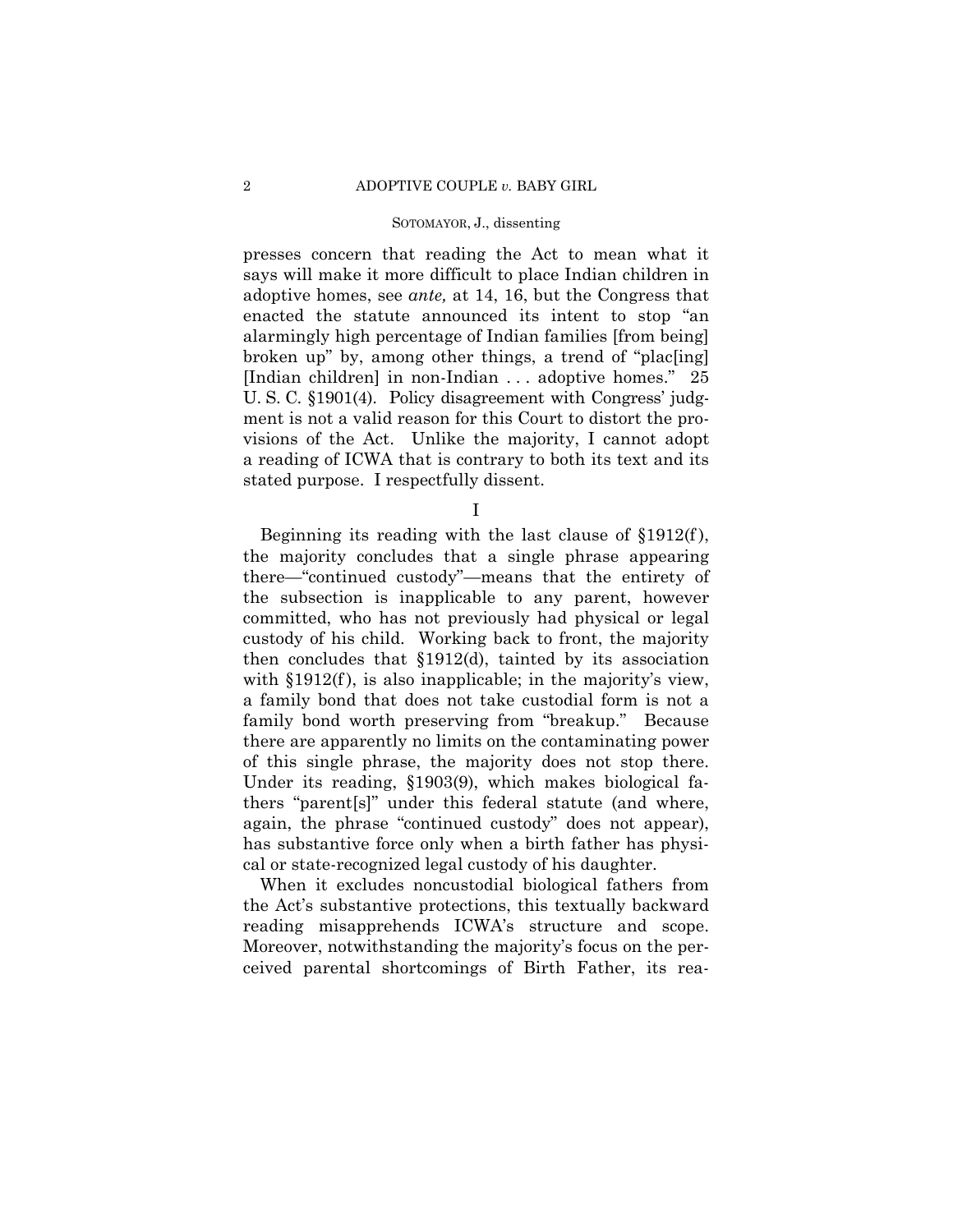presses concern that reading the Act to mean what it says will make it more difficult to place Indian children in adoptive homes, see *ante,* at 14, 16, but the Congress that enacted the statute announced its intent to stop "an alarmingly high percentage of Indian families [from being] broken up" by, among other things, a trend of "plac[ing] [Indian children] in non-Indian . . . adoptive homes." 25 U. S. C. §1901(4). Policy disagreement with Congress' judgment is not a valid reason for this Court to distort the provisions of the Act. Unlike the majority, I cannot adopt a reading of ICWA that is contrary to both its text and its stated purpose. I respectfully dissent.

I

Beginning its reading with the last clause of §1912(f), the majority concludes that a single phrase appearing there—"continued custody"—means that the entirety of the subsection is inapplicable to any parent, however committed, who has not previously had physical or legal custody of his child. Working back to front, the majority then concludes that §1912(d), tainted by its association with §1912(f), is also inapplicable; in the majority's view, a family bond that does not take custodial form is not a family bond worth preserving from "breakup." Because there are apparently no limits on the contaminating power of this single phrase, the majority does not stop there. Under its reading, §1903(9), which makes biological fathers "parent[s]" under this federal statute (and where, again, the phrase "continued custody" does not appear), has substantive force only when a birth father has physical or state-recognized legal custody of his daughter.

When it excludes noncustodial biological fathers from the Act's substantive protections, this textually backward reading misapprehends ICWA's structure and scope. Moreover, notwithstanding the majority's focus on the perceived parental shortcomings of Birth Father, its rea-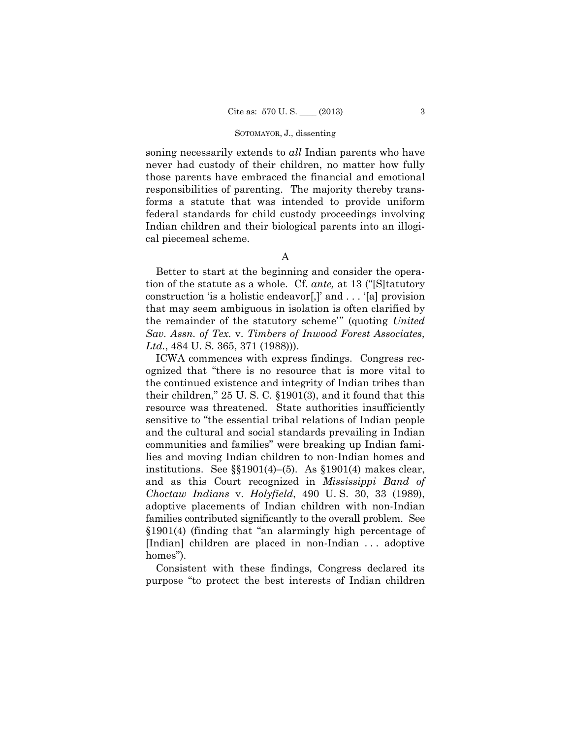soning necessarily extends to *all* Indian parents who have never had custody of their children, no matter how fully those parents have embraced the financial and emotional responsibilities of parenting. The majority thereby transforms a statute that was intended to provide uniform federal standards for child custody proceedings involving Indian children and their biological parents into an illogical piecemeal scheme.

A

Better to start at the beginning and consider the operation of the statute as a whole. Cf. *ante,* at 13 ("[S]tatutory construction 'is a holistic endeavor[,]' and . . . '[a] provision that may seem ambiguous in isolation is often clarified by the remainder of the statutory scheme'" (quoting *United Sav. Assn. of Tex.* v. *Timbers of Inwood Forest Associates, Ltd.*, 484 U. S. 365, 371 (1988))).

ICWA commences with express findings. Congress recognized that "there is no resource that is more vital to the continued existence and integrity of Indian tribes than their children," 25 U. S. C. §1901(3), and it found that this resource was threatened. State authorities insufficiently sensitive to "the essential tribal relations of Indian people and the cultural and social standards prevailing in Indian communities and families" were breaking up Indian families and moving Indian children to non-Indian homes and institutions. See §§1901(4)–(5). As §1901(4) makes clear, and as this Court recognized in *Mississippi Band of Choctaw Indians* v. *Holyfield*, 490 U. S. 30, 33 (1989), adoptive placements of Indian children with non-Indian families contributed significantly to the overall problem. See §1901(4) (finding that "an alarmingly high percentage of [Indian] children are placed in non-Indian . . . adoptive homes").

Consistent with these findings, Congress declared its purpose "to protect the best interests of Indian children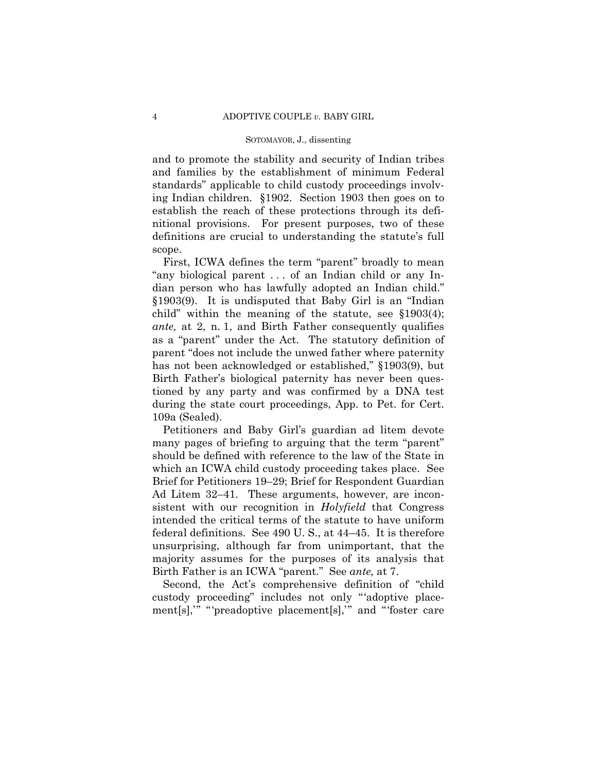and to promote the stability and security of Indian tribes and families by the establishment of minimum Federal standards" applicable to child custody proceedings involving Indian children. §1902. Section 1903 then goes on to establish the reach of these protections through its definitional provisions. For present purposes, two of these definitions are crucial to understanding the statute's full scope.

First, ICWA defines the term "parent" broadly to mean "any biological parent . . . of an Indian child or any Indian person who has lawfully adopted an Indian child." §1903(9). It is undisputed that Baby Girl is an "Indian child" within the meaning of the statute, see §1903(4); *ante,* at 2, n. 1, and Birth Father consequently qualifies as a "parent" under the Act. The statutory definition of parent "does not include the unwed father where paternity has not been acknowledged or established," §1903(9), but Birth Father's biological paternity has never been questioned by any party and was confirmed by a DNA test during the state court proceedings, App. to Pet. for Cert. 109a (Sealed).

Petitioners and Baby Girl's guardian ad litem devote many pages of briefing to arguing that the term "parent" should be defined with reference to the law of the State in which an ICWA child custody proceeding takes place. See Brief for Petitioners 19–29; Brief for Respondent Guardian Ad Litem 32–41. These arguments, however, are inconsistent with our recognition in *Holyfield* that Congress intended the critical terms of the statute to have uniform federal definitions. See 490 U. S., at 44–45. It is therefore unsurprising, although far from unimportant, that the majority assumes for the purposes of its analysis that Birth Father is an ICWA "parent." See *ante,* at 7.

Second, the Act's comprehensive definition of "child custody proceeding" includes not only "'adoptive placement[s],'" "'preadoptive placement[s],'" and "'foster care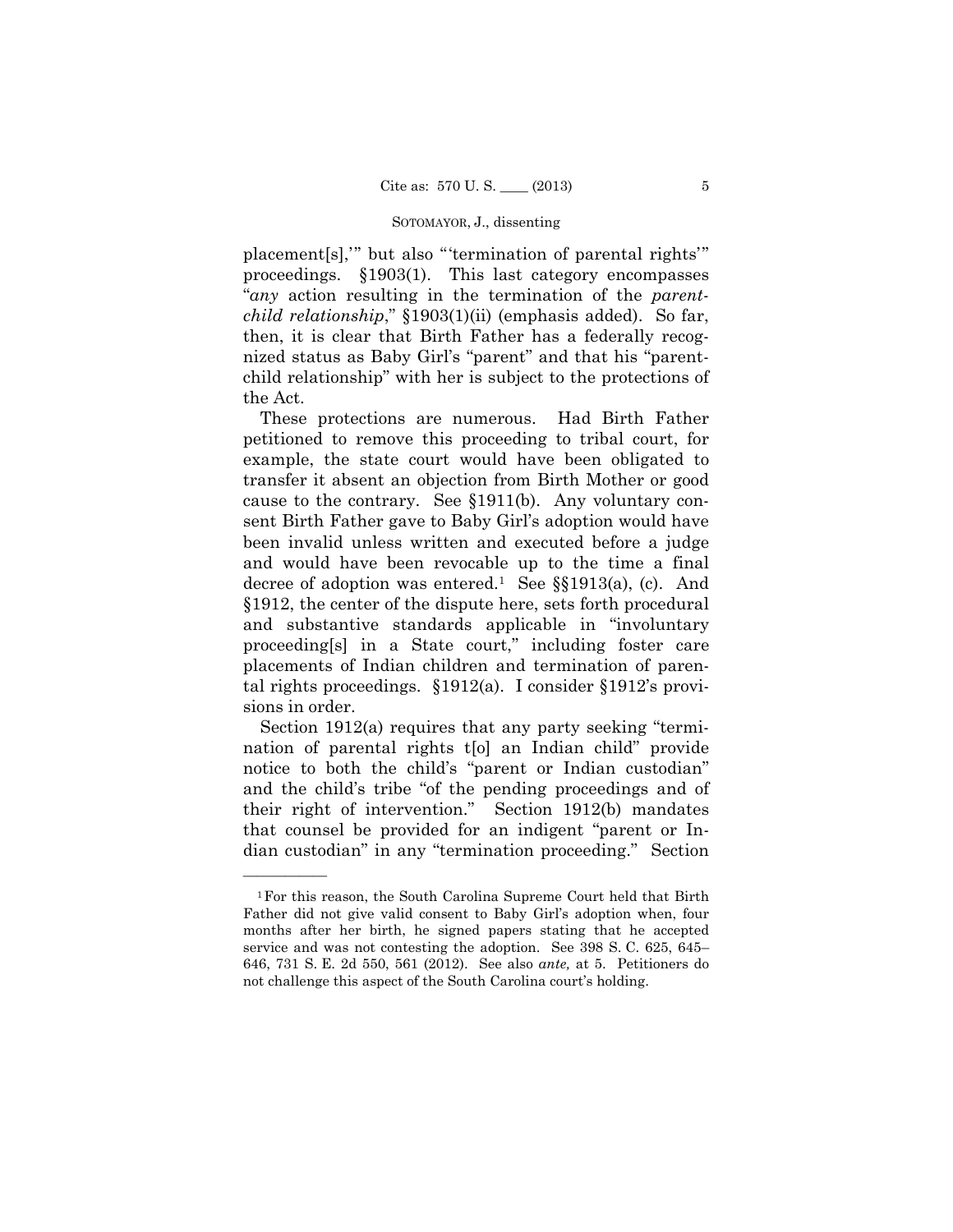placement[s],'" but also "'termination of parental rights'" proceedings. §1903(1). This last category encompasses "*any* action resulting in the termination of the *parent-child relationship*," §1903(1)(ii) (emphasis added). So far, then, it is clear that Birth Father has a federally recognized status as Baby Girl's "parent" and that his "parent-child relationship" with her is subject to the protections of the Act.

These protections are numerous. Had Birth Father petitioned to remove this proceeding to tribal court, for example, the state court would have been obligated to transfer it absent an objection from Birth Mother or good cause to the contrary. See §1911(b). Any voluntary consent Birth Father gave to Baby Girl's adoption would have been invalid unless written and executed before a judge and would have been revocable up to the time a final decree of adoption was entered.[1] See §§1913(a), (c). And §1912, the center of the dispute here, sets forth procedural and substantive standards applicable in "involuntary proceeding[s] in a State court," including foster care placements of Indian children and termination of parental rights proceedings. §1912(a). I consider §1912's provisions in order.

Section 1912(a) requires that any party seeking "termination of parental rights t[o] an Indian child" provide notice to both the child's "parent or Indian custodian" and the child's tribe "of the pending proceedings and of their right of intervention." Section 1912(b) mandates that counsel be provided for an indigent "parent or Indian custodian" in any "termination proceeding." Section

---

[1] For this reason, the South Carolina Supreme Court held that Birth Father did not give valid consent to Baby Girl's adoption when, four months after her birth, he signed papers stating that he accepted service and was not contesting the adoption. See 398 S. C. 625, 645–646, 731 S. E. 2d 550, 561 (2012). See also *ante,* at 5. Petitioners do not challenge this aspect of the South Carolina court's holding.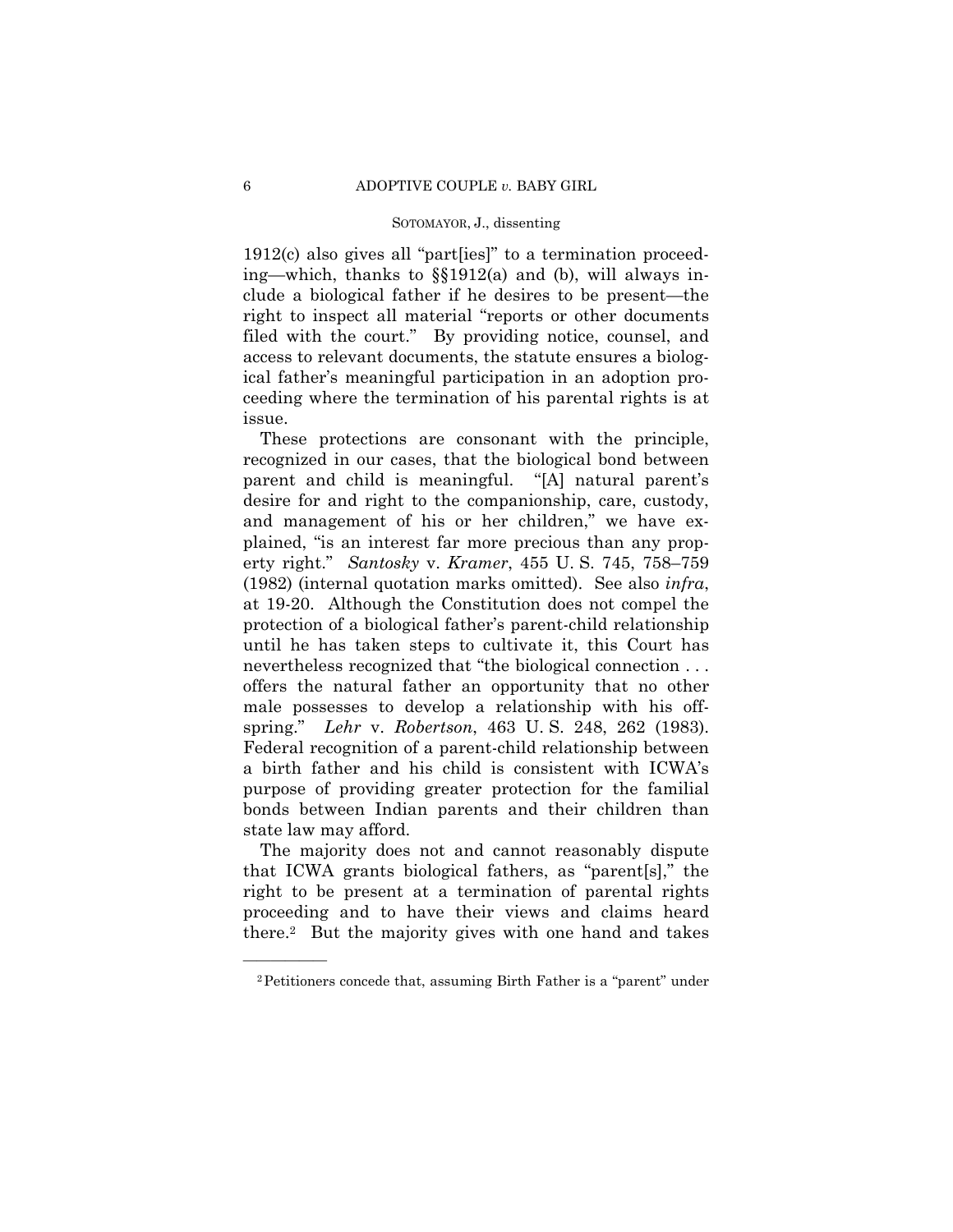1912(c) also gives all "part[ies]" to a termination proceeding—which, thanks to §§1912(a) and (b), will always include a biological father if he desires to be present—the right to inspect all material "reports or other documents filed with the court." By providing notice, counsel, and access to relevant documents, the statute ensures a biological father's meaningful participation in an adoption proceeding where the termination of his parental rights is at issue.

These protections are consonant with the principle, recognized in our cases, that the biological bond between parent and child is meaningful. "[A] natural parent's desire for and right to the companionship, care, custody, and management of his or her children," we have explained, "is an interest far more precious than any property right." *Santosky* v. *Kramer*, 455 U. S. 745, 758–759 (1982) (internal quotation marks omitted). See also *infra*, at 19-20. Although the Constitution does not compel the protection of a biological father's parent-child relationship until he has taken steps to cultivate it, this Court has nevertheless recognized that "the biological connection . . . offers the natural father an opportunity that no other male possesses to develop a relationship with his offspring." *Lehr* v. *Robertson*, 463 U. S. 248, 262 (1983). Federal recognition of a parent-child relationship between a birth father and his child is consistent with ICWA's purpose of providing greater protection for the familial bonds between Indian parents and their children than state law may afford.

The majority does not and cannot reasonably dispute that ICWA grants biological fathers, as "parent[s]," the right to be present at a termination of parental rights proceeding and to have their views and claims heard there.[2] But the majority gives with one hand and takes

---

[2] Petitioners concede that, assuming Birth Father is a "parent" under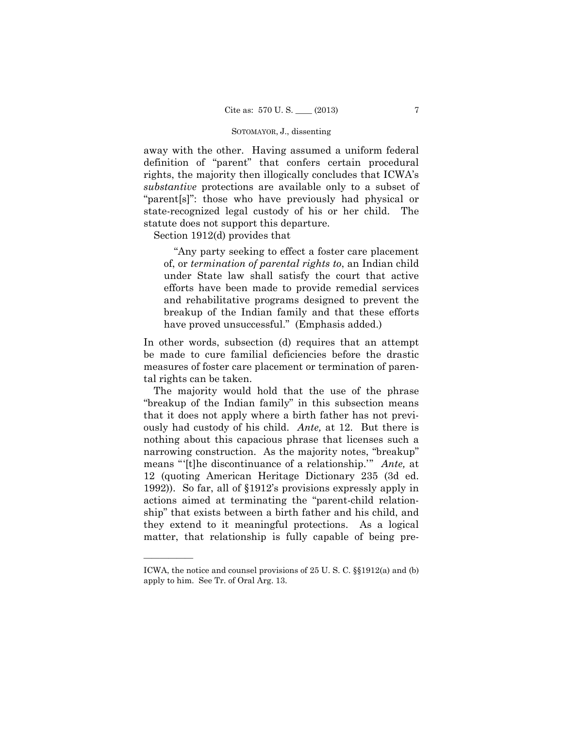away with the other. Having assumed a uniform federal definition of "parent" that confers certain procedural rights, the majority then illogically concludes that ICWA's *substantive* protections are available only to a subset of "parent[s]": those who have previously had physical or state-recognized legal custody of his or her child. The statute does not support this departure.

Section 1912(d) provides that

> "Any party seeking to effect a foster care placement of, or *termination of parental rights to*, an Indian child under State law shall satisfy the court that active efforts have been made to provide remedial services and rehabilitative programs designed to prevent the breakup of the Indian family and that these efforts have proved unsuccessful." (Emphasis added.)

In other words, subsection (d) requires that an attempt be made to cure familial deficiencies before the drastic measures of foster care placement or termination of parental rights can be taken.

The majority would hold that the use of the phrase "breakup of the Indian family" in this subsection means that it does not apply where a birth father has not previously had custody of his child. *Ante,* at 12. But there is nothing about this capacious phrase that licenses such a narrowing construction. As the majority notes, "breakup" means "'[t]he discontinuance of a relationship.'" *Ante,* at 12 (quoting American Heritage Dictionary 235 (3d ed. 1992)). So far, all of §1912's provisions expressly apply in actions aimed at terminating the "parent-child relationship" that exists between a birth father and his child, and they extend to it meaningful protections. As a logical matter, that relationship is fully capable of being pre-

---

ICWA, the notice and counsel provisions of 25 U. S. C. §§1912(a) and (b) apply to him. See Tr. of Oral Arg. 13.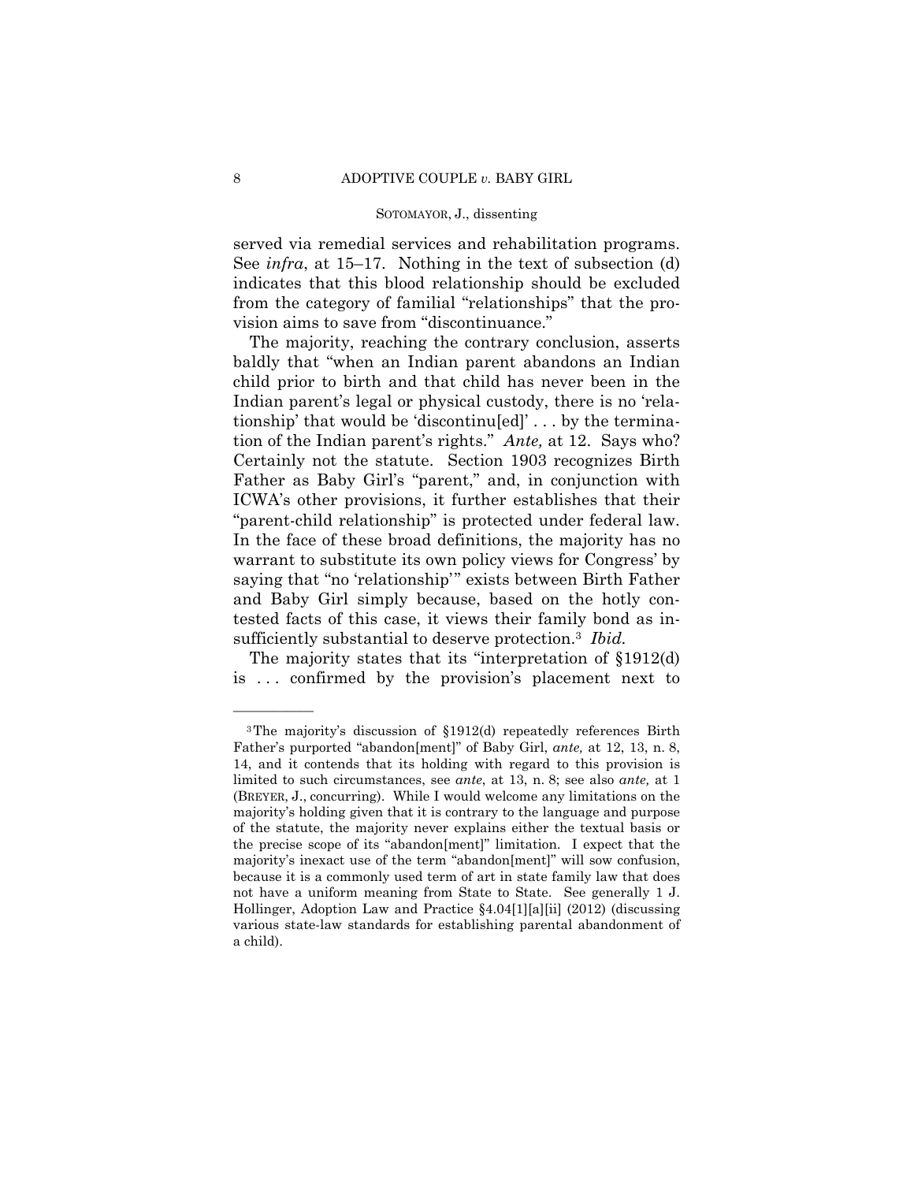served via remedial services and rehabilitation programs. See *infra*, at 15–17. Nothing in the text of subsection (d) indicates that this blood relationship should be excluded from the category of familial "relationships" that the provision aims to save from "discontinuance."

The majority, reaching the contrary conclusion, asserts baldly that "when an Indian parent abandons an Indian child prior to birth and that child has never been in the Indian parent's legal or physical custody, there is no 'relationship' that would be 'discontinu[ed]' . . . by the termination of the Indian parent's rights." *Ante,* at 12. Says who? Certainly not the statute. Section 1903 recognizes Birth Father as Baby Girl's "parent," and, in conjunction with ICWA's other provisions, it further establishes that their "parent-child relationship" is protected under federal law. In the face of these broad definitions, the majority has no warrant to substitute its own policy views for Congress' by saying that "no 'relationship'" exists between Birth Father and Baby Girl simply because, based on the hotly contested facts of this case, it views their family bond as insufficiently substantial to deserve protection.[3] *Ibid.*

The majority states that its "interpretation of §1912(d) is . . . confirmed by the provision's placement next to

———————

[3] The majority's discussion of §1912(d) repeatedly references Birth Father's purported "abandon[ment]" of Baby Girl, *ante,* at 12, 13, n. 8, 14, and it contends that its holding with regard to this provision is limited to such circumstances, see *ante*, at 13, n. 8; see also *ante,* at 1 (BREYER, J., concurring). While I would welcome any limitations on the majority's holding given that it is contrary to the language and purpose of the statute, the majority never explains either the textual basis or the precise scope of its "abandon[ment]" limitation. I expect that the majority's inexact use of the term "abandon[ment]" will sow confusion, because it is a commonly used term of art in state family law that does not have a uniform meaning from State to State. See generally 1 J. Hollinger, Adoption Law and Practice §4.04[1][a][ii] (2012) (discussing various state-law standards for establishing parental abandonment of a child).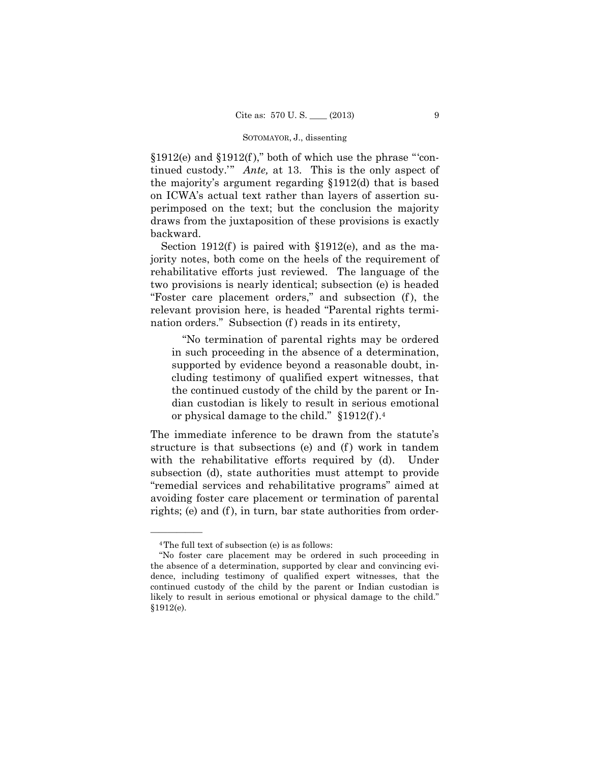§1912(e) and §1912(f)," both of which use the phrase "'continued custody.'" *Ante,* at 13. This is the only aspect of the majority's argument regarding §1912(d) that is based on ICWA's actual text rather than layers of assertion superimposed on the text; but the conclusion the majority draws from the juxtaposition of these provisions is exactly backward.

Section 1912(f) is paired with §1912(e), and as the majority notes, both come on the heels of the requirement of rehabilitative efforts just reviewed. The language of the two provisions is nearly identical; subsection (e) is headed "Foster care placement orders," and subsection (f), the relevant provision here, is headed "Parental rights termination orders." Subsection (f) reads in its entirety,

> "No termination of parental rights may be ordered in such proceeding in the absence of a determination, supported by evidence beyond a reasonable doubt, including testimony of qualified expert witnesses, that the continued custody of the child by the parent or Indian custodian is likely to result in serious emotional or physical damage to the child." §1912(f).[4]

The immediate inference to be drawn from the statute's structure is that subsections (e) and (f) work in tandem with the rehabilitative efforts required by (d). Under subsection (d), state authorities must attempt to provide "remedial services and rehabilitative programs" aimed at avoiding foster care placement or termination of parental rights; (e) and (f), in turn, bar state authorities from order-

---

[4] The full text of subsection (e) is as follows:

"No foster care placement may be ordered in such proceeding in the absence of a determination, supported by clear and convincing evidence, including testimony of qualified expert witnesses, that the continued custody of the child by the parent or Indian custodian is likely to result in serious emotional or physical damage to the child." §1912(e).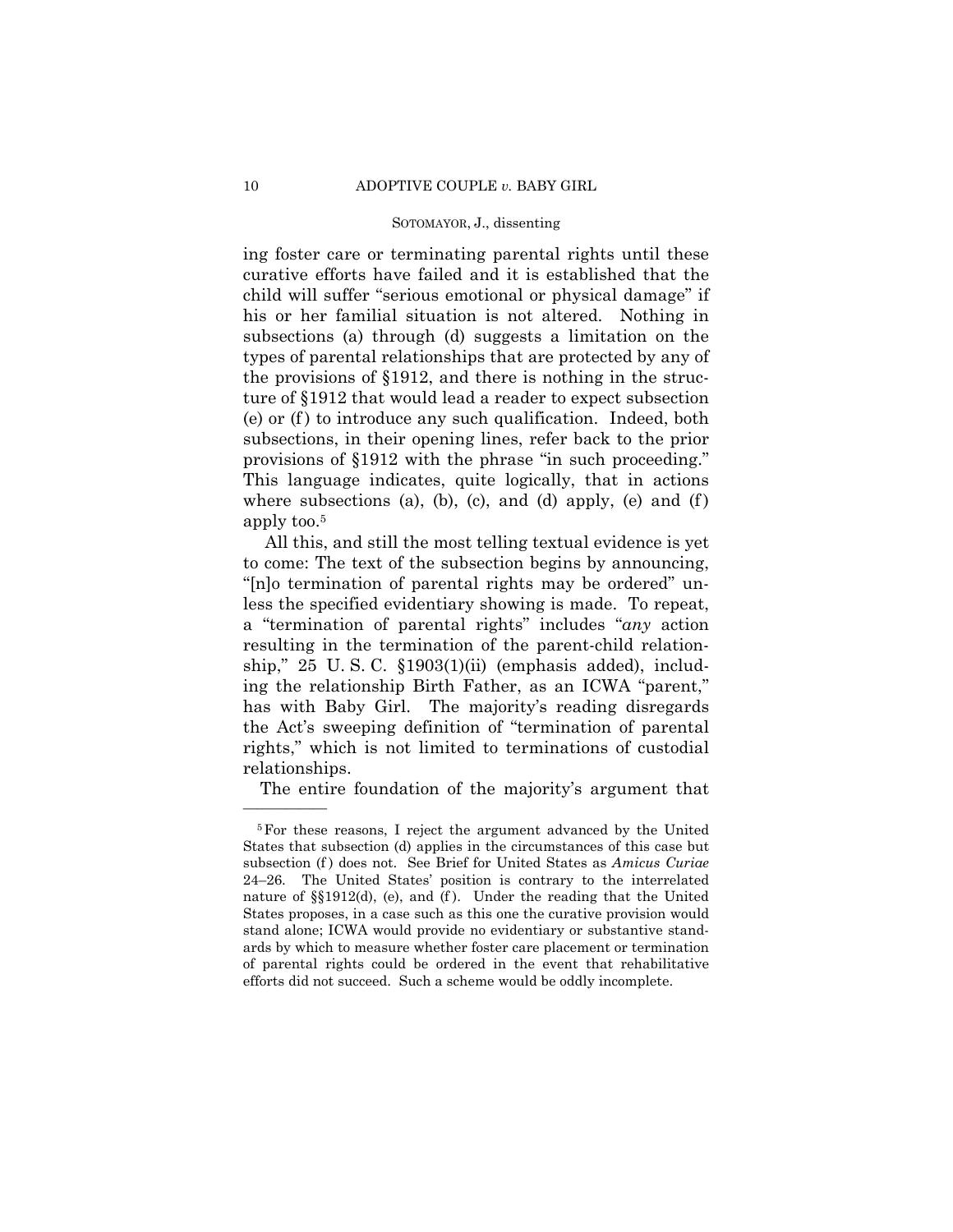ing foster care or terminating parental rights until these curative efforts have failed and it is established that the child will suffer "serious emotional or physical damage" if his or her familial situation is not altered. Nothing in subsections (a) through (d) suggests a limitation on the types of parental relationships that are protected by any of the provisions of §1912, and there is nothing in the structure of §1912 that would lead a reader to expect subsection (e) or (f) to introduce any such qualification. Indeed, both subsections, in their opening lines, refer back to the prior provisions of §1912 with the phrase "in such proceeding." This language indicates, quite logically, that in actions where subsections (a), (b), (c), and (d) apply, (e) and (f) apply too.[5]

All this, and still the most telling textual evidence is yet to come: The text of the subsection begins by announcing, "[n]o termination of parental rights may be ordered" unless the specified evidentiary showing is made. To repeat, a "termination of parental rights" includes "*any* action resulting in the termination of the parent-child relationship," 25 U. S. C. §1903(1)(ii) (emphasis added), including the relationship Birth Father, as an ICWA "parent," has with Baby Girl. The majority's reading disregards the Act's sweeping definition of "termination of parental rights," which is not limited to terminations of custodial relationships.

The entire foundation of the majority's argument that

---

[5] For these reasons, I reject the argument advanced by the United States that subsection (d) applies in the circumstances of this case but subsection (f) does not. See Brief for United States as *Amicus Curiae* 24–26. The United States' position is contrary to the interrelated nature of §§1912(d), (e), and (f). Under the reading that the United States proposes, in a case such as this one the curative provision would stand alone; ICWA would provide no evidentiary or substantive standards by which to measure whether foster care placement or termination of parental rights could be ordered in the event that rehabilitative efforts did not succeed. Such a scheme would be oddly incomplete.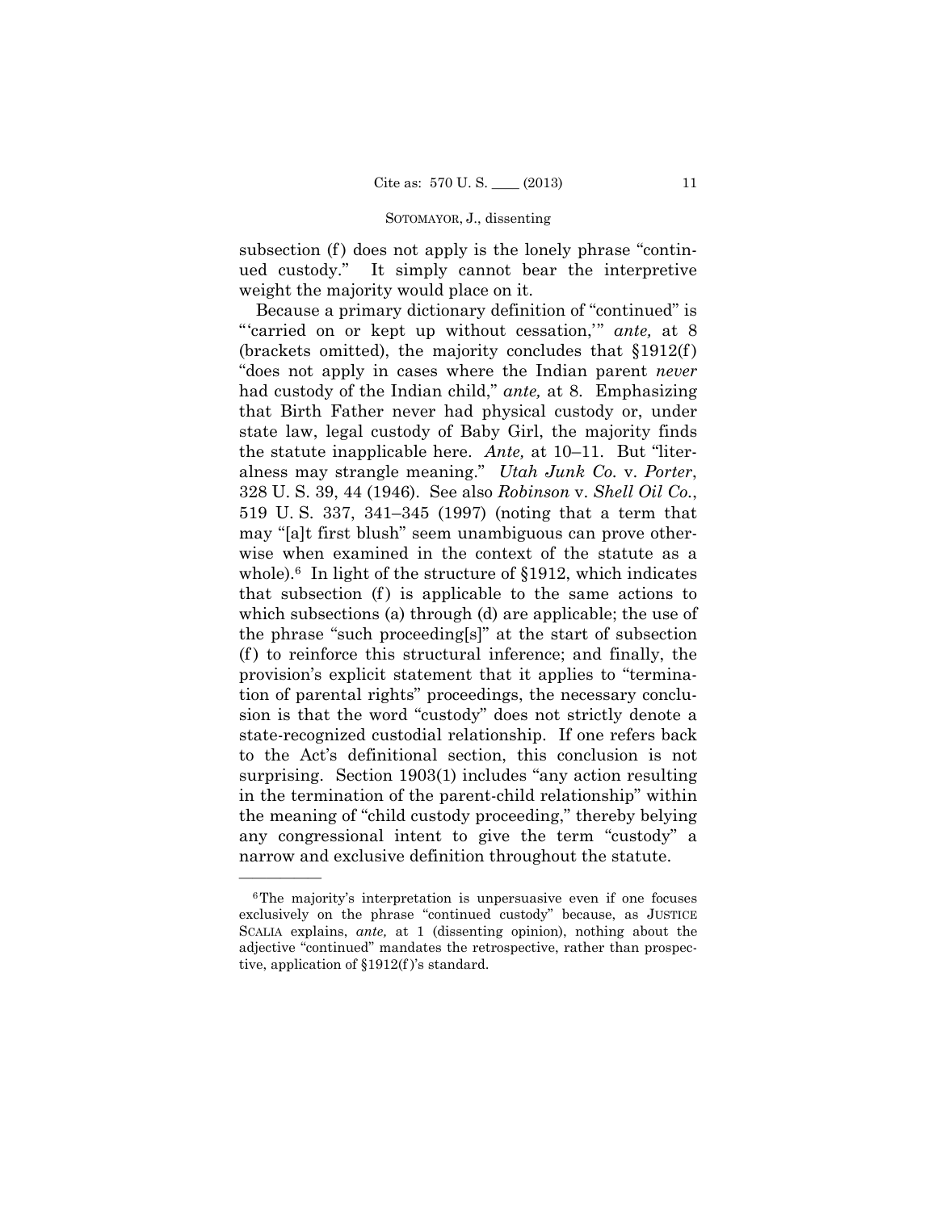subsection (f) does not apply is the lonely phrase "continued custody." It simply cannot bear the interpretive weight the majority would place on it.

Because a primary dictionary definition of "continued" is "'carried on or kept up without cessation,'" *ante,* at 8 (brackets omitted), the majority concludes that §1912(f) "does not apply in cases where the Indian parent *never* had custody of the Indian child," *ante,* at 8. Emphasizing that Birth Father never had physical custody or, under state law, legal custody of Baby Girl, the majority finds the statute inapplicable here. *Ante,* at 10–11. But "literalness may strangle meaning." *Utah Junk Co.* v. *Porter*, 328 U. S. 39, 44 (1946). See also *Robinson* v. *Shell Oil Co.*, 519 U. S. 337, 341–345 (1997) (noting that a term that may "[a]t first blush" seem unambiguous can prove otherwise when examined in the context of the statute as a whole).[6] In light of the structure of §1912, which indicates that subsection (f) is applicable to the same actions to which subsections (a) through (d) are applicable; the use of the phrase "such proceeding[s]" at the start of subsection (f) to reinforce this structural inference; and finally, the provision's explicit statement that it applies to "termination of parental rights" proceedings, the necessary conclusion is that the word "custody" does not strictly denote a state-recognized custodial relationship. If one refers back to the Act's definitional section, this conclusion is not surprising. Section 1903(1) includes "any action resulting in the termination of the parent-child relationship" within the meaning of "child custody proceeding," thereby belying any congressional intent to give the term "custody" a narrow and exclusive definition throughout the statute.

---

[6] The majority's interpretation is unpersuasive even if one focuses exclusively on the phrase "continued custody" because, as JUSTICE SCALIA explains, *ante,* at 1 (dissenting opinion), nothing about the adjective "continued" mandates the retrospective, rather than prospective, application of §1912(f)'s standard.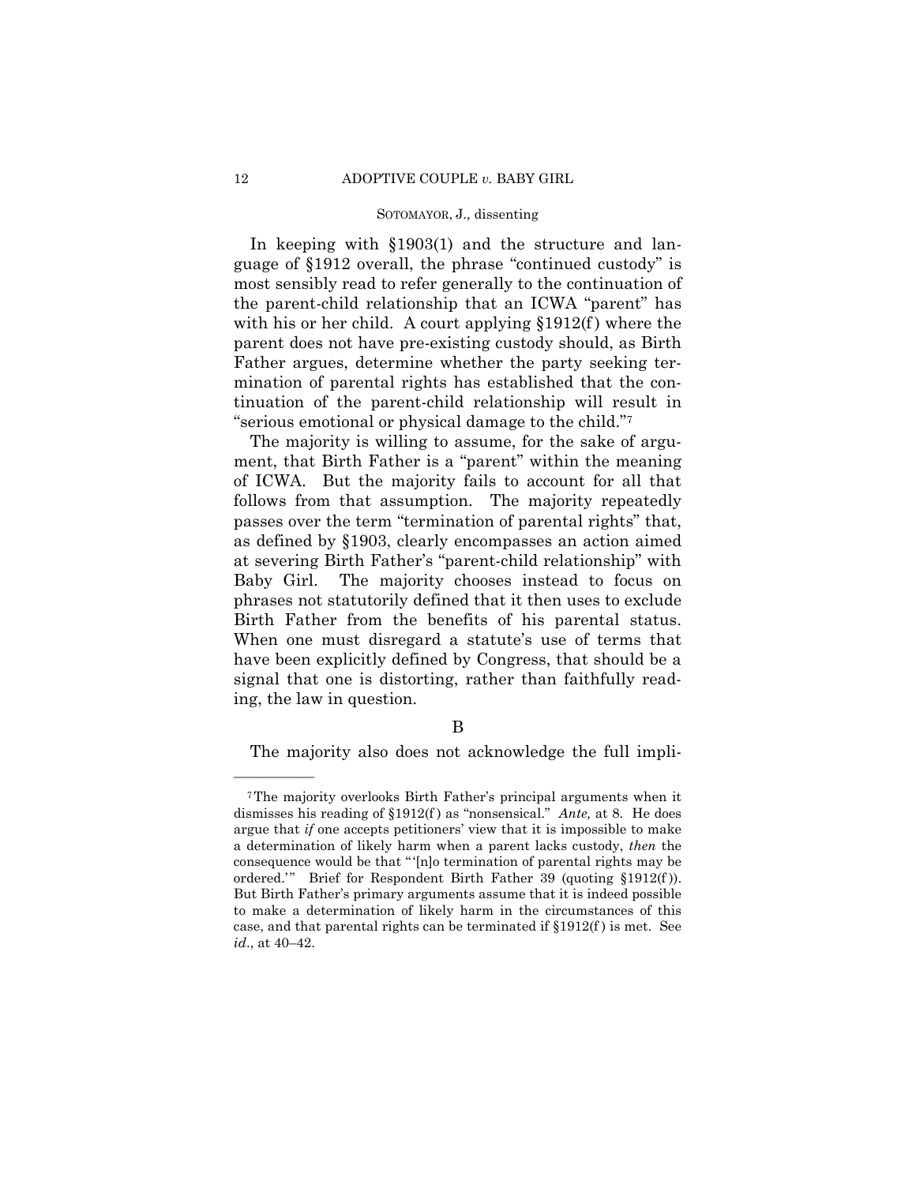In keeping with §1903(1) and the structure and language of §1912 overall, the phrase "continued custody" is most sensibly read to refer generally to the continuation of the parent-child relationship that an ICWA "parent" has with his or her child. A court applying §1912(f) where the parent does not have pre-existing custody should, as Birth Father argues, determine whether the party seeking termination of parental rights has established that the continuation of the parent-child relationship will result in "serious emotional or physical damage to the child."[7]

The majority is willing to assume, for the sake of argument, that Birth Father is a "parent" within the meaning of ICWA. But the majority fails to account for all that follows from that assumption. The majority repeatedly passes over the term "termination of parental rights" that, as defined by §1903, clearly encompasses an action aimed at severing Birth Father's "parent-child relationship" with Baby Girl. The majority chooses instead to focus on phrases not statutorily defined that it then uses to exclude Birth Father from the benefits of his parental status. When one must disregard a statute's use of terms that have been explicitly defined by Congress, that should be a signal that one is distorting, rather than faithfully reading, the law in question.

B

The majority also does not acknowledge the full impli-

---

[7] The majority overlooks Birth Father's principal arguments when it dismisses his reading of §1912(f) as "nonsensical." *Ante,* at 8. He does argue that *if* one accepts petitioners' view that it is impossible to make a determination of likely harm when a parent lacks custody, *then* the consequence would be that "'[n]o termination of parental rights may be ordered.'" Brief for Respondent Birth Father 39 (quoting §1912(f)). But Birth Father's primary arguments assume that it is indeed possible to make a determination of likely harm in the circumstances of this case, and that parental rights can be terminated if §1912(f) is met. See *id*., at 40–42.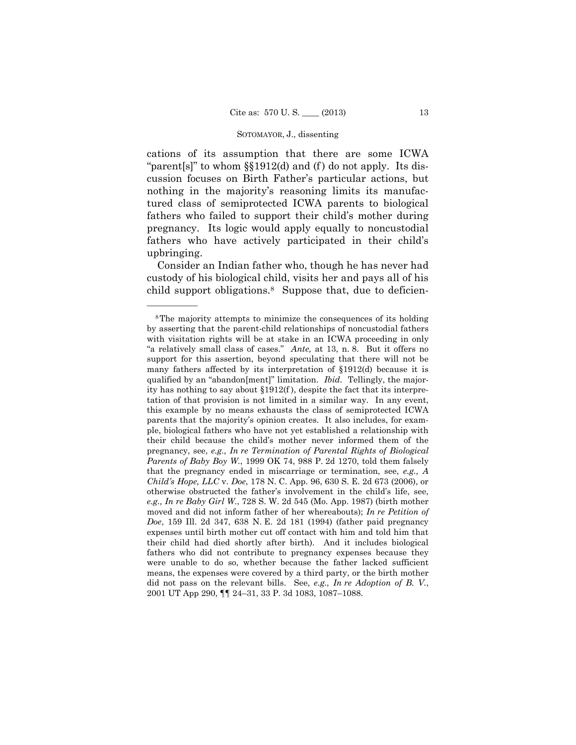cations of its assumption that there are some ICWA "parent[s]" to whom §§1912(d) and (f) do not apply. Its discussion focuses on Birth Father's particular actions, but nothing in the majority's reasoning limits its manufactured class of semiprotected ICWA parents to biological fathers who failed to support their child's mother during pregnancy. Its logic would apply equally to noncustodial fathers who have actively participated in their child's upbringing.

Consider an Indian father who, though he has never had custody of his biological child, visits her and pays all of his child support obligations.[8] Suppose that, due to deficien-

---

[8] The majority attempts to minimize the consequences of its holding by asserting that the parent-child relationships of noncustodial fathers with visitation rights will be at stake in an ICWA proceeding in only "a relatively small class of cases." *Ante,* at 13, n. 8. But it offers no support for this assertion, beyond speculating that there will not be many fathers affected by its interpretation of §1912(d) because it is qualified by an "abandon[ment]" limitation. *Ibid.* Tellingly, the majority has nothing to say about §1912(f), despite the fact that its interpretation of that provision is not limited in a similar way. In any event, this example by no means exhausts the class of semiprotected ICWA parents that the majority's opinion creates. It also includes, for example, biological fathers who have not yet established a relationship with their child because the child's mother never informed them of the pregnancy, see, *e.g., In re Termination of Parental Rights of Biological Parents of Baby Boy W.*, 1999 OK 74, 988 P. 2d 1270, told them falsely that the pregnancy ended in miscarriage or termination, see, *e.g., A Child's Hope, LLC* v. *Doe*, 178 N. C. App. 96, 630 S. E. 2d 673 (2006), or otherwise obstructed the father's involvement in the child's life, see, *e.g., In re Baby Girl W.*, 728 S. W. 2d 545 (Mo. App. 1987) (birth mother moved and did not inform father of her whereabouts); *In re Petition of Doe*, 159 Ill. 2d 347, 638 N. E. 2d 181 (1994) (father paid pregnancy expenses until birth mother cut off contact with him and told him that their child had died shortly after birth). And it includes biological fathers who did not contribute to pregnancy expenses because they were unable to do so, whether because the father lacked sufficient means, the expenses were covered by a third party, or the birth mother did not pass on the relevant bills. See, *e.g., In re Adoption of B. V.*, 2001 UT App 290, ¶¶ 24–31, 33 P. 3d 1083, 1087–1088.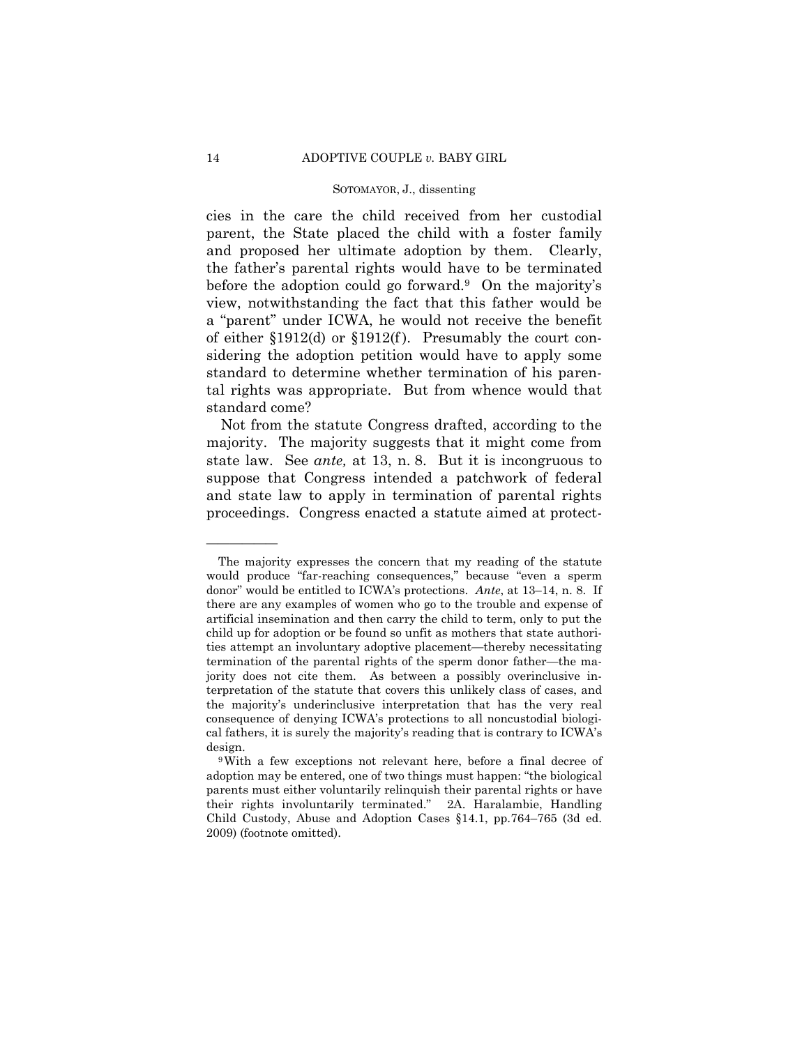cies in the care the child received from her custodial parent, the State placed the child with a foster family and proposed her ultimate adoption by them. Clearly, the father's parental rights would have to be terminated before the adoption could go forward.[9] On the majority's view, notwithstanding the fact that this father would be a "parent" under ICWA, he would not receive the benefit of either §1912(d) or §1912(f). Presumably the court considering the adoption petition would have to apply some standard to determine whether termination of his parental rights was appropriate. But from whence would that standard come?

Not from the statute Congress drafted, according to the majority. The majority suggests that it might come from state law. See *ante,* at 13, n. 8. But it is incongruous to suppose that Congress intended a patchwork of federal and state law to apply in termination of parental rights proceedings. Congress enacted a statute aimed at protect-

---

The majority expresses the concern that my reading of the statute would produce "far-reaching consequences," because "even a sperm donor" would be entitled to ICWA's protections. *Ante*, at 13–14, n. 8. If there are any examples of women who go to the trouble and expense of artificial insemination and then carry the child to term, only to put the child up for adoption or be found so unfit as mothers that state authorities attempt an involuntary adoptive placement—thereby necessitating termination of the parental rights of the sperm donor father—the majority does not cite them. As between a possibly overinclusive interpretation of the statute that covers this unlikely class of cases, and the majority's underinclusive interpretation that has the very real consequence of denying ICWA's protections to all noncustodial biological fathers, it is surely the majority's reading that is contrary to ICWA's design.

[9] With a few exceptions not relevant here, before a final decree of adoption may be entered, one of two things must happen: "the biological parents must either voluntarily relinquish their parental rights or have their rights involuntarily terminated." 2A. Haralambie, Handling Child Custody, Abuse and Adoption Cases §14.1, pp.764–765 (3d ed. 2009) (footnote omitted).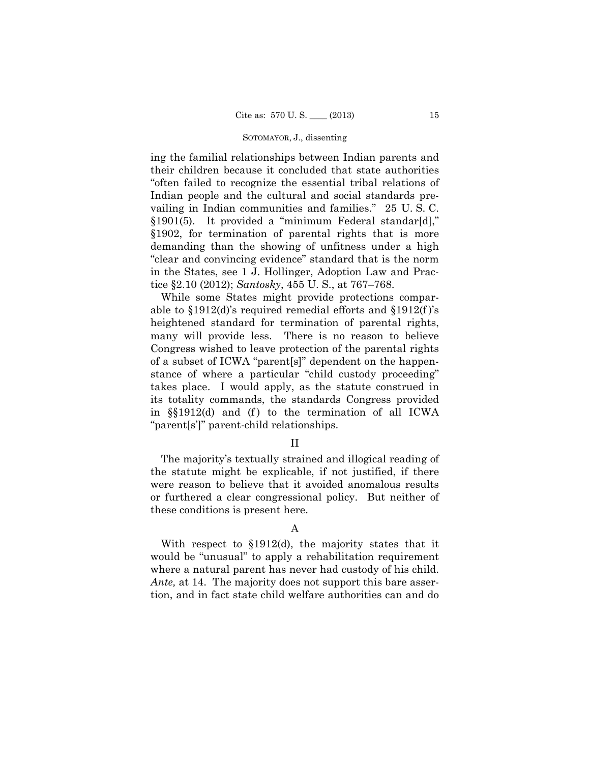ing the familial relationships between Indian parents and their children because it concluded that state authorities "often failed to recognize the essential tribal relations of Indian people and the cultural and social standards prevailing in Indian communities and families." 25 U. S. C. §1901(5). It provided a "minimum Federal standar[d]," §1902, for termination of parental rights that is more demanding than the showing of unfitness under a high "clear and convincing evidence" standard that is the norm in the States, see 1 J. Hollinger, Adoption Law and Practice §2.10 (2012); *Santosky*, 455 U. S., at 767–768.

While some States might provide protections comparable to §1912(d)'s required remedial efforts and §1912(f)'s heightened standard for termination of parental rights, many will provide less. There is no reason to believe Congress wished to leave protection of the parental rights of a subset of ICWA "parent[s]" dependent on the happenstance of where a particular "child custody proceeding" takes place. I would apply, as the statute construed in its totality commands, the standards Congress provided in §§1912(d) and (f) to the termination of all ICWA "parent[s']" parent-child relationships.

## II

The majority's textually strained and illogical reading of the statute might be explicable, if not justified, if there were reason to believe that it avoided anomalous results or furthered a clear congressional policy. But neither of these conditions is present here.

### A

With respect to §1912(d), the majority states that it would be "unusual" to apply a rehabilitation requirement where a natural parent has never had custody of his child. *Ante,* at 14. The majority does not support this bare assertion, and in fact state child welfare authorities can and do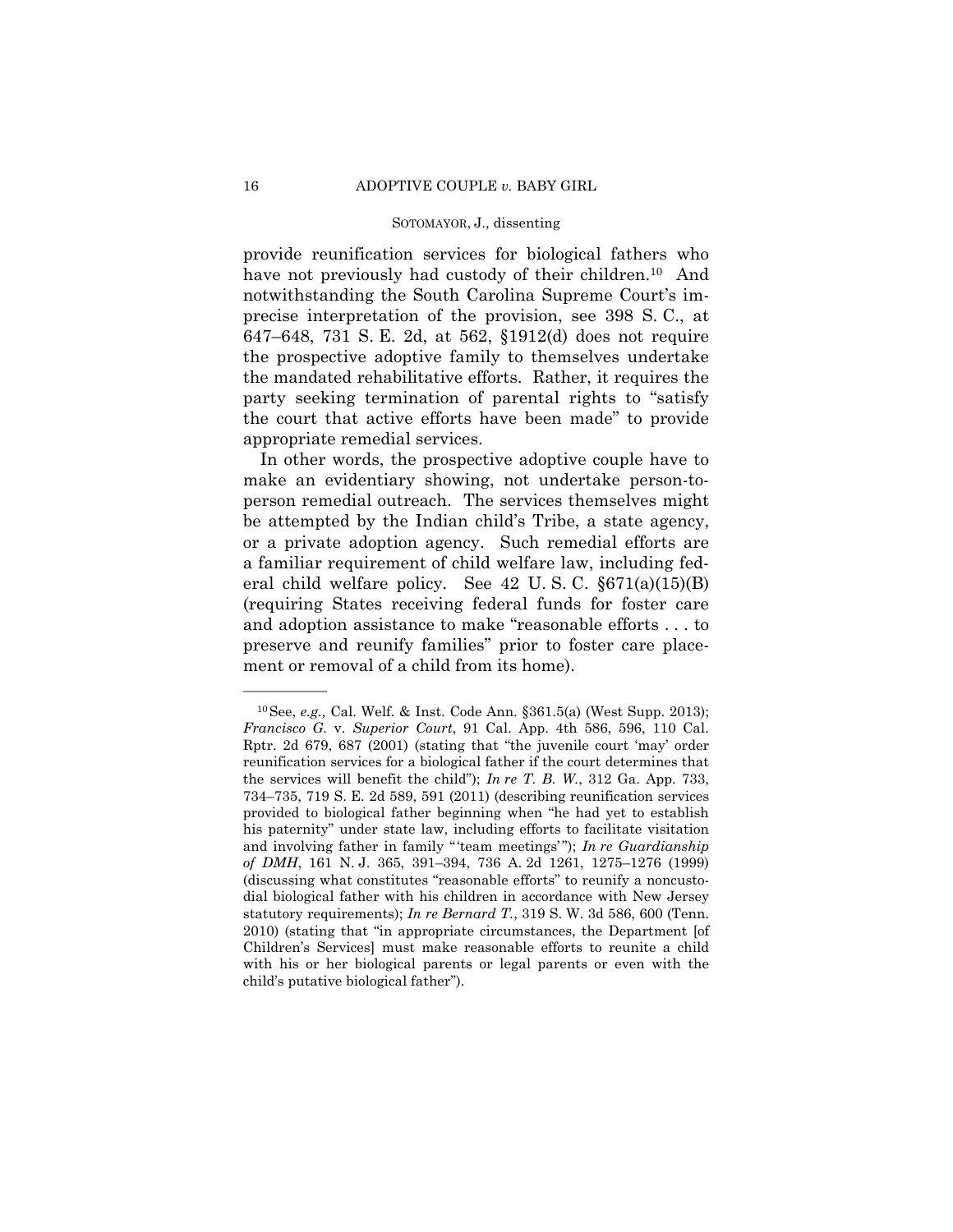provide reunification services for biological fathers who have not previously had custody of their children.[10] And notwithstanding the South Carolina Supreme Court's imprecise interpretation of the provision, see 398 S. C., at 647–648, 731 S. E. 2d, at 562, §1912(d) does not require the prospective adoptive family to themselves undertake the mandated rehabilitative efforts. Rather, it requires the party seeking termination of parental rights to "satisfy the court that active efforts have been made" to provide appropriate remedial services.

In other words, the prospective adoptive couple have to make an evidentiary showing, not undertake person-to-person remedial outreach. The services themselves might be attempted by the Indian child's Tribe, a state agency, or a private adoption agency. Such remedial efforts are a familiar requirement of child welfare law, including federal child welfare policy. See 42 U. S. C. §671(a)(15)(B) (requiring States receiving federal funds for foster care and adoption assistance to make "reasonable efforts . . . to preserve and reunify families" prior to foster care placement or removal of a child from its home).

---

[10] See, *e.g.,* Cal. Welf. & Inst. Code Ann. §361.5(a) (West Supp. 2013); *Francisco G.* v. *Superior Court*, 91 Cal. App. 4th 586, 596, 110 Cal. Rptr. 2d 679, 687 (2001) (stating that "the juvenile court 'may' order reunification services for a biological father if the court determines that the services will benefit the child"); *In re T. B. W.*, 312 Ga. App. 733, 734–735, 719 S. E. 2d 589, 591 (2011) (describing reunification services provided to biological father beginning when "he had yet to establish his paternity" under state law, including efforts to facilitate visitation and involving father in family "'team meetings'"); *In re Guardianship of DMH*, 161 N. J. 365, 391–394, 736 A. 2d 1261, 1275–1276 (1999) (discussing what constitutes "reasonable efforts" to reunify a noncustodial biological father with his children in accordance with New Jersey statutory requirements); *In re Bernard T.*, 319 S. W. 3d 586, 600 (Tenn. 2010) (stating that "in appropriate circumstances, the Department [of Children's Services] must make reasonable efforts to reunite a child with his or her biological parents or legal parents or even with the child's putative biological father").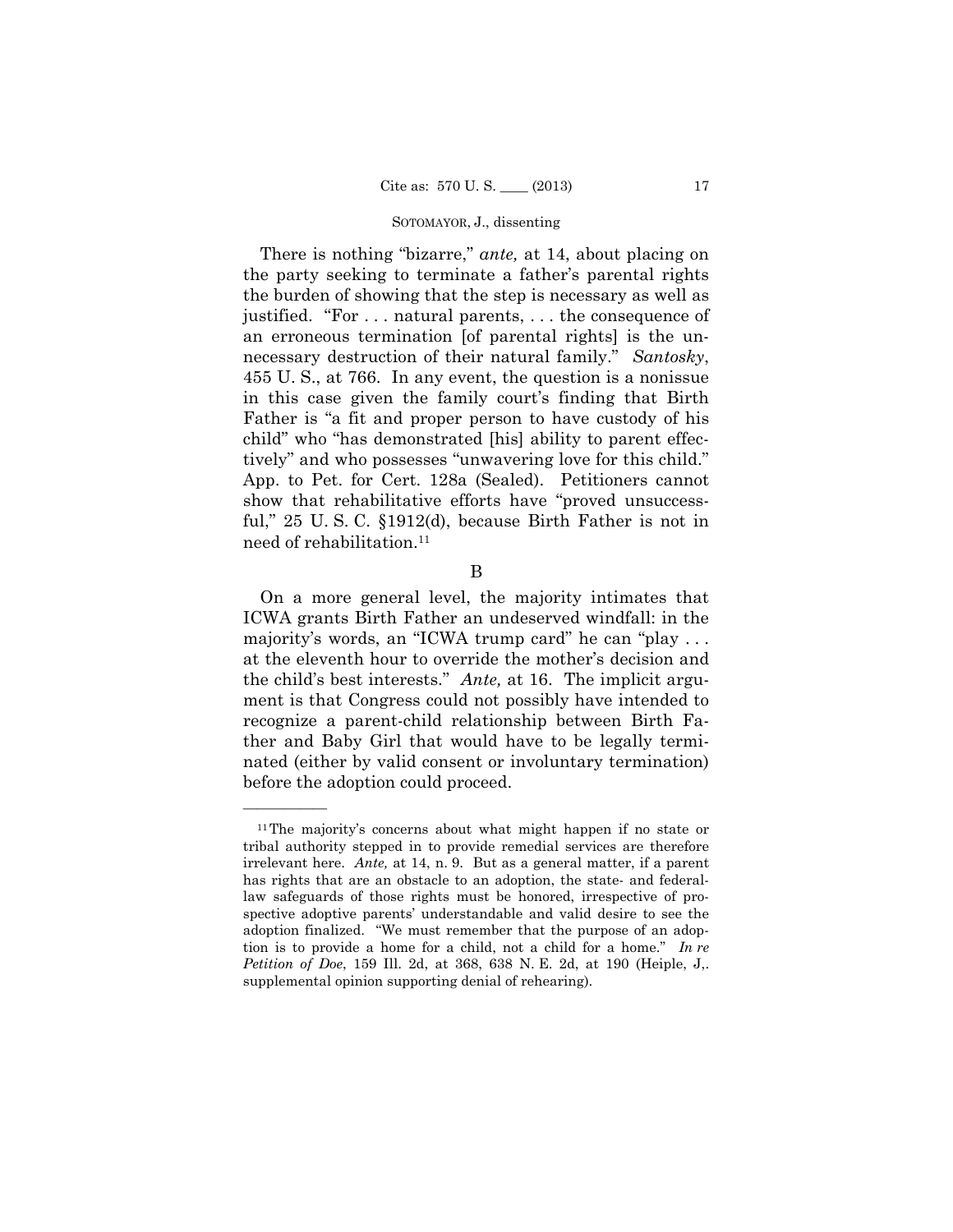There is nothing "bizarre," *ante,* at 14, about placing on the party seeking to terminate a father's parental rights the burden of showing that the step is necessary as well as justified. "For . . . natural parents, . . . the consequence of an erroneous termination [of parental rights] is the unnecessary destruction of their natural family." *Santosky*, 455 U. S., at 766. In any event, the question is a nonissue in this case given the family court's finding that Birth Father is "a fit and proper person to have custody of his child" who "has demonstrated [his] ability to parent effectively" and who possesses "unwavering love for this child." App. to Pet. for Cert. 128a (Sealed). Petitioners cannot show that rehabilitative efforts have "proved unsuccessful," 25 U. S. C. §1912(d), because Birth Father is not in need of rehabilitation.[11]

B

On a more general level, the majority intimates that ICWA grants Birth Father an undeserved windfall: in the majority's words, an "ICWA trump card" he can "play . . . at the eleventh hour to override the mother's decision and the child's best interests." *Ante,* at 16. The implicit argument is that Congress could not possibly have intended to recognize a parent-child relationship between Birth Father and Baby Girl that would have to be legally terminated (either by valid consent or involuntary termination) before the adoption could proceed.

---

[11] The majority's concerns about what might happen if no state or tribal authority stepped in to provide remedial services are therefore irrelevant here. *Ante,* at 14, n. 9. But as a general matter, if a parent has rights that are an obstacle to an adoption, the state- and federal-law safeguards of those rights must be honored, irrespective of prospective adoptive parents' understandable and valid desire to see the adoption finalized. "We must remember that the purpose of an adoption is to provide a home for a child, not a child for a home." *In re Petition of Doe*, 159 Ill. 2d, at 368, 638 N. E. 2d, at 190 (Heiple, J,. supplemental opinion supporting denial of rehearing).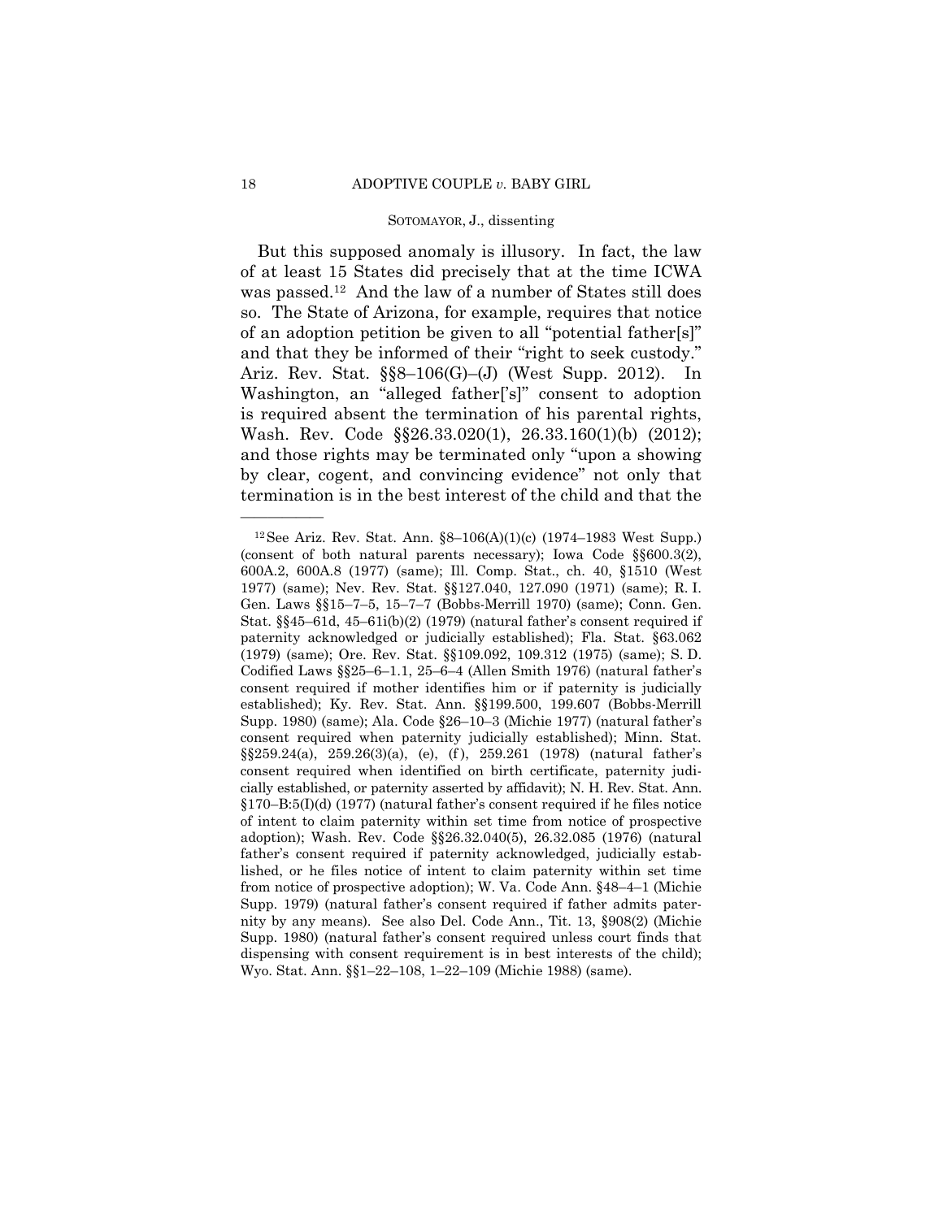But this supposed anomaly is illusory. In fact, the law of at least 15 States did precisely that at the time ICWA was passed.[12] And the law of a number of States still does so. The State of Arizona, for example, requires that notice of an adoption petition be given to all "potential father[s]" and that they be informed of their "right to seek custody." Ariz. Rev. Stat. §§8–106(G)–(J) (West Supp. 2012). In Washington, an "alleged father['s]" consent to adoption is required absent the termination of his parental rights, Wash. Rev. Code §§26.33.020(1), 26.33.160(1)(b) (2012); and those rights may be terminated only "upon a showing by clear, cogent, and convincing evidence" not only that termination is in the best interest of the child and that the

---

[12] See Ariz. Rev. Stat. Ann. §8–106(A)(1)(c) (1974–1983 West Supp.) (consent of both natural parents necessary); Iowa Code §§600.3(2), 600A.2, 600A.8 (1977) (same); Ill. Comp. Stat., ch. 40, §1510 (West 1977) (same); Nev. Rev. Stat. §§127.040, 127.090 (1971) (same); R. I. Gen. Laws §§15–7–5, 15–7–7 (Bobbs-Merrill 1970) (same); Conn. Gen. Stat. §§45–61d, 45–61i(b)(2) (1979) (natural father's consent required if paternity acknowledged or judicially established); Fla. Stat. §63.062 (1979) (same); Ore. Rev. Stat. §§109.092, 109.312 (1975) (same); S. D. Codified Laws §§25–6–1.1, 25–6–4 (Allen Smith 1976) (natural father's consent required if mother identifies him or if paternity is judicially established); Ky. Rev. Stat. Ann. §§199.500, 199.607 (Bobbs-Merrill Supp. 1980) (same); Ala. Code §26–10–3 (Michie 1977) (natural father's consent required when paternity judicially established); Minn. Stat. §§259.24(a), 259.26(3)(a), (e), (f), 259.261 (1978) (natural father's consent required when identified on birth certificate, paternity judicially established, or paternity asserted by affidavit); N. H. Rev. Stat. Ann. §170–B:5(I)(d) (1977) (natural father's consent required if he files notice of intent to claim paternity within set time from notice of prospective adoption); Wash. Rev. Code §§26.32.040(5), 26.32.085 (1976) (natural father's consent required if paternity acknowledged, judicially established, or he files notice of intent to claim paternity within set time from notice of prospective adoption); W. Va. Code Ann. §48–4–1 (Michie Supp. 1979) (natural father's consent required if father admits paternity by any means). See also Del. Code Ann., Tit. 13, §908(2) (Michie Supp. 1980) (natural father's consent required unless court finds that dispensing with consent requirement is in best interests of the child); Wyo. Stat. Ann. §§1–22–108, 1–22–109 (Michie 1988) (same).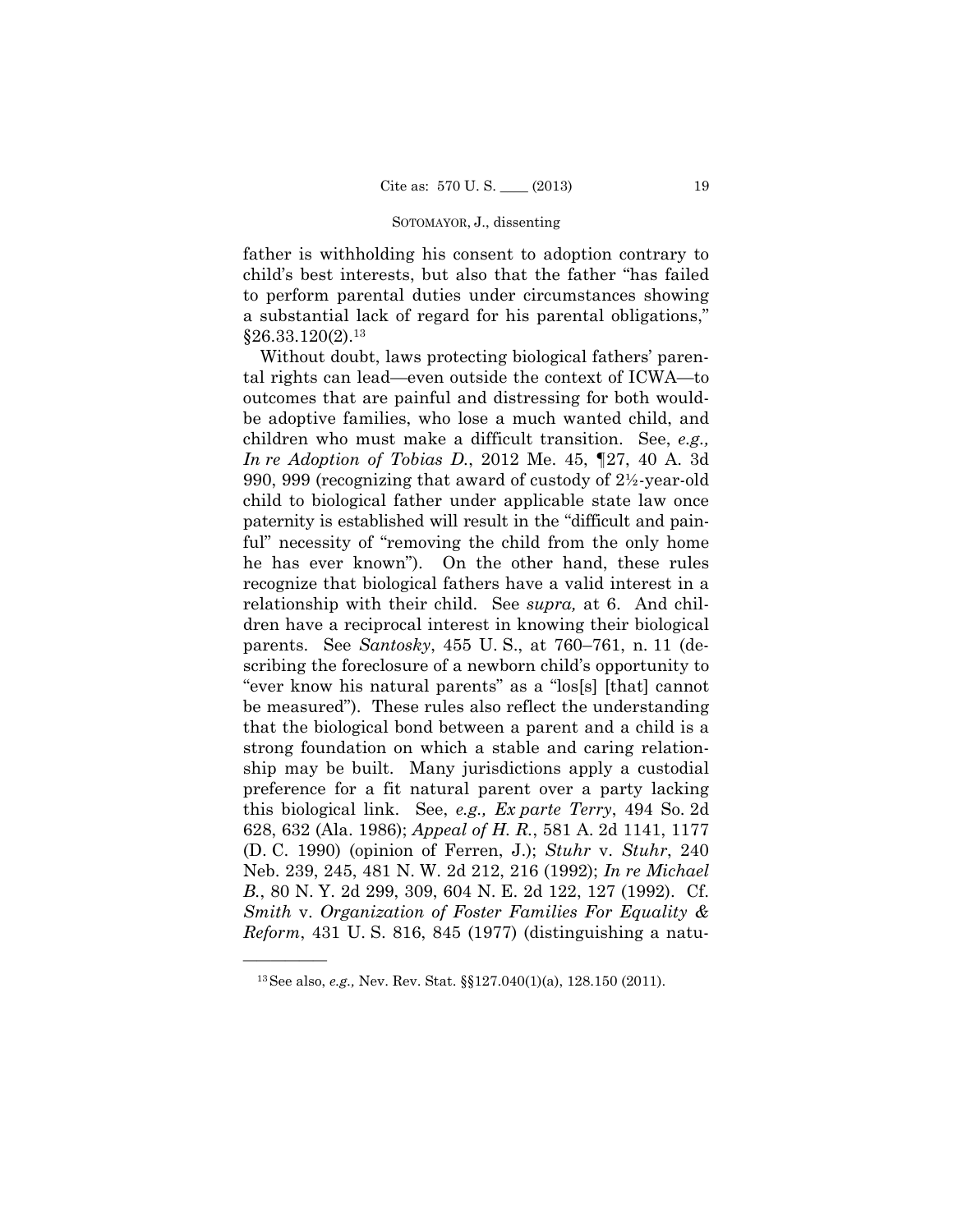father is withholding his consent to adoption contrary to child's best interests, but also that the father "has failed to perform parental duties under circumstances showing a substantial lack of regard for his parental obligations," §26.33.120(2).[13]

Without doubt, laws protecting biological fathers' parental rights can lead—even outside the context of ICWA—to outcomes that are painful and distressing for both would-be adoptive families, who lose a much wanted child, and children who must make a difficult transition. See, *e.g., In re Adoption of Tobias D.*, 2012 Me. 45, ¶27, 40 A. 3d 990, 999 (recognizing that award of custody of 2½-year-old child to biological father under applicable state law once paternity is established will result in the "difficult and painful" necessity of "removing the child from the only home he has ever known"). On the other hand, these rules recognize that biological fathers have a valid interest in a relationship with their child. See *supra,* at 6. And children have a reciprocal interest in knowing their biological parents. See *Santosky*, 455 U. S., at 760–761, n. 11 (describing the foreclosure of a newborn child's opportunity to "ever know his natural parents" as a "los[s] [that] cannot be measured"). These rules also reflect the understanding that the biological bond between a parent and a child is a strong foundation on which a stable and caring relationship may be built. Many jurisdictions apply a custodial preference for a fit natural parent over a party lacking this biological link. See, *e.g., Ex parte Terry*, 494 So. 2d 628, 632 (Ala. 1986); *Appeal of H. R.*, 581 A. 2d 1141, 1177 (D. C. 1990) (opinion of Ferren, J.); *Stuhr* v. *Stuhr*, 240 Neb. 239, 245, 481 N. W. 2d 212, 216 (1992); *In re Michael B.*, 80 N. Y. 2d 299, 309, 604 N. E. 2d 122, 127 (1992). Cf. *Smith* v. *Organization of Foster Families For Equality & Reform*, 431 U. S. 816, 845 (1977) (distinguishing a natu-

---

[13] See also, *e.g.,* Nev. Rev. Stat. §§127.040(1)(a), 128.150 (2011).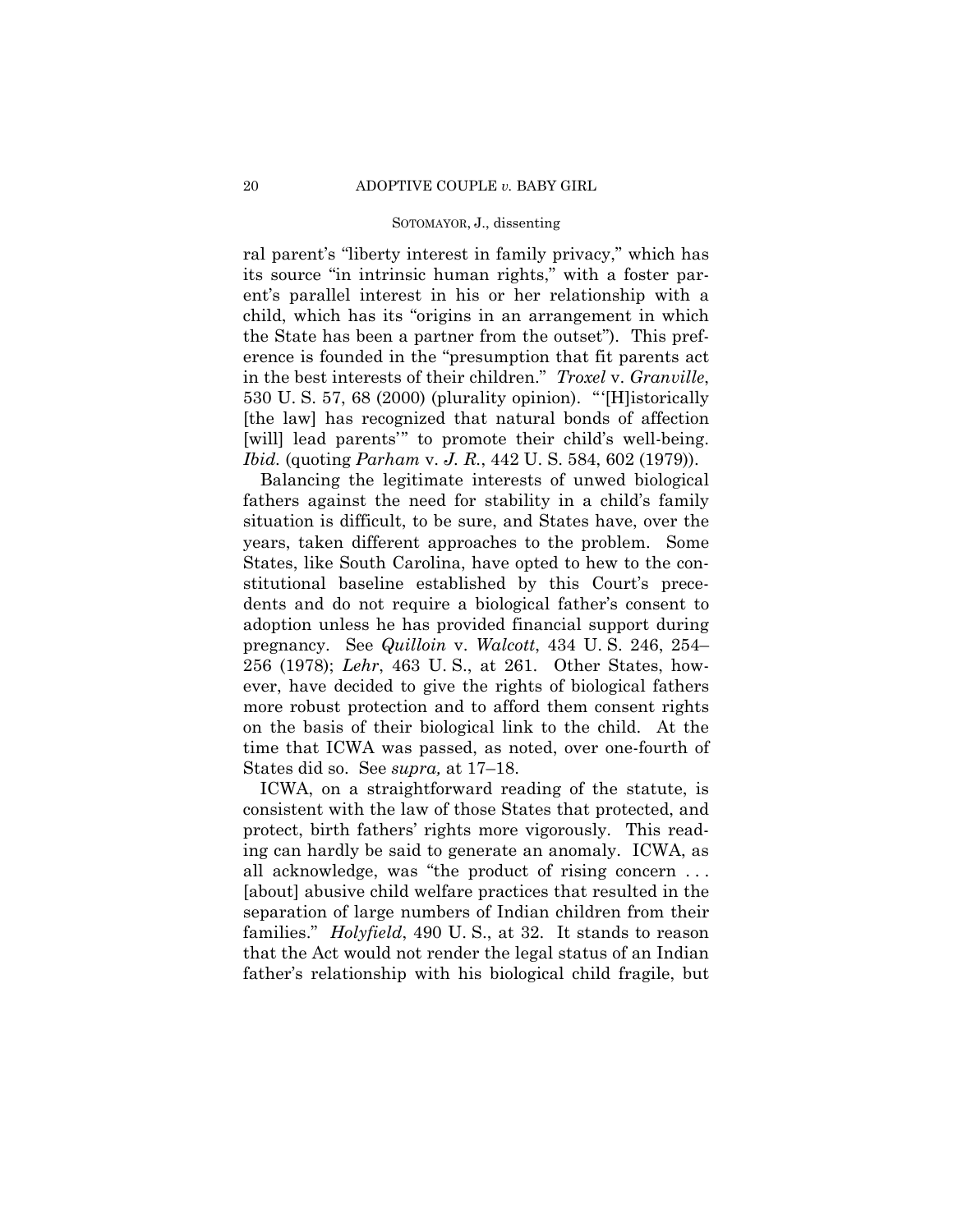ral parent's "liberty interest in family privacy," which has its source "in intrinsic human rights," with a foster parent's parallel interest in his or her relationship with a child, which has its "origins in an arrangement in which the State has been a partner from the outset"). This preference is founded in the "presumption that fit parents act in the best interests of their children." *Troxel* v. *Granville*, 530 U. S. 57, 68 (2000) (plurality opinion). "'[H]istorically [the law] has recognized that natural bonds of affection [will] lead parents'" to promote their child's well-being. *Ibid.* (quoting *Parham* v. *J. R.*, 442 U. S. 584, 602 (1979)).

Balancing the legitimate interests of unwed biological fathers against the need for stability in a child's family situation is difficult, to be sure, and States have, over the years, taken different approaches to the problem. Some States, like South Carolina, have opted to hew to the constitutional baseline established by this Court's precedents and do not require a biological father's consent to adoption unless he has provided financial support during pregnancy. See *Quilloin* v. *Walcott*, 434 U. S. 246, 254–256 (1978); *Lehr*, 463 U. S., at 261. Other States, however, have decided to give the rights of biological fathers more robust protection and to afford them consent rights on the basis of their biological link to the child. At the time that ICWA was passed, as noted, over one-fourth of States did so. See *supra,* at 17–18.

ICWA, on a straightforward reading of the statute, is consistent with the law of those States that protected, and protect, birth fathers' rights more vigorously. This reading can hardly be said to generate an anomaly. ICWA, as all acknowledge, was "the product of rising concern . . . [about] abusive child welfare practices that resulted in the separation of large numbers of Indian children from their families." *Holyfield*, 490 U. S., at 32. It stands to reason that the Act would not render the legal status of an Indian father's relationship with his biological child fragile, but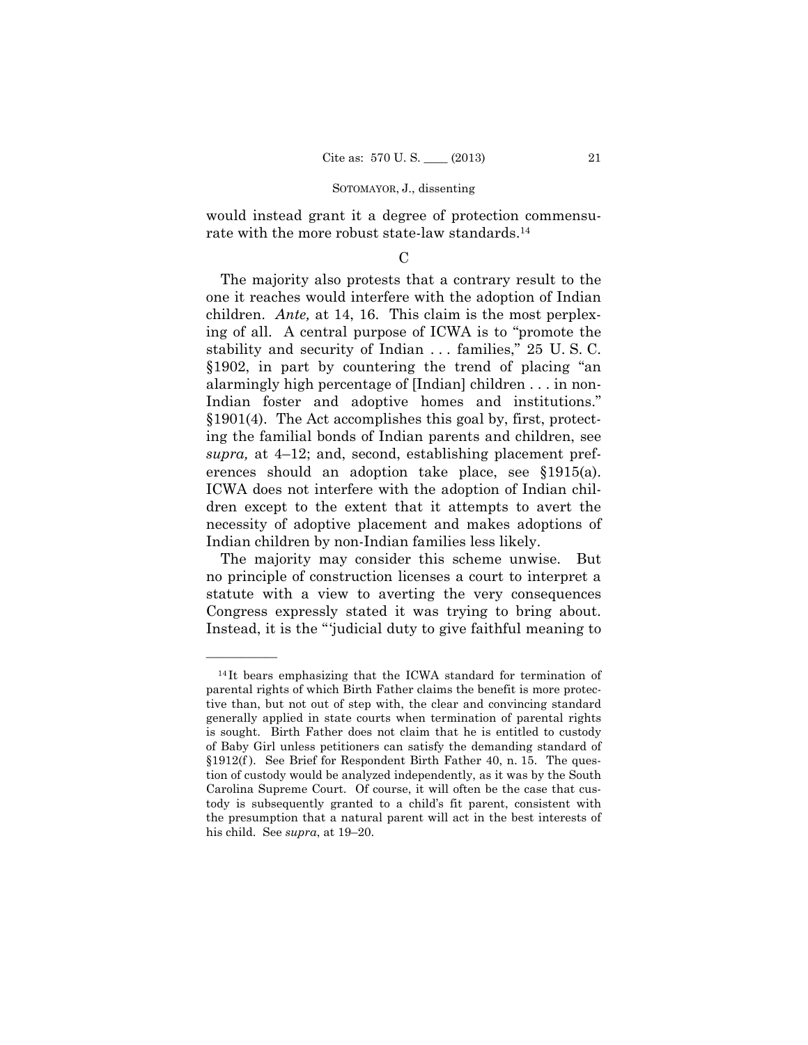would instead grant it a degree of protection commensurate with the more robust state-law standards.[14]

C

The majority also protests that a contrary result to the one it reaches would interfere with the adoption of Indian children. *Ante,* at 14, 16. This claim is the most perplexing of all. A central purpose of ICWA is to "promote the stability and security of Indian . . . families," 25 U. S. C. §1902, in part by countering the trend of placing "an alarmingly high percentage of [Indian] children . . . in non-Indian foster and adoptive homes and institutions." §1901(4). The Act accomplishes this goal by, first, protecting the familial bonds of Indian parents and children, see *supra,* at 4–12; and, second, establishing placement preferences should an adoption take place, see §1915(a). ICWA does not interfere with the adoption of Indian children except to the extent that it attempts to avert the necessity of adoptive placement and makes adoptions of Indian children by non-Indian families less likely.

The majority may consider this scheme unwise. But no principle of construction licenses a court to interpret a statute with a view to averting the very consequences Congress expressly stated it was trying to bring about. Instead, it is the "'judicial duty to give faithful meaning to

---

[14] It bears emphasizing that the ICWA standard for termination of parental rights of which Birth Father claims the benefit is more protective than, but not out of step with, the clear and convincing standard generally applied in state courts when termination of parental rights is sought. Birth Father does not claim that he is entitled to custody of Baby Girl unless petitioners can satisfy the demanding standard of §1912(f). See Brief for Respondent Birth Father 40, n. 15. The question of custody would be analyzed independently, as it was by the South Carolina Supreme Court. Of course, it will often be the case that custody is subsequently granted to a child's fit parent, consistent with the presumption that a natural parent will act in the best interests of his child. See *supra*, at 19–20.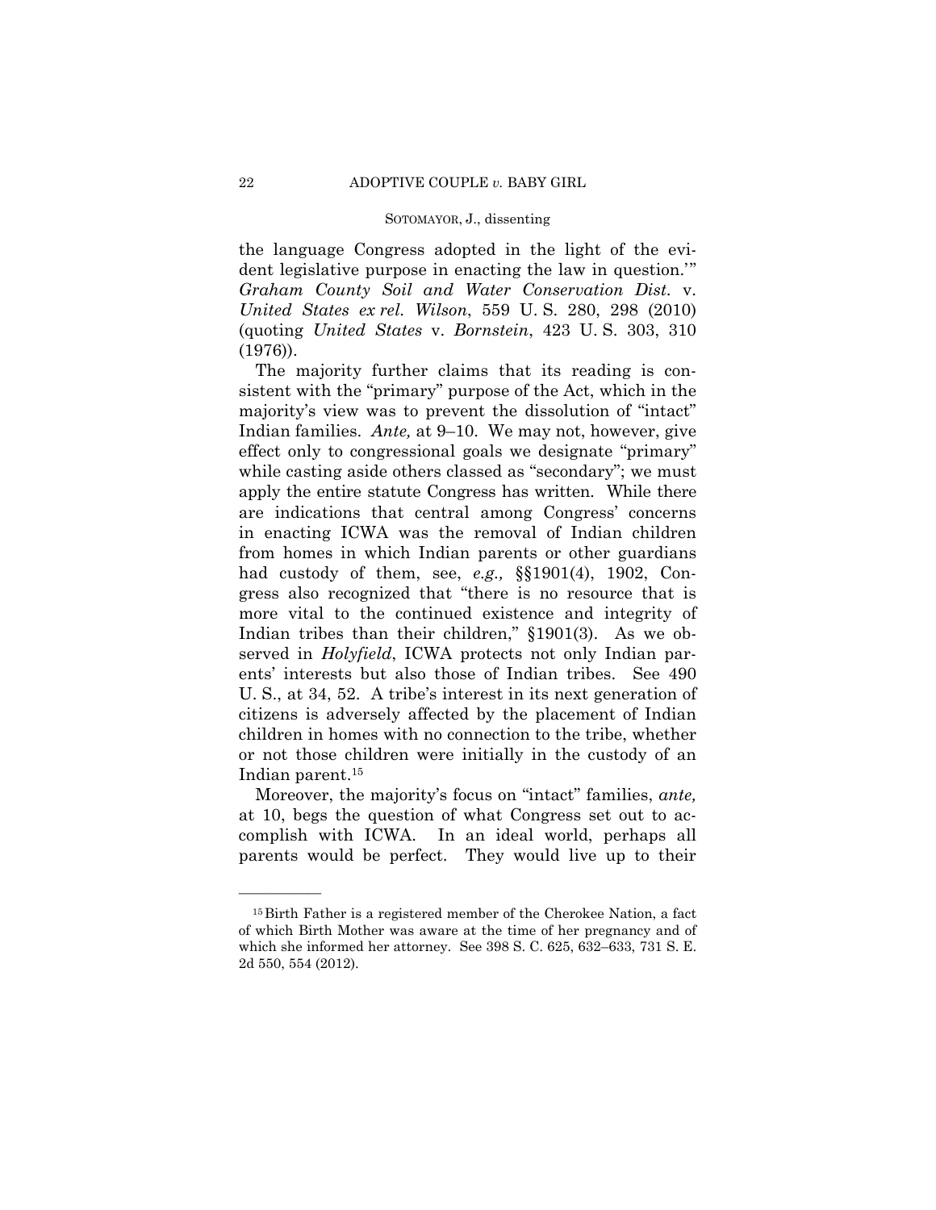the language Congress adopted in the light of the evident legislative purpose in enacting the law in question.'" *Graham County Soil and Water Conservation Dist.* v. *United States ex rel. Wilson*, 559 U. S. 280, 298 (2010) (quoting *United States* v. *Bornstein*, 423 U. S. 303, 310 (1976)).

The majority further claims that its reading is consistent with the "primary" purpose of the Act, which in the majority's view was to prevent the dissolution of "intact" Indian families. *Ante,* at 9–10. We may not, however, give effect only to congressional goals we designate "primary" while casting aside others classed as "secondary"; we must apply the entire statute Congress has written. While there are indications that central among Congress' concerns in enacting ICWA was the removal of Indian children from homes in which Indian parents or other guardians had custody of them, see, *e.g.,* §§1901(4), 1902, Congress also recognized that "there is no resource that is more vital to the continued existence and integrity of Indian tribes than their children," §1901(3). As we observed in *Holyfield*, ICWA protects not only Indian parents' interests but also those of Indian tribes. See 490 U. S., at 34, 52. A tribe's interest in its next generation of citizens is adversely affected by the placement of Indian children in homes with no connection to the tribe, whether or not those children were initially in the custody of an Indian parent.[15]

Moreover, the majority's focus on "intact" families, *ante,* at 10, begs the question of what Congress set out to accomplish with ICWA. In an ideal world, perhaps all parents would be perfect. They would live up to their

---

[15] Birth Father is a registered member of the Cherokee Nation, a fact of which Birth Mother was aware at the time of her pregnancy and of which she informed her attorney. See 398 S. C. 625, 632–633, 731 S. E. 2d 550, 554 (2012).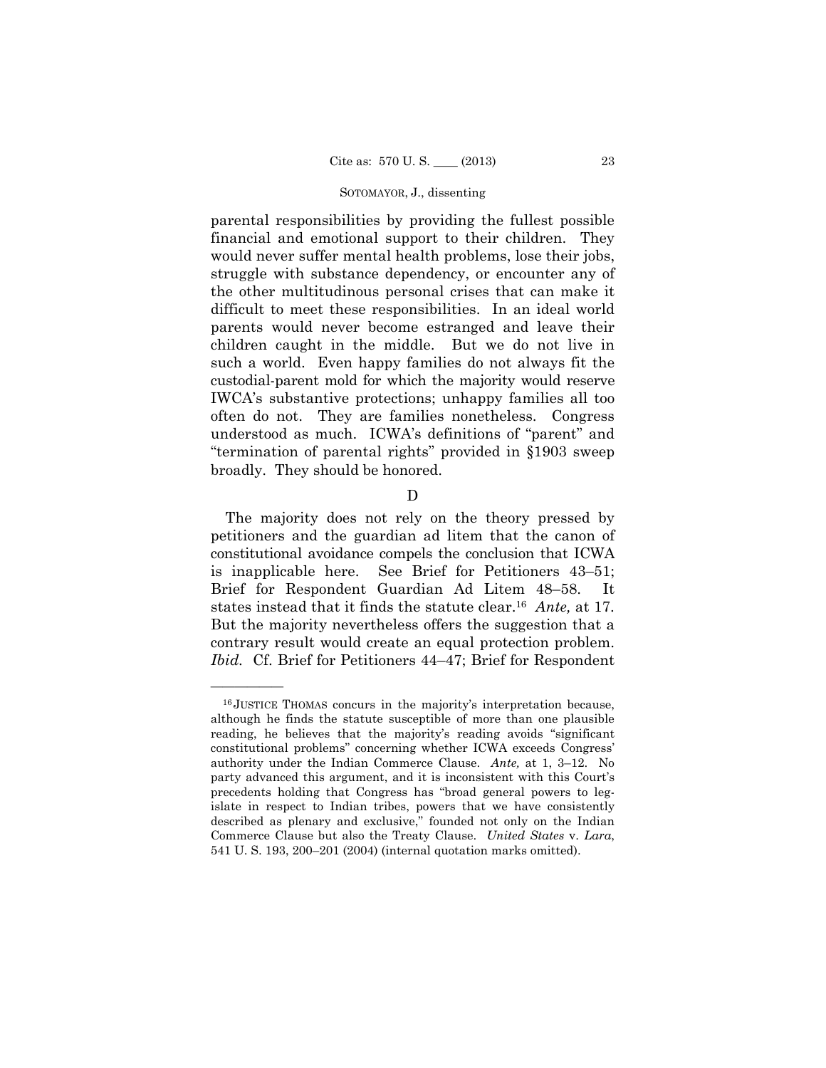parental responsibilities by providing the fullest possible financial and emotional support to their children. They would never suffer mental health problems, lose their jobs, struggle with substance dependency, or encounter any of the other multitudinous personal crises that can make it difficult to meet these responsibilities. In an ideal world parents would never become estranged and leave their children caught in the middle. But we do not live in such a world. Even happy families do not always fit the custodial-parent mold for which the majority would reserve IWCA's substantive protections; unhappy families all too often do not. They are families nonetheless. Congress understood as much. ICWA's definitions of "parent" and "termination of parental rights" provided in §1903 sweep broadly. They should be honored.

D

The majority does not rely on the theory pressed by petitioners and the guardian ad litem that the canon of constitutional avoidance compels the conclusion that ICWA is inapplicable here. See Brief for Petitioners 43–51; Brief for Respondent Guardian Ad Litem 48–58. It states instead that it finds the statute clear.[16] *Ante,* at 17. But the majority nevertheless offers the suggestion that a contrary result would create an equal protection problem. *Ibid.* Cf. Brief for Petitioners 44–47; Brief for Respondent

---

[16] JUSTICE THOMAS concurs in the majority's interpretation because, although he finds the statute susceptible of more than one plausible reading, he believes that the majority's reading avoids "significant constitutional problems" concerning whether ICWA exceeds Congress' authority under the Indian Commerce Clause. *Ante,* at 1, 3–12. No party advanced this argument, and it is inconsistent with this Court's precedents holding that Congress has "broad general powers to legislate in respect to Indian tribes, powers that we have consistently described as plenary and exclusive," founded not only on the Indian Commerce Clause but also the Treaty Clause. *United States* v. *Lara*, 541 U. S. 193, 200–201 (2004) (internal quotation marks omitted).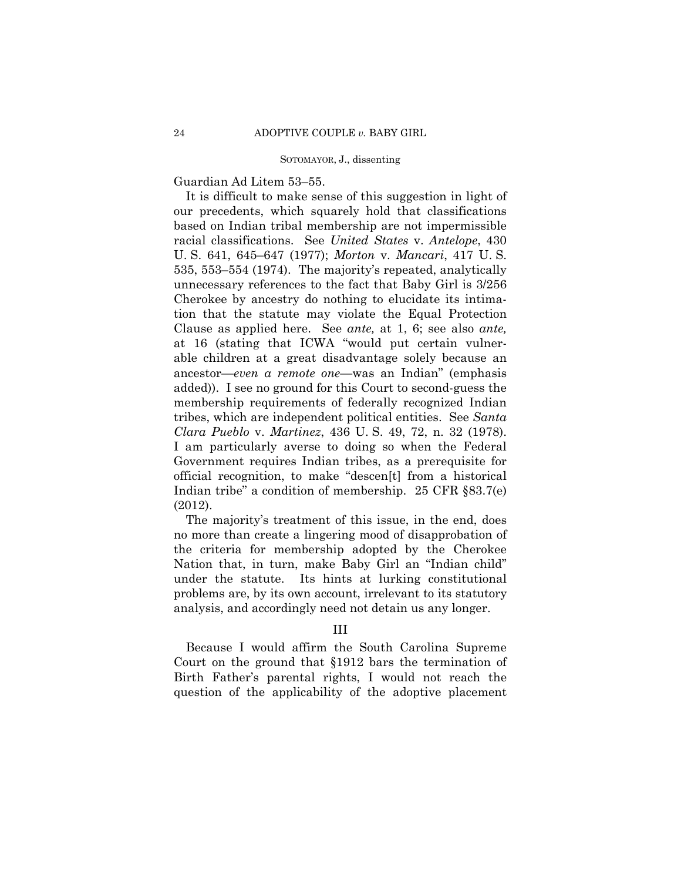Guardian Ad Litem 53–55.

It is difficult to make sense of this suggestion in light of our precedents, which squarely hold that classifications based on Indian tribal membership are not impermissible racial classifications. See *United States* v. *Antelope*, 430 U. S. 641, 645–647 (1977); *Morton* v. *Mancari*, 417 U. S. 535, 553–554 (1974). The majority's repeated, analytically unnecessary references to the fact that Baby Girl is 3/256 Cherokee by ancestry do nothing to elucidate its intimation that the statute may violate the Equal Protection Clause as applied here. See *ante,* at 1, 6; see also *ante,* at 16 (stating that ICWA "would put certain vulnerable children at a great disadvantage solely because an ancestor—*even a remote one*—was an Indian" (emphasis added)). I see no ground for this Court to second-guess the membership requirements of federally recognized Indian tribes, which are independent political entities. See *Santa Clara Pueblo* v. *Martinez*, 436 U. S. 49, 72, n. 32 (1978). I am particularly averse to doing so when the Federal Government requires Indian tribes, as a prerequisite for official recognition, to make "descen[t] from a historical Indian tribe" a condition of membership. 25 CFR §83.7(e) (2012).

The majority's treatment of this issue, in the end, does no more than create a lingering mood of disapprobation of the criteria for membership adopted by the Cherokee Nation that, in turn, make Baby Girl an "Indian child" under the statute. Its hints at lurking constitutional problems are, by its own account, irrelevant to its statutory analysis, and accordingly need not detain us any longer.

## III

Because I would affirm the South Carolina Supreme Court on the ground that §1912 bars the termination of Birth Father's parental rights, I would not reach the question of the applicability of the adoptive placement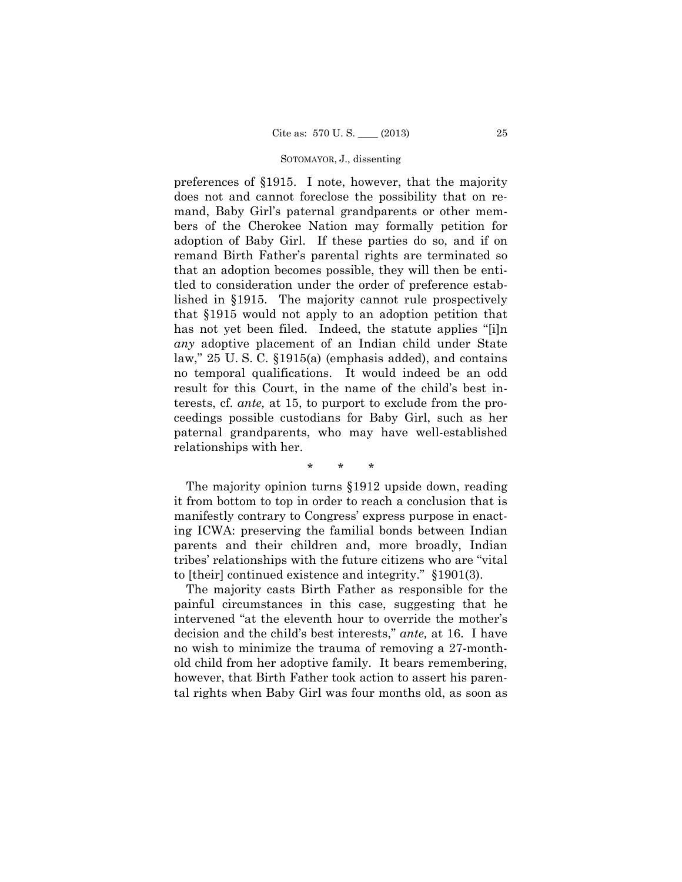preferences of §1915. I note, however, that the majority does not and cannot foreclose the possibility that on remand, Baby Girl's paternal grandparents or other members of the Cherokee Nation may formally petition for adoption of Baby Girl. If these parties do so, and if on remand Birth Father's parental rights are terminated so that an adoption becomes possible, they will then be entitled to consideration under the order of preference established in §1915. The majority cannot rule prospectively that §1915 would not apply to an adoption petition that has not yet been filed. Indeed, the statute applies "[i]n *any* adoptive placement of an Indian child under State law," 25 U. S. C. §1915(a) (emphasis added), and contains no temporal qualifications. It would indeed be an odd result for this Court, in the name of the child's best interests, cf. *ante,* at 15, to purport to exclude from the proceedings possible custodians for Baby Girl, such as her paternal grandparents, who may have well-established relationships with her.

\* \* \*

The majority opinion turns §1912 upside down, reading it from bottom to top in order to reach a conclusion that is manifestly contrary to Congress' express purpose in enacting ICWA: preserving the familial bonds between Indian parents and their children and, more broadly, Indian tribes' relationships with the future citizens who are "vital to [their] continued existence and integrity." §1901(3).

The majority casts Birth Father as responsible for the painful circumstances in this case, suggesting that he intervened "at the eleventh hour to override the mother's decision and the child's best interests," *ante,* at 16. I have no wish to minimize the trauma of removing a 27-month-old child from her adoptive family. It bears remembering, however, that Birth Father took action to assert his parental rights when Baby Girl was four months old, as soon as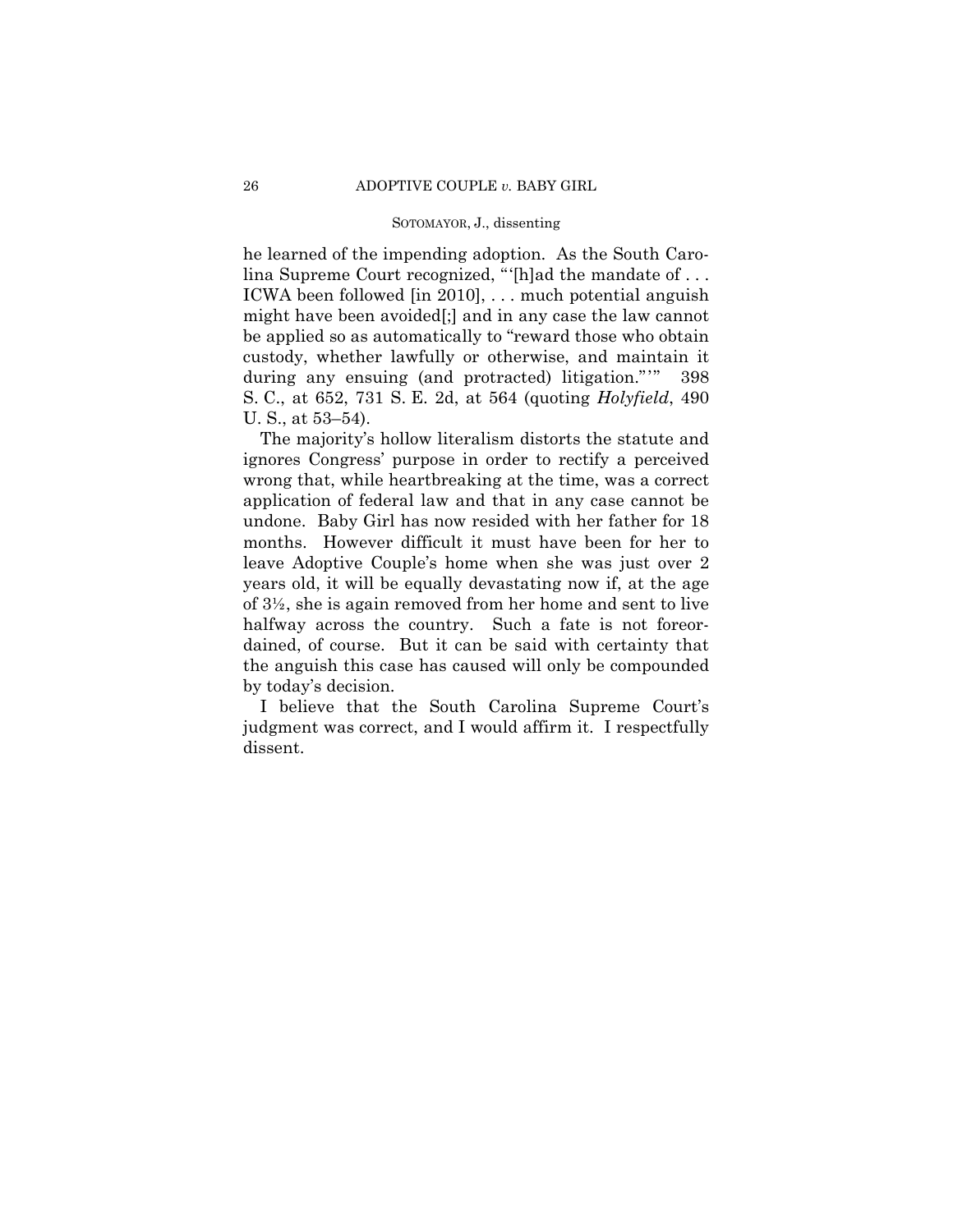he learned of the impending adoption. As the South Carolina Supreme Court recognized, "'[h]ad the mandate of . . . ICWA been followed [in 2010], . . . much potential anguish might have been avoided[;] and in any case the law cannot be applied so as automatically to "reward those who obtain custody, whether lawfully or otherwise, and maintain it during any ensuing (and protracted) litigation."'" 398 S. C., at 652, 731 S. E. 2d, at 564 (quoting *Holyfield*, 490 U. S., at 53–54).

The majority's hollow literalism distorts the statute and ignores Congress' purpose in order to rectify a perceived wrong that, while heartbreaking at the time, was a correct application of federal law and that in any case cannot be undone. Baby Girl has now resided with her father for 18 months. However difficult it must have been for her to leave Adoptive Couple's home when she was just over 2 years old, it will be equally devastating now if, at the age of 3½, she is again removed from her home and sent to live halfway across the country. Such a fate is not foreordained, of course. But it can be said with certainty that the anguish this case has caused will only be compounded by today's decision.

I believe that the South Carolina Supreme Court's judgment was correct, and I would affirm it. I respectfully dissent.